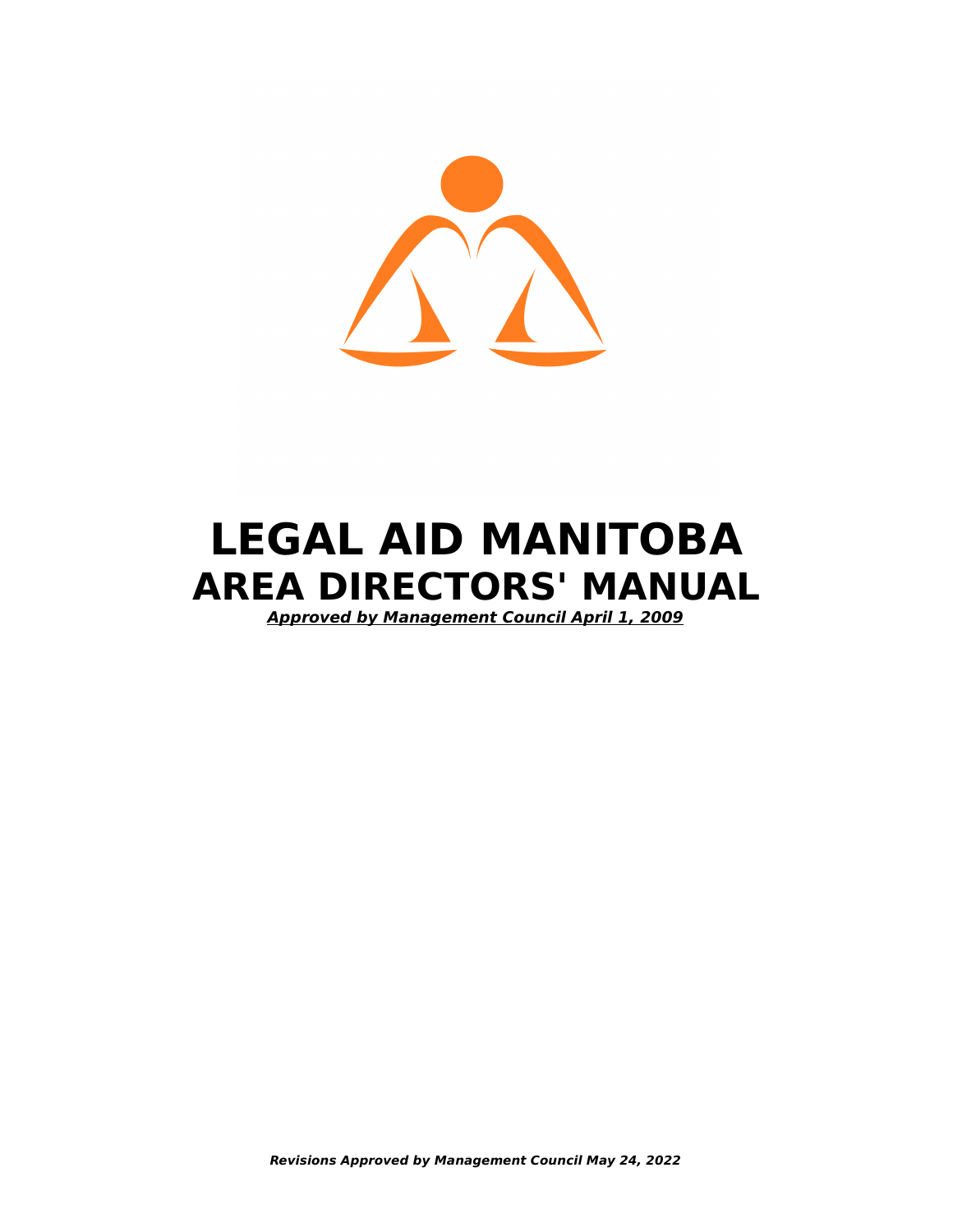# LEGAL AID MANITOBA
## AREA DIRECTORS' MANUAL

***Approved by Management Council April 1, 2009***

***Revisions Approved by Management Council May 24, 2022***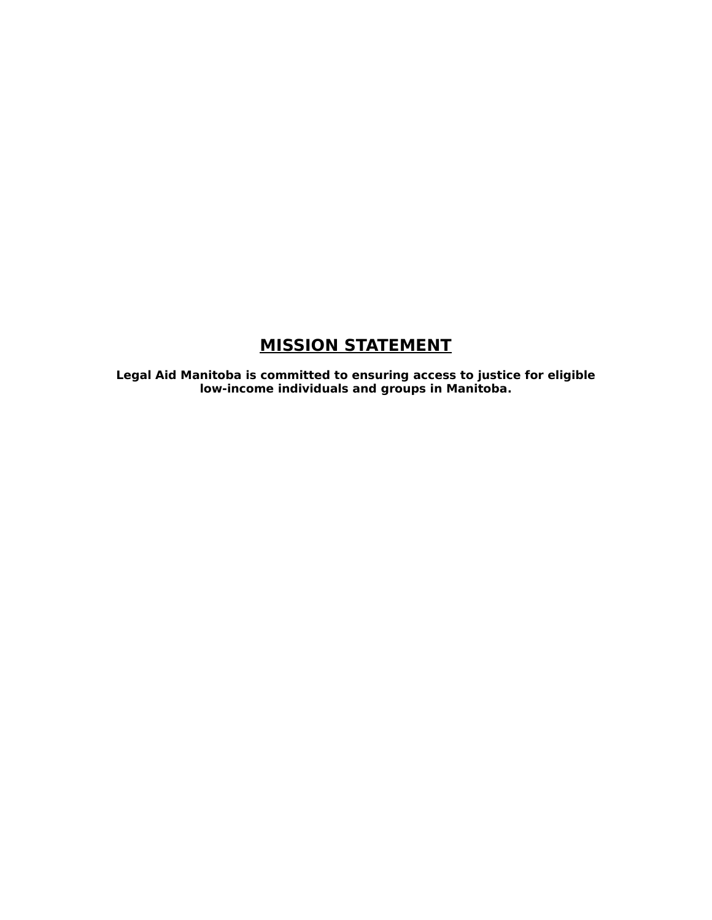## MISSION STATEMENT

**Legal Aid Manitoba is committed to ensuring access to justice for eligible low-income individuals and groups in Manitoba.**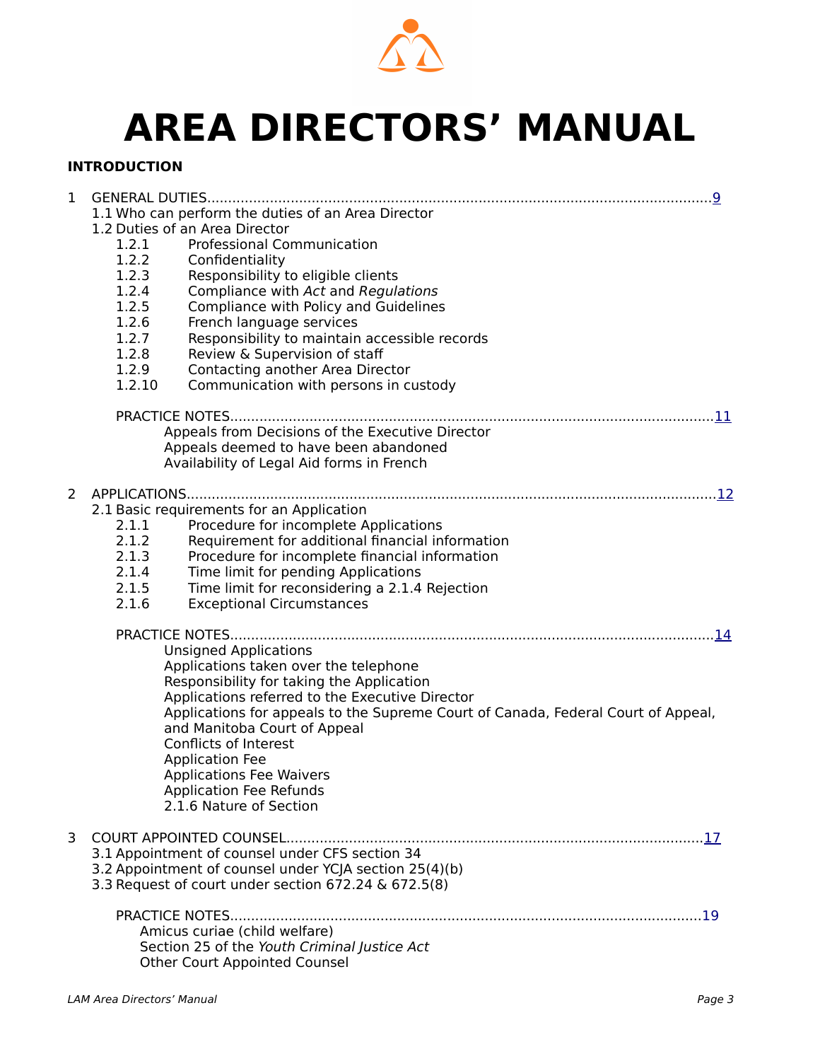# AREA DIRECTORS' MANUAL

**INTRODUCTION**

1 GENERAL DUTIES........................................................................................................................9

- 1.1 Who can perform the duties of an Area Director
- 1.2 Duties of an Area Director
  - 1.2.1 Professional Communication
  - 1.2.2 Confidentiality
  - 1.2.3 Responsibility to eligible clients
  - 1.2.4 Compliance with *Act* and *Regulations*
  - 1.2.5 Compliance with Policy and Guidelines
  - 1.2.6 French language services
  - 1.2.7 Responsibility to maintain accessible records
  - 1.2.8 Review & Supervision of staff
  - 1.2.9 Contacting another Area Director
  - 1.2.10 Communication with persons in custody

PRACTICE NOTES....................................................................................................................11

- Appeals from Decisions of the Executive Director
- Appeals deemed to have been abandoned
- Availability of Legal Aid forms in French

2 APPLICATIONS..............................................................................................................................12

- 2.1 Basic requirements for an Application
  - 2.1.1 Procedure for incomplete Applications
  - 2.1.2 Requirement for additional financial information
  - 2.1.3 Procedure for incomplete financial information
  - 2.1.4 Time limit for pending Applications
  - 2.1.5 Time limit for reconsidering a 2.1.4 Rejection
  - 2.1.6 Exceptional Circumstances

PRACTICE NOTES....................................................................................................................14

- Unsigned Applications
- Applications taken over the telephone
- Responsibility for taking the Application
- Applications referred to the Executive Director
- Applications for appeals to the Supreme Court of Canada, Federal Court of Appeal, and Manitoba Court of Appeal
- Conflicts of Interest
- Application Fee
- Applications Fee Waivers
- Application Fee Refunds
- 2.1.6 Nature of Section

3 COURT APPOINTED COUNSEL....................................................................................................17

- 3.1 Appointment of counsel under CFS section 34
- 3.2 Appointment of counsel under YCJA section 25(4)(b)
- 3.3 Request of court under section 672.24 & 672.5(8)

PRACTICE NOTES.................................................................................................................19

- Amicus curiae (child welfare)
- Section 25 of the *Youth Criminal Justice Act*
- Other Court Appointed Counsel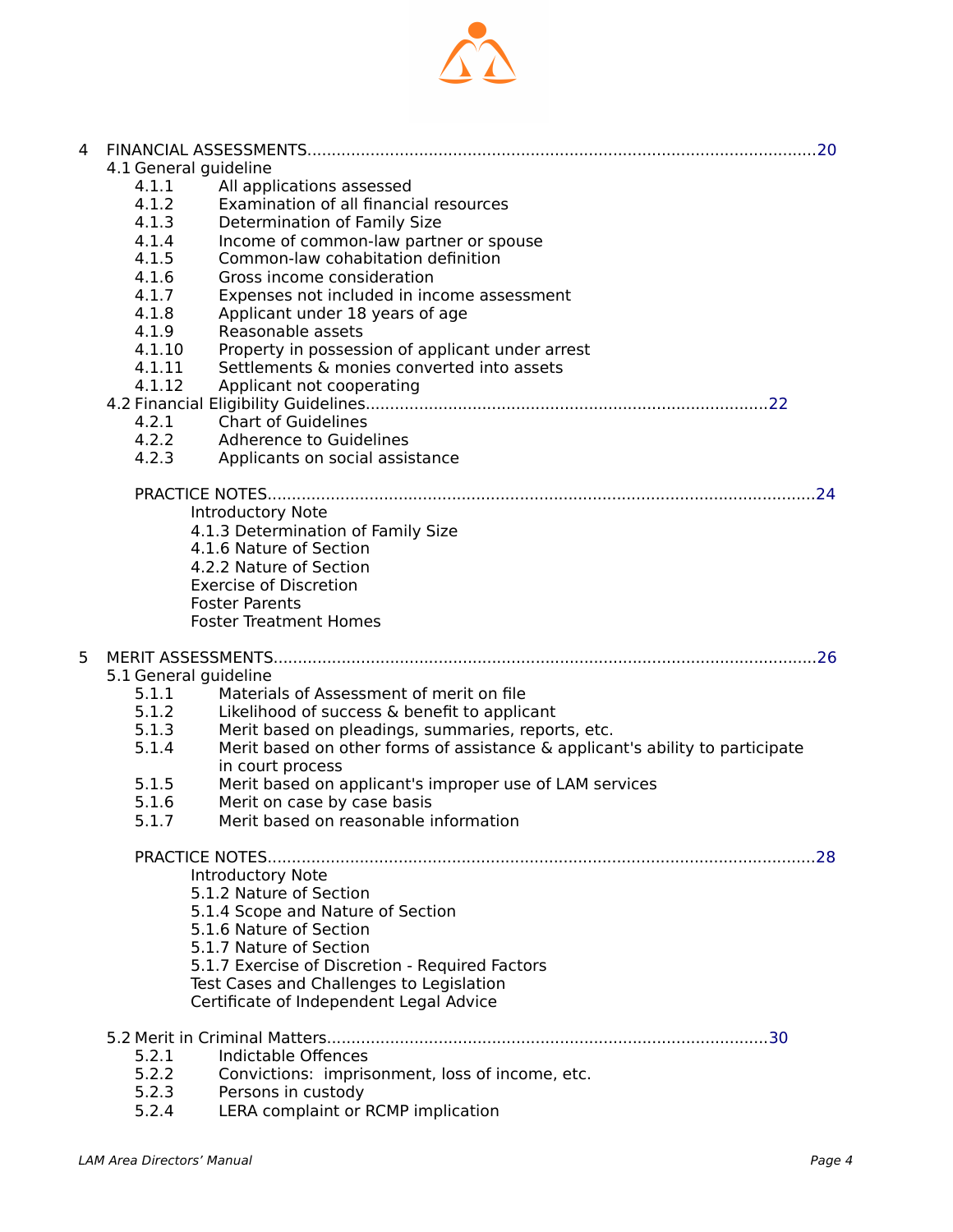4 FINANCIAL ASSESSMENTS....................................................................................................20

- 4.1 General guideline
  - 4.1.1 All applications assessed
  - 4.1.2 Examination of all financial resources
  - 4.1.3 Determination of Family Size
  - 4.1.4 Income of common-law partner or spouse
  - 4.1.5 Common-law cohabitation definition
  - 4.1.6 Gross income consideration
  - 4.1.7 Expenses not included in income assessment
  - 4.1.8 Applicant under 18 years of age
  - 4.1.9 Reasonable assets
  - 4.1.10 Property in possession of applicant under arrest
  - 4.1.11 Settlements & monies converted into assets
  - 4.1.12 Applicant not cooperating
- 4.2 Financial Eligibility Guidelines..................................................................................22
  - 4.2.1 Chart of Guidelines
  - 4.2.2 Adherence to Guidelines
  - 4.2.3 Applicants on social assistance

PRACTICE NOTES...............................................................................................................24

- Introductory Note
- 4.1.3 Determination of Family Size
- 4.1.6 Nature of Section
- 4.2.2 Nature of Section
- Exercise of Discretion
- Foster Parents
- Foster Treatment Homes

5 MERIT ASSESSMENTS.........................................................................................................26

- 5.1 General guideline
  - 5.1.1 Materials of Assessment of merit on file
  - 5.1.2 Likelihood of success & benefit to applicant
  - 5.1.3 Merit based on pleadings, summaries, reports, etc.
  - 5.1.4 Merit based on other forms of assistance & applicant's ability to participate in court process
  - 5.1.5 Merit based on applicant's improper use of LAM services
  - 5.1.6 Merit on case by case basis
  - 5.1.7 Merit based on reasonable information

PRACTICE NOTES...............................................................................................................28

- Introductory Note
- 5.1.2 Nature of Section
- 5.1.4 Scope and Nature of Section
- 5.1.6 Nature of Section
- 5.1.7 Nature of Section
- 5.1.7 Exercise of Discretion - Required Factors
- Test Cases and Challenges to Legislation
- Certificate of Independent Legal Advice

- 5.2 Merit in Criminal Matters..........................................................................................30
  - 5.2.1 Indictable Offences
  - 5.2.2 Convictions: imprisonment, loss of income, etc.
  - 5.2.3 Persons in custody
  - 5.2.4 LERA complaint or RCMP implication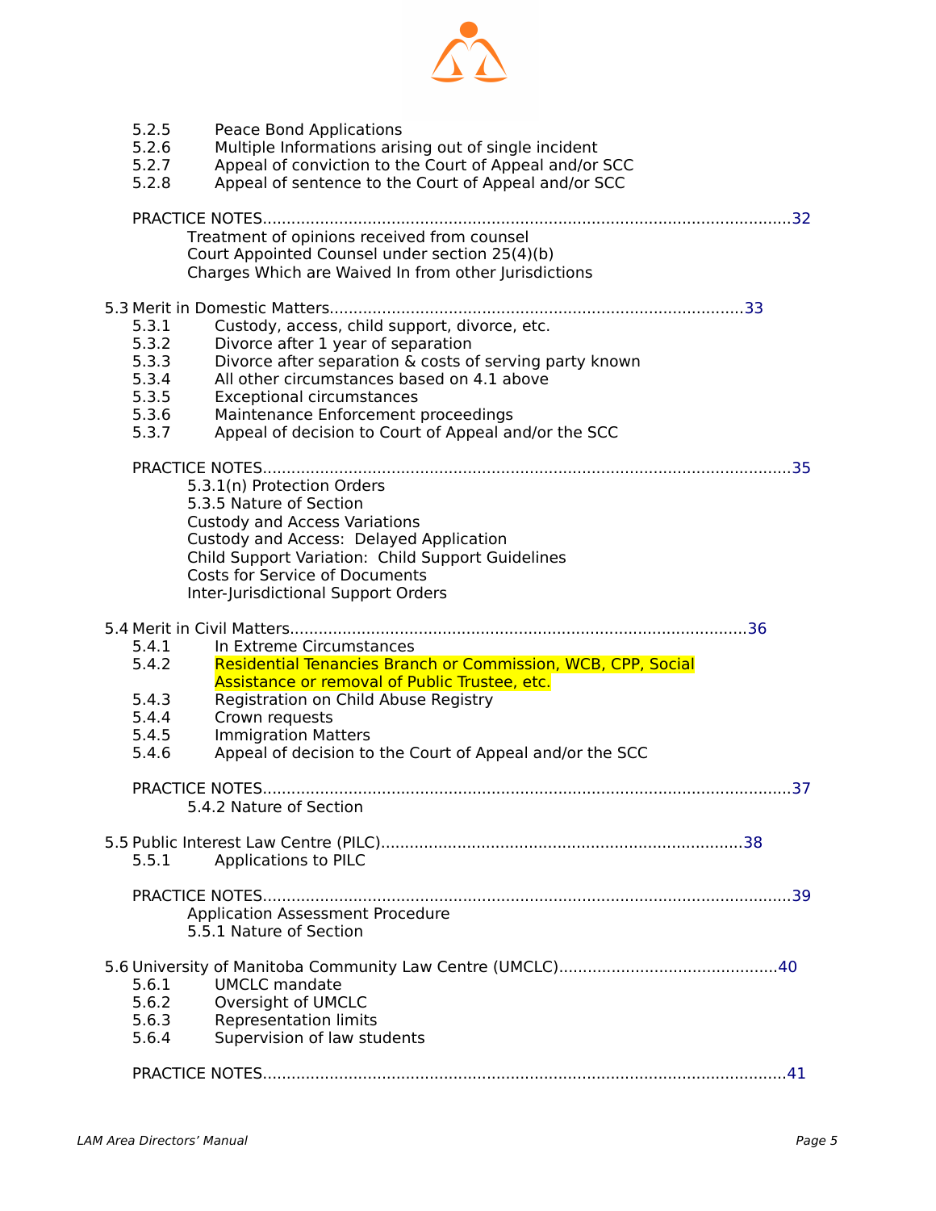5.2.5 Peace Bond Applications
5.2.6 Multiple Informations arising out of single incident
5.2.7 Appeal of conviction to the Court of Appeal and/or SCC
5.2.8 Appeal of sentence to the Court of Appeal and/or SCC

PRACTICE NOTES....................................................................................................32
- Treatment of opinions received from counsel
- Court Appointed Counsel under section 25(4)(b)
- Charges Which are Waived In from other Jurisdictions

5.3 Merit in Domestic Matters....................................................................................33
- 5.3.1 Custody, access, child support, divorce, etc.
- 5.3.2 Divorce after 1 year of separation
- 5.3.3 Divorce after separation & costs of serving party known
- 5.3.4 All other circumstances based on 4.1 above
- 5.3.5 Exceptional circumstances
- 5.3.6 Maintenance Enforcement proceedings
- 5.3.7 Appeal of decision to Court of Appeal and/or the SCC

PRACTICE NOTES....................................................................................................35
- 5.3.1(n) Protection Orders
- 5.3.5 Nature of Section
- Custody and Access Variations
- Custody and Access: Delayed Application
- Child Support Variation: Child Support Guidelines
- Costs for Service of Documents
- Inter-Jurisdictional Support Orders

5.4 Merit in Civil Matters..........................................................................................36
- 5.4.1 In Extreme Circumstances
- 5.4.2 Residential Tenancies Branch or Commission, WCB, CPP, Social Assistance or removal of Public Trustee, etc.
- 5.4.3 Registration on Child Abuse Registry
- 5.4.4 Crown requests
- 5.4.5 Immigration Matters
- 5.4.6 Appeal of decision to the Court of Appeal and/or the SCC

PRACTICE NOTES....................................................................................................37
- 5.4.2 Nature of Section

5.5 Public Interest Law Centre (PILC).......................................................................38
- 5.5.1 Applications to PILC

PRACTICE NOTES....................................................................................................39
- Application Assessment Procedure
- 5.5.1 Nature of Section

5.6 University of Manitoba Community Law Centre (UMCLC)...................................40
- 5.6.1 UMCLC mandate
- 5.6.2 Oversight of UMCLC
- 5.6.3 Representation limits
- 5.6.4 Supervision of law students

PRACTICE NOTES....................................................................................................41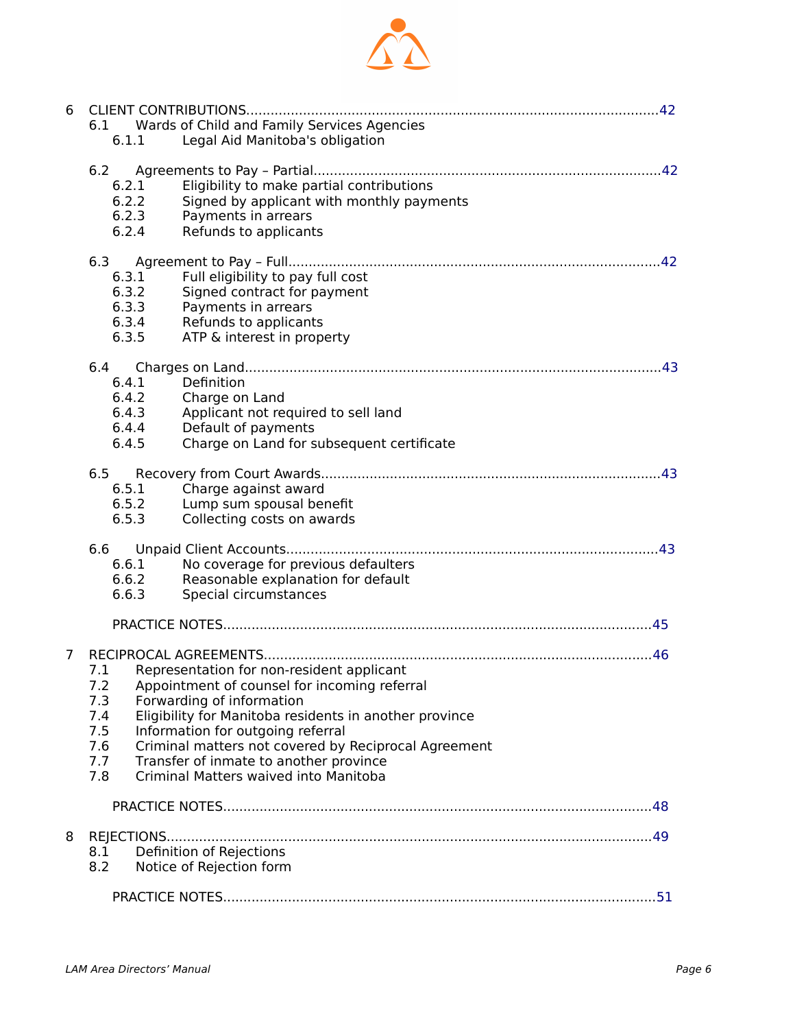6 CLIENT CONTRIBUTIONS....................................................................................................42

- 6.1 Wards of Child and Family Services Agencies
  - 6.1.1 Legal Aid Manitoba's obligation

- 6.2 Agreements to Pay – Partial....................................................................................42
  - 6.2.1 Eligibility to make partial contributions
  - 6.2.2 Signed by applicant with monthly payments
  - 6.2.3 Payments in arrears
  - 6.2.4 Refunds to applicants

- 6.3 Agreement to Pay – Full..........................................................................................42
  - 6.3.1 Full eligibility to pay full cost
  - 6.3.2 Signed contract for payment
  - 6.3.3 Payments in arrears
  - 6.3.4 Refunds to applicants
  - 6.3.5 ATP & interest in property

- 6.4 Charges on Land.....................................................................................................43
  - 6.4.1 Definition
  - 6.4.2 Charge on Land
  - 6.4.3 Applicant not required to sell land
  - 6.4.4 Default of payments
  - 6.4.5 Charge on Land for subsequent certificate

- 6.5 Recovery from Court Awards...................................................................................43
  - 6.5.1 Charge against award
  - 6.5.2 Lump sum spousal benefit
  - 6.5.3 Collecting costs on awards

- 6.6 Unpaid Client Accounts..........................................................................................43
  - 6.6.1 No coverage for previous defaulters
  - 6.6.2 Reasonable explanation for default
  - 6.6.3 Special circumstances

  PRACTICE NOTES........................................................................................................45

7 RECIPROCAL AGREEMENTS..............................................................................................46

- 7.1 Representation for non-resident applicant
- 7.2 Appointment of counsel for incoming referral
- 7.3 Forwarding of information
- 7.4 Eligibility for Manitoba residents in another province
- 7.5 Information for outgoing referral
- 7.6 Criminal matters not covered by Reciprocal Agreement
- 7.7 Transfer of inmate to another province
- 7.8 Criminal Matters waived into Manitoba

  PRACTICE NOTES........................................................................................................48

8 REJECTIONS......................................................................................................................49

- 8.1 Definition of Rejections
- 8.2 Notice of Rejection form

  PRACTICE NOTES........................................................................................................51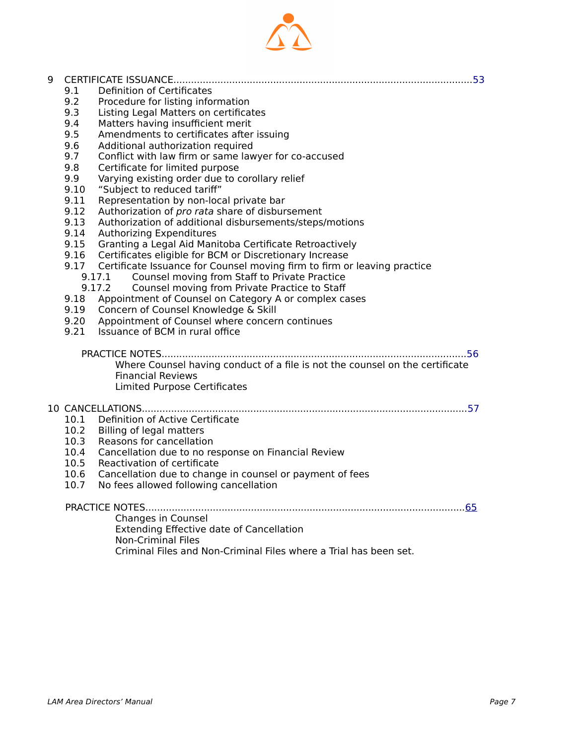9 CERTIFICATE ISSUANCE....................................................................................................53

- 9.1 Definition of Certificates
- 9.2 Procedure for listing information
- 9.3 Listing Legal Matters on certificates
- 9.4 Matters having insufficient merit
- 9.5 Amendments to certificates after issuing
- 9.6 Additional authorization required
- 9.7 Conflict with law firm or same lawyer for co-accused
- 9.8 Certificate for limited purpose
- 9.9 Varying existing order due to corollary relief
- 9.10 "Subject to reduced tariff"
- 9.11 Representation by non-local private bar
- 9.12 Authorization of *pro rata* share of disbursement
- 9.13 Authorization of additional disbursements/steps/motions
- 9.14 Authorizing Expenditures
- 9.15 Granting a Legal Aid Manitoba Certificate Retroactively
- 9.16 Certificates eligible for BCM or Discretionary Increase
- 9.17 Certificate Issuance for Counsel moving firm to firm or leaving practice
  - 9.17.1 Counsel moving from Staff to Private Practice
  - 9.17.2 Counsel moving from Private Practice to Staff
- 9.18 Appointment of Counsel on Category A or complex cases
- 9.19 Concern of Counsel Knowledge & Skill
- 9.20 Appointment of Counsel where concern continues
- 9.21 Issuance of BCM in rural office

PRACTICE NOTES........................................................................................................56

- Where Counsel having conduct of a file is not the counsel on the certificate
- Financial Reviews
- Limited Purpose Certificates

10 CANCELLATIONS.............................................................................................................57

- 10.1 Definition of Active Certificate
- 10.2 Billing of legal matters
- 10.3 Reasons for cancellation
- 10.4 Cancellation due to no response on Financial Review
- 10.5 Reactivation of certificate
- 10.6 Cancellation due to change in counsel or payment of fees
- 10.7 No fees allowed following cancellation

PRACTICE NOTES...........................................................................................................65

- Changes in Counsel
- Extending Effective date of Cancellation
- Non-Criminal Files
- Criminal Files and Non-Criminal Files where a Trial has been set.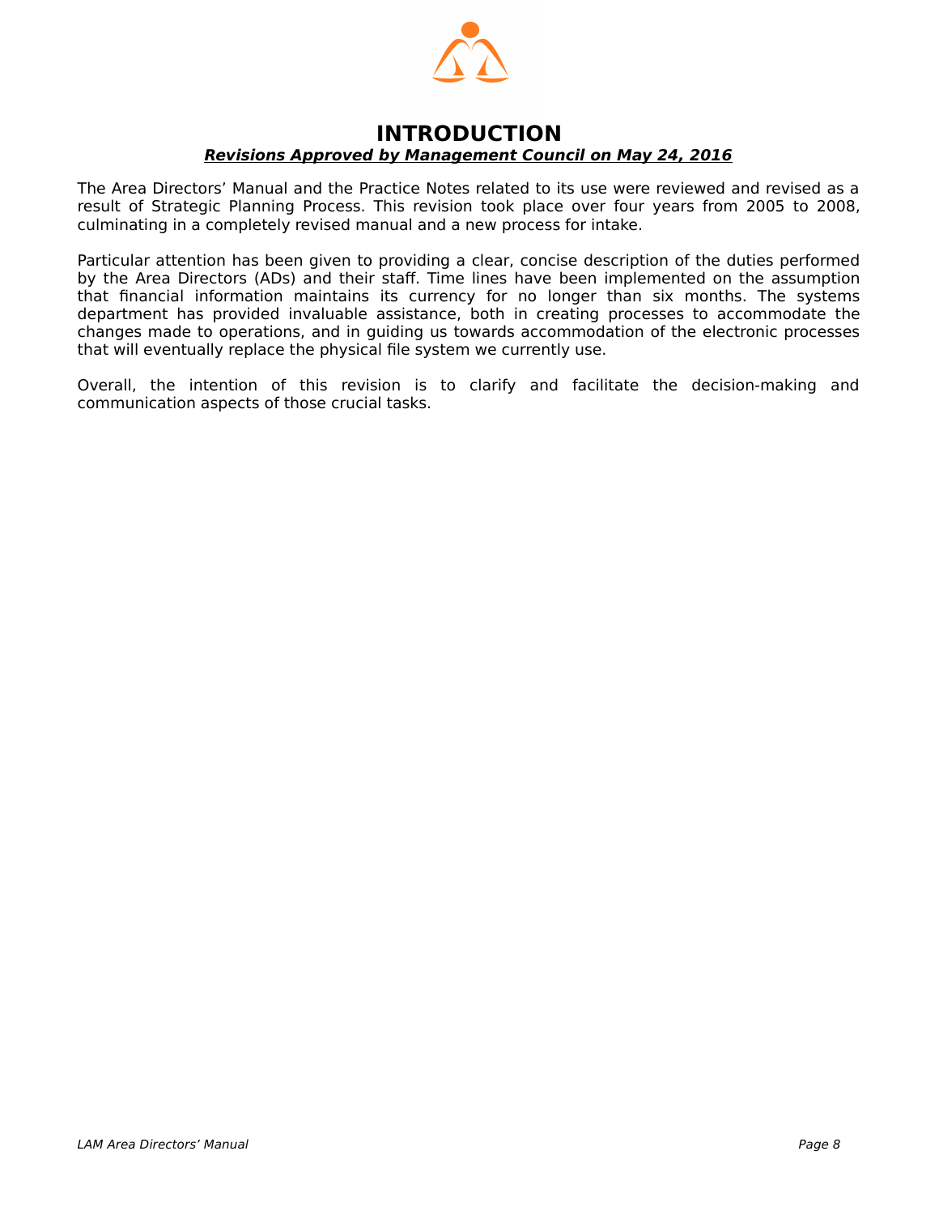# INTRODUCTION

***Revisions Approved by Management Council on May 24, 2016***

The Area Directors' Manual and the Practice Notes related to its use were reviewed and revised as a result of Strategic Planning Process. This revision took place over four years from 2005 to 2008, culminating in a completely revised manual and a new process for intake.

Particular attention has been given to providing a clear, concise description of the duties performed by the Area Directors (ADs) and their staff. Time lines have been implemented on the assumption that financial information maintains its currency for no longer than six months. The systems department has provided invaluable assistance, both in creating processes to accommodate the changes made to operations, and in guiding us towards accommodation of the electronic processes that will eventually replace the physical file system we currently use.

Overall, the intention of this revision is to clarify and facilitate the decision-making and communication aspects of those crucial tasks.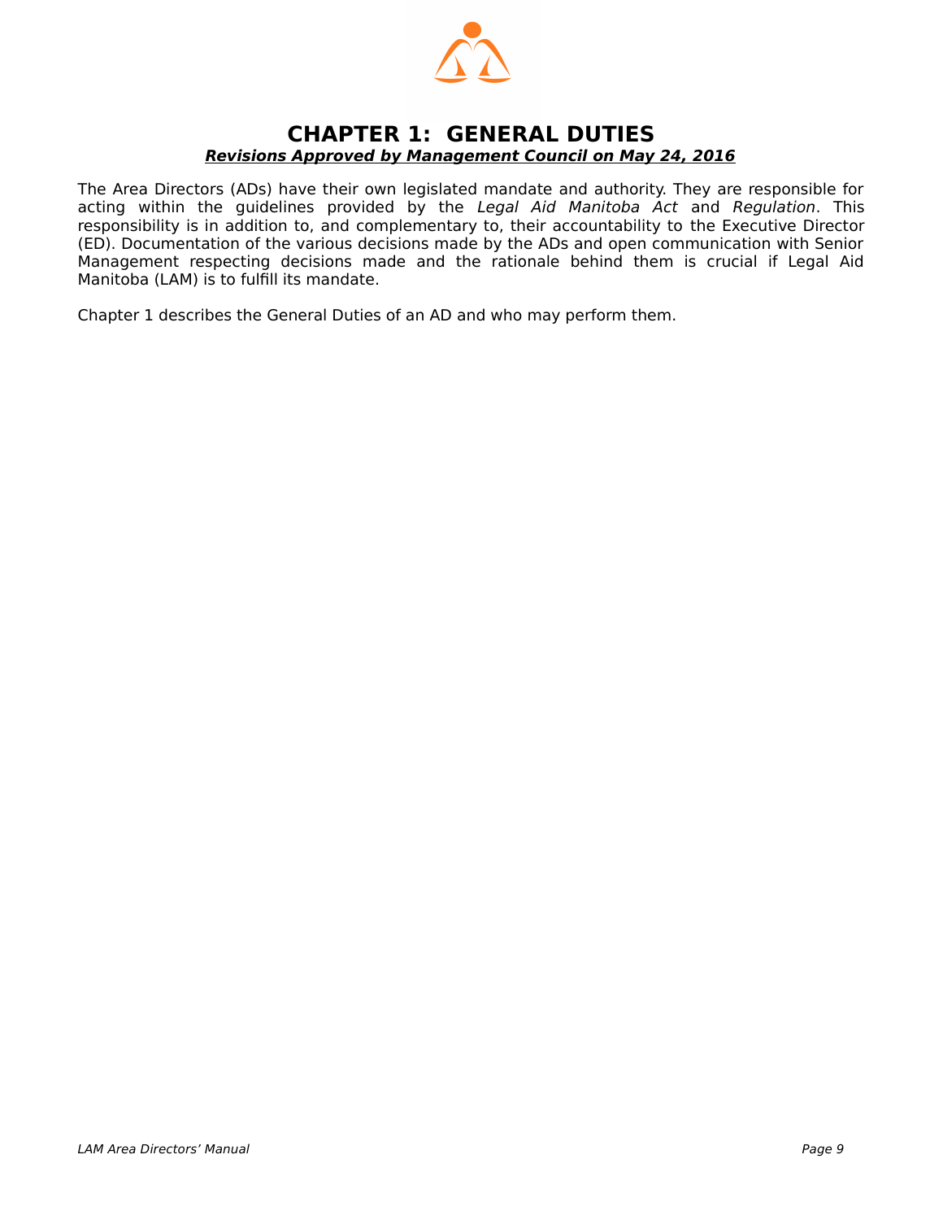# CHAPTER 1: GENERAL DUTIES

***Revisions Approved by Management Council on May 24, 2016***

The Area Directors (ADs) have their own legislated mandate and authority. They are responsible for acting within the guidelines provided by the *Legal Aid Manitoba Act* and *Regulation*. This responsibility is in addition to, and complementary to, their accountability to the Executive Director (ED). Documentation of the various decisions made by the ADs and open communication with Senior Management respecting decisions made and the rationale behind them is crucial if Legal Aid Manitoba (LAM) is to fulfill its mandate.

Chapter 1 describes the General Duties of an AD and who may perform them.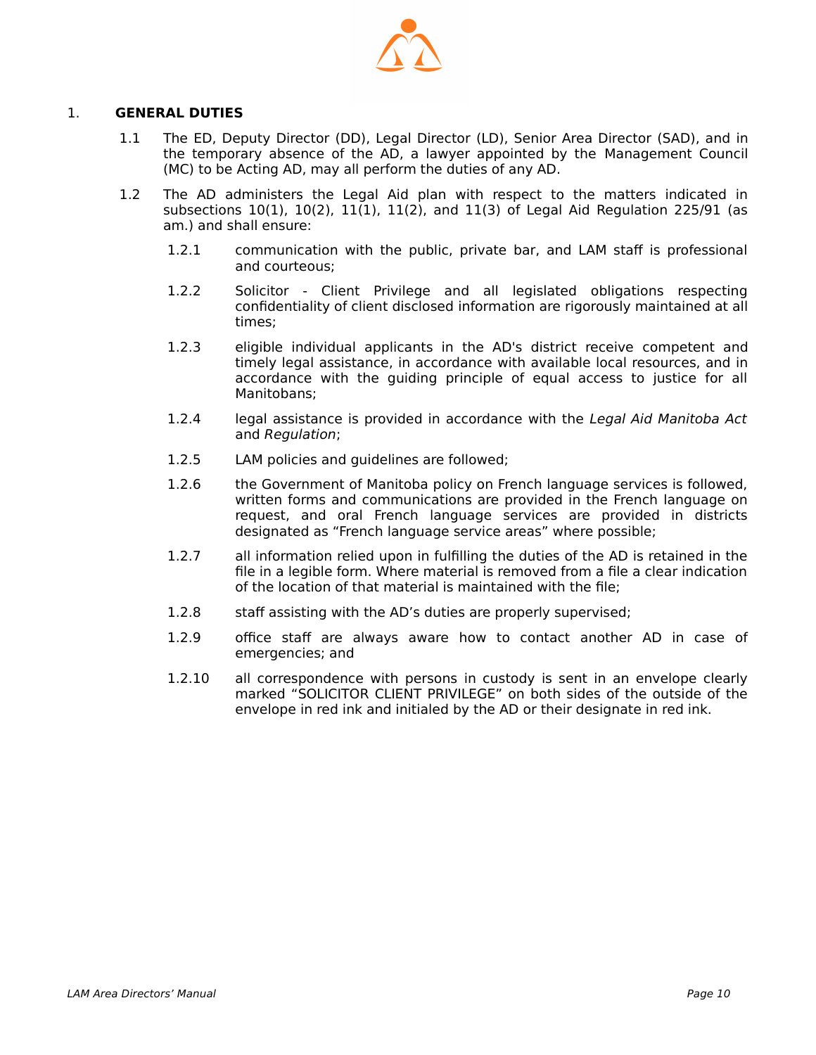## 1. GENERAL DUTIES

1.1 The ED, Deputy Director (DD), Legal Director (LD), Senior Area Director (SAD), and in the temporary absence of the AD, a lawyer appointed by the Management Council (MC) to be Acting AD, may all perform the duties of any AD.

1.2 The AD administers the Legal Aid plan with respect to the matters indicated in subsections 10(1), 10(2), 11(1), 11(2), and 11(3) of Legal Aid Regulation 225/91 (as am.) and shall ensure:

1.2.1 communication with the public, private bar, and LAM staff is professional and courteous;

1.2.2 Solicitor - Client Privilege and all legislated obligations respecting confidentiality of client disclosed information are rigorously maintained at all times;

1.2.3 eligible individual applicants in the AD's district receive competent and timely legal assistance, in accordance with available local resources, and in accordance with the guiding principle of equal access to justice for all Manitobans;

1.2.4 legal assistance is provided in accordance with the *Legal Aid Manitoba Act* and *Regulation*;

1.2.5 LAM policies and guidelines are followed;

1.2.6 the Government of Manitoba policy on French language services is followed, written forms and communications are provided in the French language on request, and oral French language services are provided in districts designated as “French language service areas” where possible;

1.2.7 all information relied upon in fulfilling the duties of the AD is retained in the file in a legible form. Where material is removed from a file a clear indication of the location of that material is maintained with the file;

1.2.8 staff assisting with the AD’s duties are properly supervised;

1.2.9 office staff are always aware how to contact another AD in case of emergencies; and

1.2.10 all correspondence with persons in custody is sent in an envelope clearly marked “SOLICITOR CLIENT PRIVILEGE” on both sides of the outside of the envelope in red ink and initialed by the AD or their designate in red ink.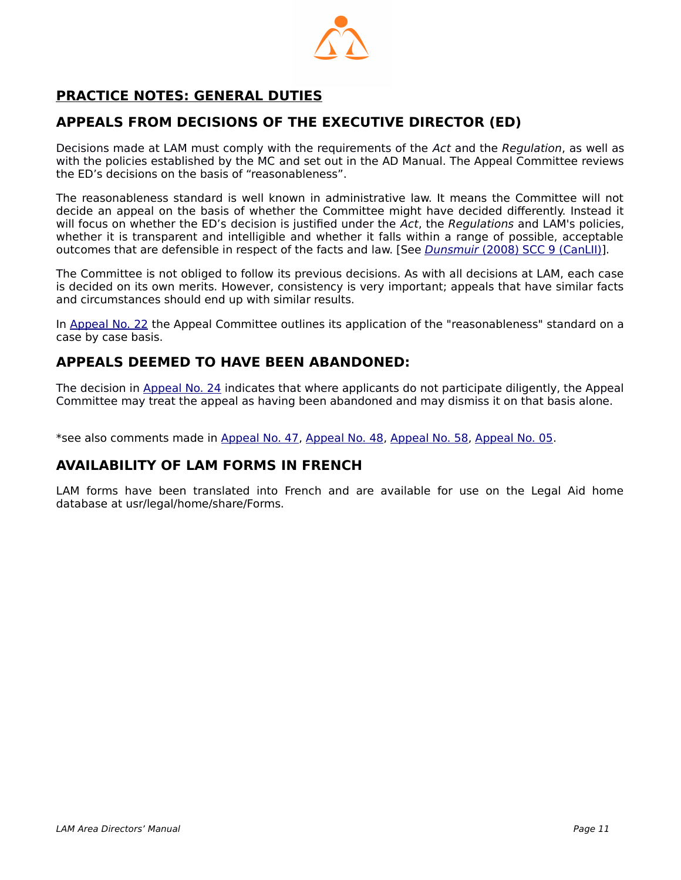## PRACTICE NOTES: GENERAL DUTIES

## APPEALS FROM DECISIONS OF THE EXECUTIVE DIRECTOR (ED)

Decisions made at LAM must comply with the requirements of the *Act* and the *Regulation*, as well as with the policies established by the MC and set out in the AD Manual. The Appeal Committee reviews the ED's decisions on the basis of "reasonableness".

The reasonableness standard is well known in administrative law. It means the Committee will not decide an appeal on the basis of whether the Committee might have decided differently. Instead it will focus on whether the ED's decision is justified under the *Act*, the *Regulations* and LAM's policies, whether it is transparent and intelligible and whether it falls within a range of possible, acceptable outcomes that are defensible in respect of the facts and law. [See *Dunsmuir* (2008) SCC 9 (CanLII)].

The Committee is not obliged to follow its previous decisions. As with all decisions at LAM, each case is decided on its own merits. However, consistency is very important; appeals that have similar facts and circumstances should end up with similar results.

In Appeal No. 22 the Appeal Committee outlines its application of the "reasonableness" standard on a case by case basis.

## APPEALS DEEMED TO HAVE BEEN ABANDONED:

The decision in Appeal No. 24 indicates that where applicants do not participate diligently, the Appeal Committee may treat the appeal as having been abandoned and may dismiss it on that basis alone.

*see also comments made in Appeal No. 47, Appeal No. 48, Appeal No. 58, Appeal No. 05.

## AVAILABILITY OF LAM FORMS IN FRENCH

LAM forms have been translated into French and are available for use on the Legal Aid home database at usr/legal/home/share/Forms.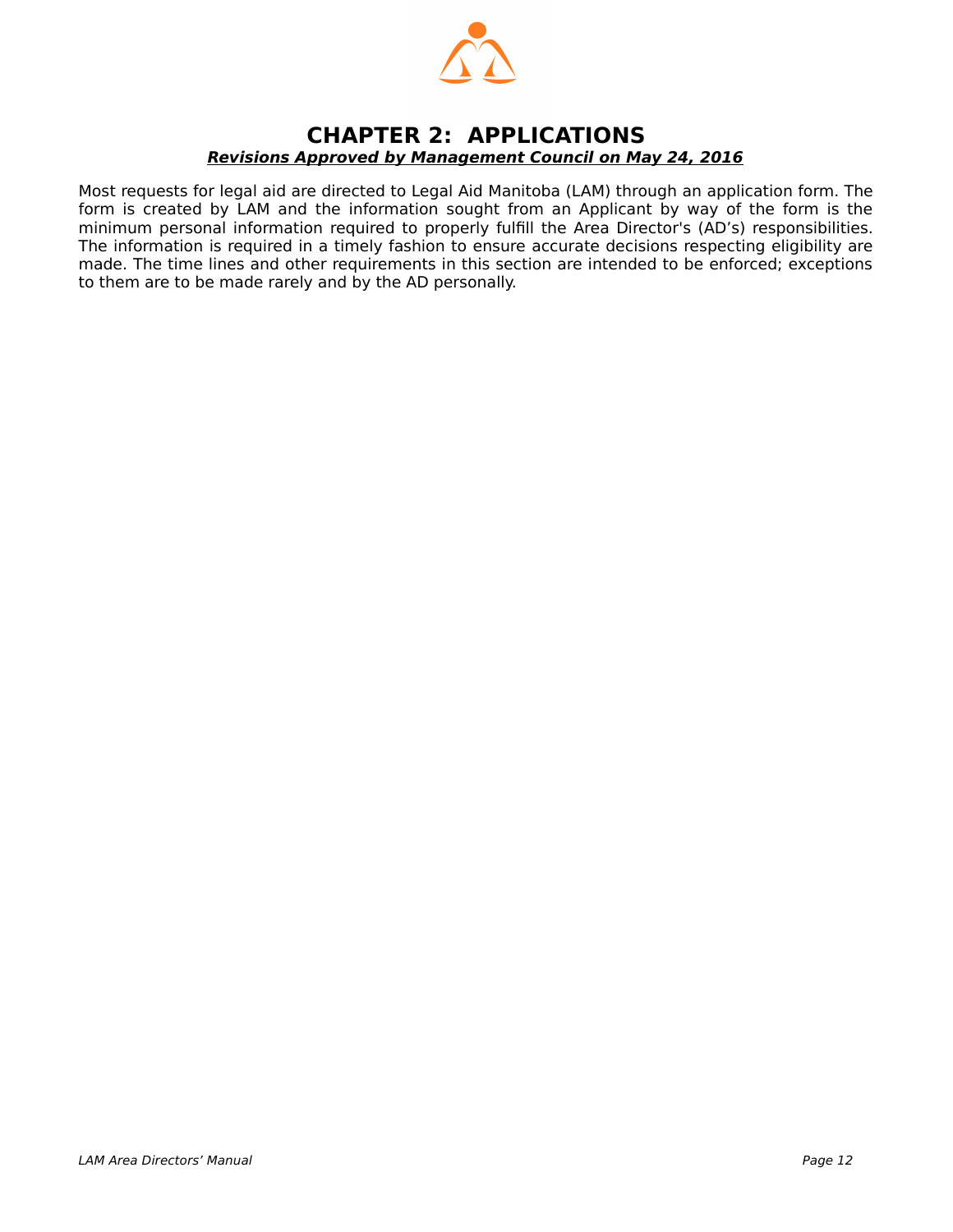# CHAPTER 2: APPLICATIONS

***Revisions Approved by Management Council on May 24, 2016***

Most requests for legal aid are directed to Legal Aid Manitoba (LAM) through an application form. The form is created by LAM and the information sought from an Applicant by way of the form is the minimum personal information required to properly fulfill the Area Director's (AD's) responsibilities. The information is required in a timely fashion to ensure accurate decisions respecting eligibility are made. The time lines and other requirements in this section are intended to be enforced; exceptions to them are to be made rarely and by the AD personally.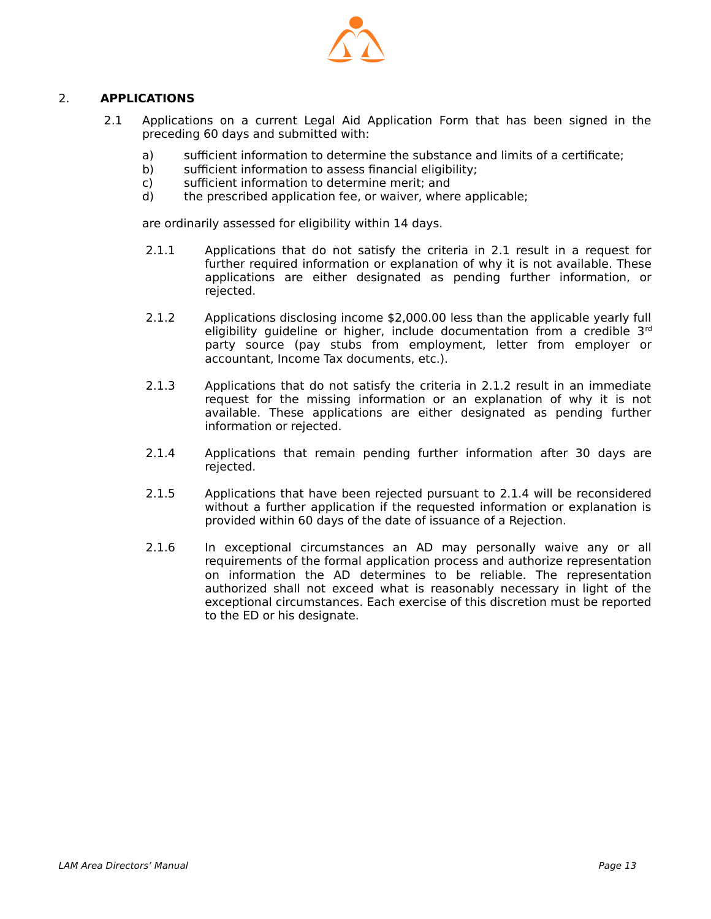## 2. APPLICATIONS

2.1 Applications on a current Legal Aid Application Form that has been signed in the preceding 60 days and submitted with:

a) sufficient information to determine the substance and limits of a certificate;
b) sufficient information to assess financial eligibility;
c) sufficient information to determine merit; and
d) the prescribed application fee, or waiver, where applicable;

are ordinarily assessed for eligibility within 14 days.

2.1.1 Applications that do not satisfy the criteria in 2.1 result in a request for further required information or explanation of why it is not available. These applications are either designated as pending further information, or rejected.

2.1.2 Applications disclosing income $2,000.00 less than the applicable yearly full eligibility guideline or higher, include documentation from a credible 3rd party source (pay stubs from employment, letter from employer or accountant, Income Tax documents, etc.).

2.1.3 Applications that do not satisfy the criteria in 2.1.2 result in an immediate request for the missing information or an explanation of why it is not available. These applications are either designated as pending further information or rejected.

2.1.4 Applications that remain pending further information after 30 days are rejected.

2.1.5 Applications that have been rejected pursuant to 2.1.4 will be reconsidered without a further application if the requested information or explanation is provided within 60 days of the date of issuance of a Rejection.

2.1.6 In exceptional circumstances an AD may personally waive any or all requirements of the formal application process and authorize representation on information the AD determines to be reliable. The representation authorized shall not exceed what is reasonably necessary in light of the exceptional circumstances. Each exercise of this discretion must be reported to the ED or his designate.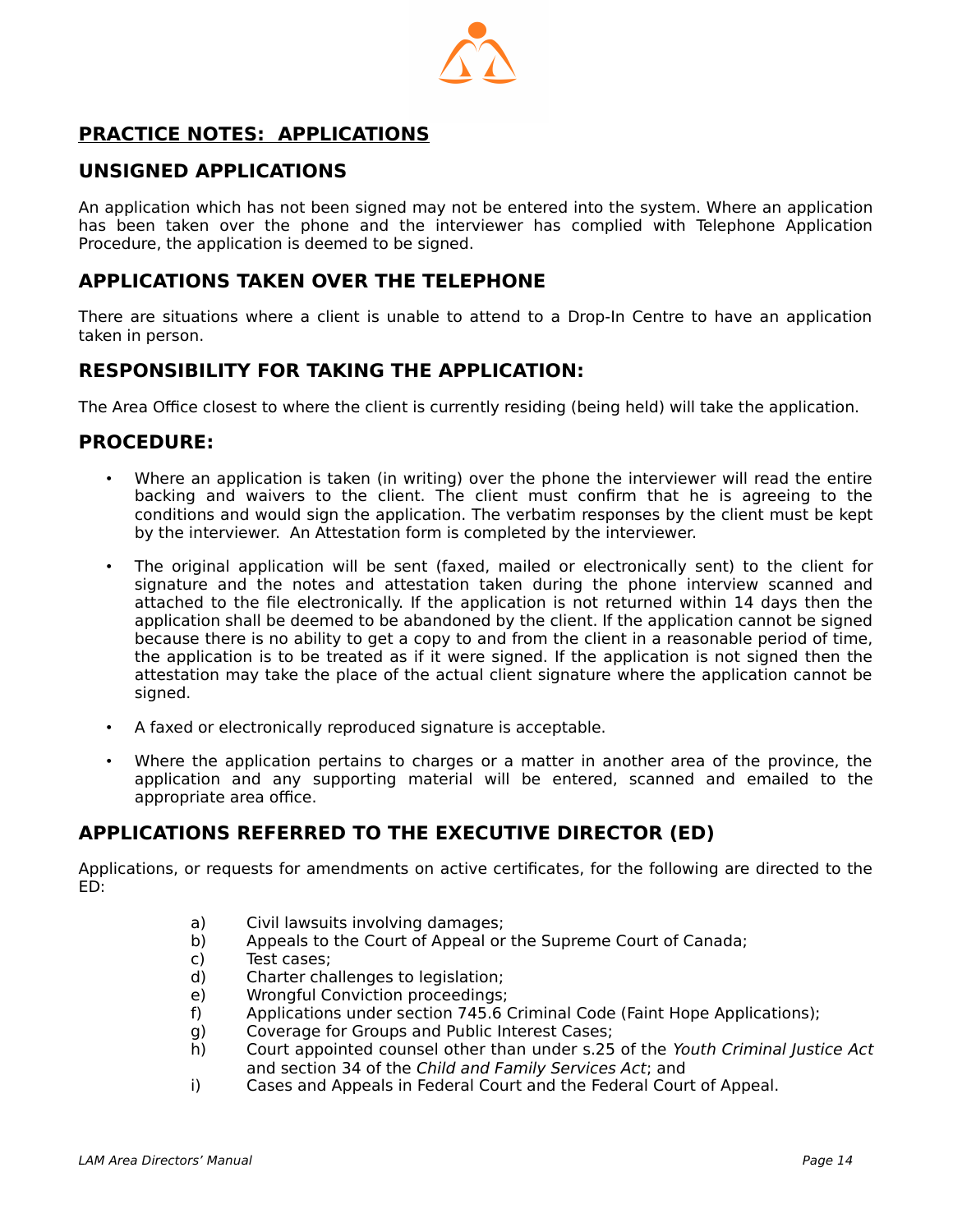## PRACTICE NOTES: APPLICATIONS

### UNSIGNED APPLICATIONS

An application which has not been signed may not be entered into the system. Where an application has been taken over the phone and the interviewer has complied with Telephone Application Procedure, the application is deemed to be signed.

### APPLICATIONS TAKEN OVER THE TELEPHONE

There are situations where a client is unable to attend to a Drop-In Centre to have an application taken in person.

### RESPONSIBILITY FOR TAKING THE APPLICATION:

The Area Office closest to where the client is currently residing (being held) will take the application.

### PROCEDURE:

- Where an application is taken (in writing) over the phone the interviewer will read the entire backing and waivers to the client. The client must confirm that he is agreeing to the conditions and would sign the application. The verbatim responses by the client must be kept by the interviewer. An Attestation form is completed by the interviewer.
- The original application will be sent (faxed, mailed or electronically sent) to the client for signature and the notes and attestation taken during the phone interview scanned and attached to the file electronically. If the application is not returned within 14 days then the application shall be deemed to be abandoned by the client. If the application cannot be signed because there is no ability to get a copy to and from the client in a reasonable period of time, the application is to be treated as if it were signed. If the application is not signed then the attestation may take the place of the actual client signature where the application cannot be signed.
- A faxed or electronically reproduced signature is acceptable.
- Where the application pertains to charges or a matter in another area of the province, the application and any supporting material will be entered, scanned and emailed to the appropriate area office.

### APPLICATIONS REFERRED TO THE EXECUTIVE DIRECTOR (ED)

Applications, or requests for amendments on active certificates, for the following are directed to the ED:

a) Civil lawsuits involving damages;
b) Appeals to the Court of Appeal or the Supreme Court of Canada;
c) Test cases;
d) Charter challenges to legislation;
e) Wrongful Conviction proceedings;
f) Applications under section 745.6 Criminal Code (Faint Hope Applications);
g) Coverage for Groups and Public Interest Cases;
h) Court appointed counsel other than under s.25 of the *Youth Criminal Justice Act* and section 34 of the *Child and Family Services Act*; and
i) Cases and Appeals in Federal Court and the Federal Court of Appeal.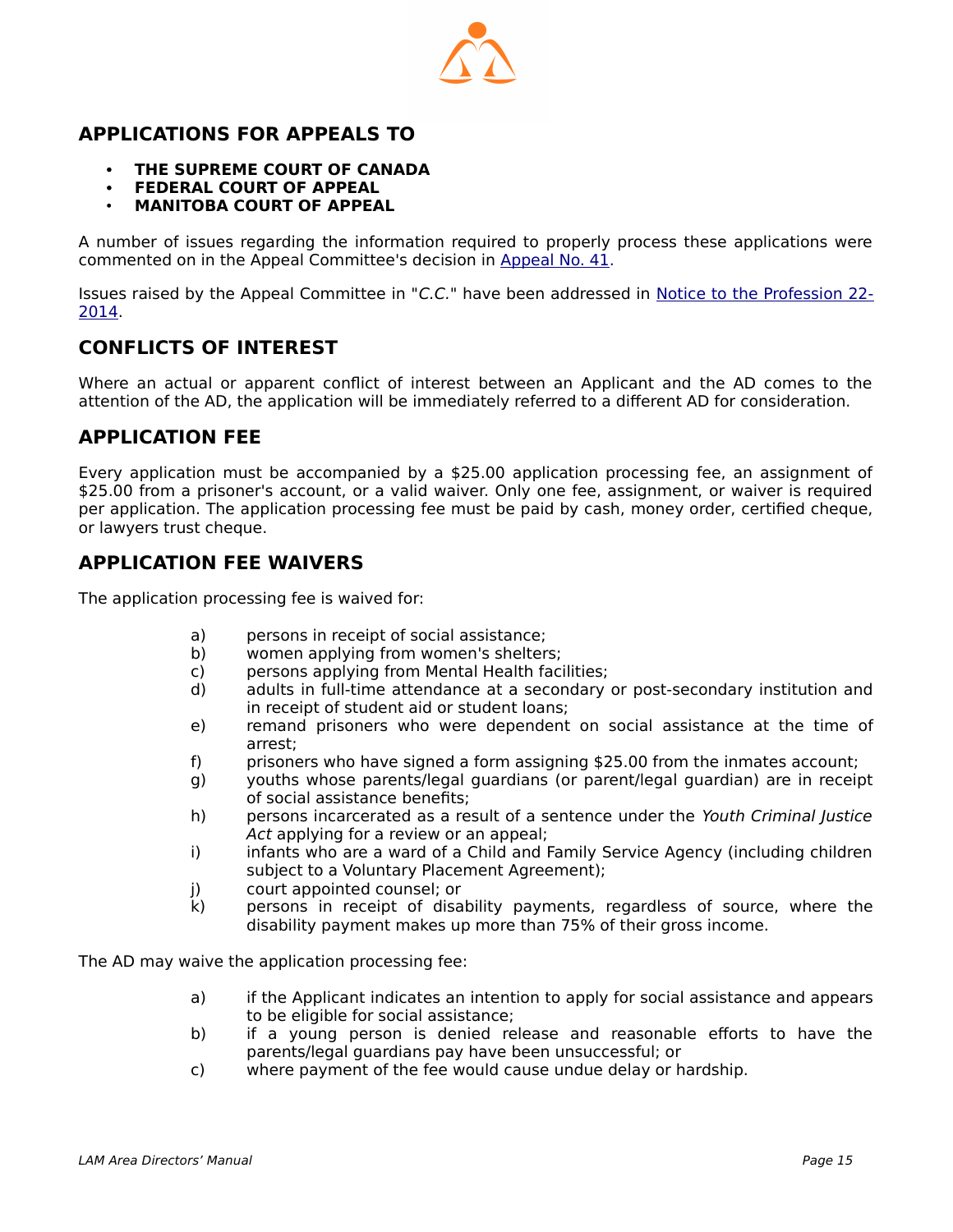## APPLICATIONS FOR APPEALS TO

- **THE SUPREME COURT OF CANADA**
- **FEDERAL COURT OF APPEAL**
- **MANITOBA COURT OF APPEAL**

A number of issues regarding the information required to properly process these applications were commented on in the Appeal Committee's decision in Appeal No. 41.

Issues raised by the Appeal Committee in "*C.C.*" have been addressed in Notice to the Profession 22-2014.

## CONFLICTS OF INTEREST

Where an actual or apparent conflict of interest between an Applicant and the AD comes to the attention of the AD, the application will be immediately referred to a different AD for consideration.

## APPLICATION FEE

Every application must be accompanied by a $25.00 application processing fee, an assignment of $25.00 from a prisoner's account, or a valid waiver. Only one fee, assignment, or waiver is required per application. The application processing fee must be paid by cash, money order, certified cheque, or lawyers trust cheque.

## APPLICATION FEE WAIVERS

The application processing fee is waived for:

a) persons in receipt of social assistance;
b) women applying from women's shelters;
c) persons applying from Mental Health facilities;
d) adults in full-time attendance at a secondary or post-secondary institution and in receipt of student aid or student loans;
e) remand prisoners who were dependent on social assistance at the time of arrest;
f) prisoners who have signed a form assigning $25.00 from the inmates account;
g) youths whose parents/legal guardians (or parent/legal guardian) are in receipt of social assistance benefits;
h) persons incarcerated as a result of a sentence under the *Youth Criminal Justice Act* applying for a review or an appeal;
i) infants who are a ward of a Child and Family Service Agency (including children subject to a Voluntary Placement Agreement);
j) court appointed counsel; or
k) persons in receipt of disability payments, regardless of source, where the disability payment makes up more than 75% of their gross income.

The AD may waive the application processing fee:

a) if the Applicant indicates an intention to apply for social assistance and appears to be eligible for social assistance;
b) if a young person is denied release and reasonable efforts to have the parents/legal guardians pay have been unsuccessful; or
c) where payment of the fee would cause undue delay or hardship.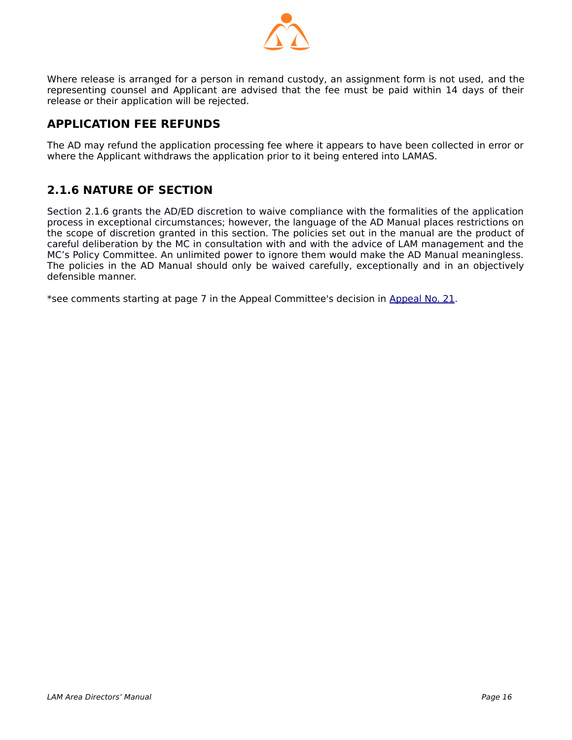Where release is arranged for a person in remand custody, an assignment form is not used, and the representing counsel and Applicant are advised that the fee must be paid within 14 days of their release or their application will be rejected.

## APPLICATION FEE REFUNDS

The AD may refund the application processing fee where it appears to have been collected in error or where the Applicant withdraws the application prior to it being entered into LAMAS.

## 2.1.6 NATURE OF SECTION

Section 2.1.6 grants the AD/ED discretion to waive compliance with the formalities of the application process in exceptional circumstances; however, the language of the AD Manual places restrictions on the scope of discretion granted in this section. The policies set out in the manual are the product of careful deliberation by the MC in consultation with and with the advice of LAM management and the MC's Policy Committee. An unlimited power to ignore them would make the AD Manual meaningless. The policies in the AD Manual should only be waived carefully, exceptionally and in an objectively defensible manner.

*see comments starting at page 7 in the Appeal Committee's decision in Appeal No. 21.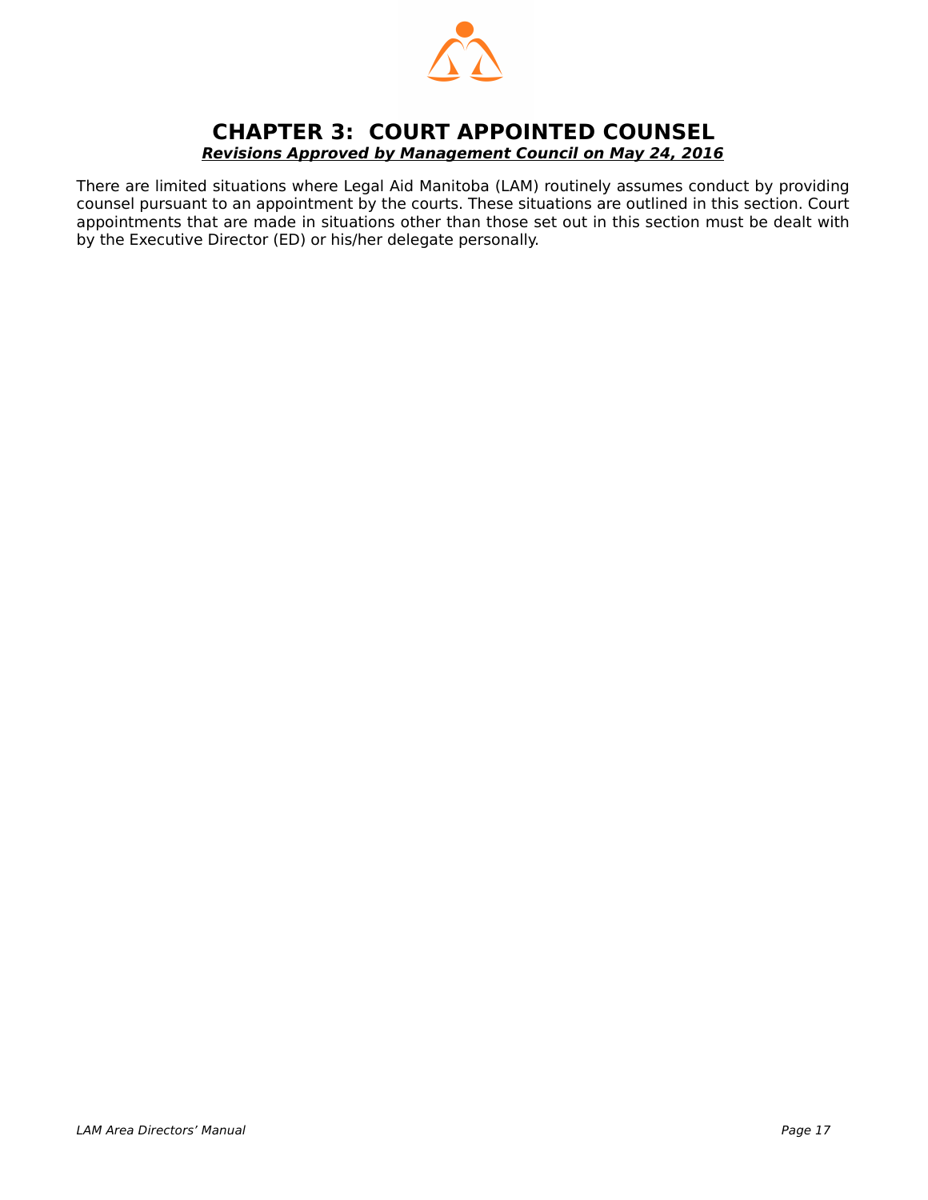# CHAPTER 3: COURT APPOINTED COUNSEL

***Revisions Approved by Management Council on May 24, 2016***

There are limited situations where Legal Aid Manitoba (LAM) routinely assumes conduct by providing counsel pursuant to an appointment by the courts. These situations are outlined in this section. Court appointments that are made in situations other than those set out in this section must be dealt with by the Executive Director (ED) or his/her delegate personally.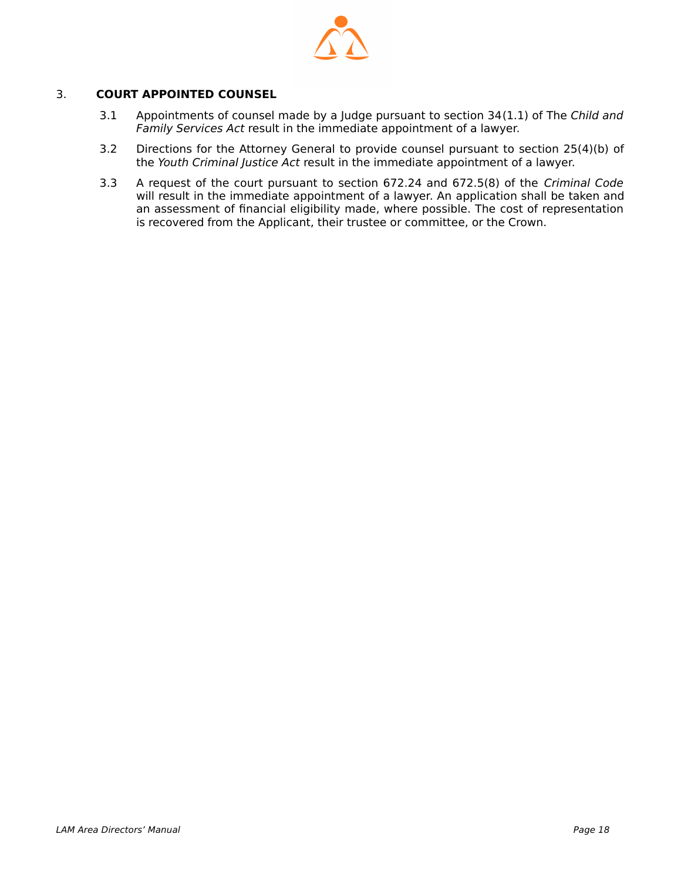## 3. COURT APPOINTED COUNSEL

3.1 Appointments of counsel made by a Judge pursuant to section 34(1.1) of The *Child and Family Services Act* result in the immediate appointment of a lawyer.

3.2 Directions for the Attorney General to provide counsel pursuant to section 25(4)(b) of the *Youth Criminal Justice Act* result in the immediate appointment of a lawyer.

3.3 A request of the court pursuant to section 672.24 and 672.5(8) of the *Criminal Code* will result in the immediate appointment of a lawyer. An application shall be taken and an assessment of financial eligibility made, where possible. The cost of representation is recovered from the Applicant, their trustee or committee, or the Crown.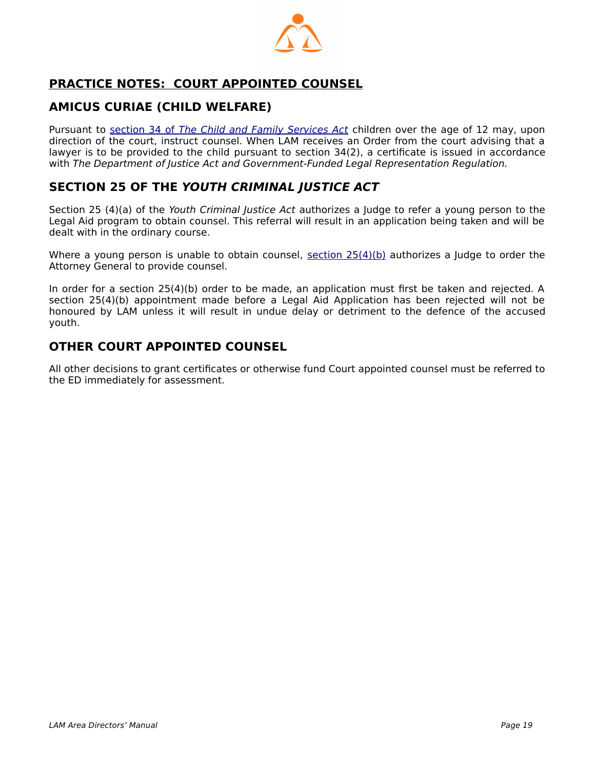# PRACTICE NOTES: COURT APPOINTED COUNSEL

## AMICUS CURIAE (CHILD WELFARE)

Pursuant to [section 34 of *The Child and Family Services Act*]() children over the age of 12 may, upon direction of the court, instruct counsel. When LAM receives an Order from the court advising that a lawyer is to be provided to the child pursuant to section 34(2), a certificate is issued in accordance with *The Department of Justice Act and Government-Funded Legal Representation Regulation.*

## SECTION 25 OF THE *YOUTH CRIMINAL JUSTICE ACT*

Section 25 (4)(a) of the *Youth Criminal Justice Act* authorizes a Judge to refer a young person to the Legal Aid program to obtain counsel. This referral will result in an application being taken and will be dealt with in the ordinary course.

Where a young person is unable to obtain counsel, [section 25(4)(b)]() authorizes a Judge to order the Attorney General to provide counsel.

In order for a section 25(4)(b) order to be made, an application must first be taken and rejected. A section 25(4)(b) appointment made before a Legal Aid Application has been rejected will not be honoured by LAM unless it will result in undue delay or detriment to the defence of the accused youth.

## OTHER COURT APPOINTED COUNSEL

All other decisions to grant certificates or otherwise fund Court appointed counsel must be referred to the ED immediately for assessment.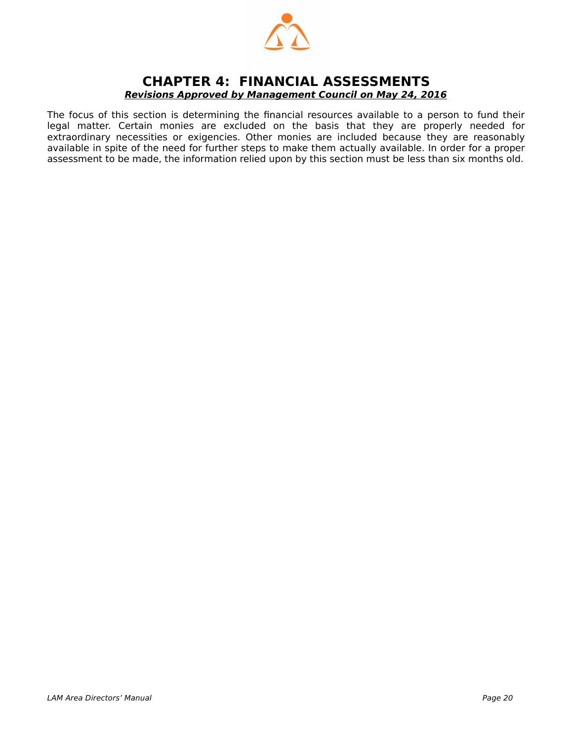# CHAPTER 4: FINANCIAL ASSESSMENTS

***Revisions Approved by Management Council on May 24, 2016***

The focus of this section is determining the financial resources available to a person to fund their legal matter. Certain monies are excluded on the basis that they are properly needed for extraordinary necessities or exigencies. Other monies are included because they are reasonably available in spite of the need for further steps to make them actually available. In order for a proper assessment to be made, the information relied upon by this section must be less than six months old.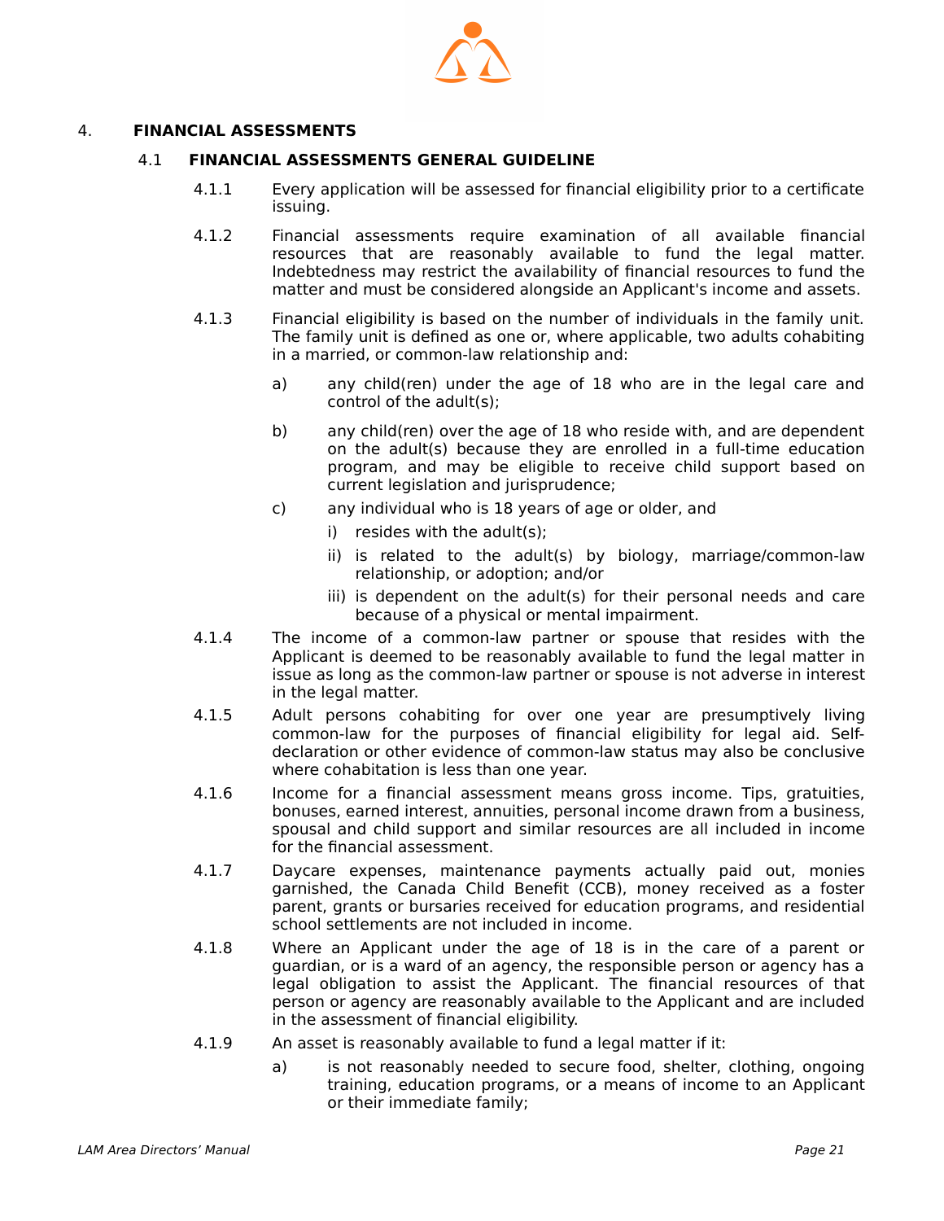# 4. FINANCIAL ASSESSMENTS

## 4.1 FINANCIAL ASSESSMENTS GENERAL GUIDELINE

4.1.1 Every application will be assessed for financial eligibility prior to a certificate issuing.

4.1.2 Financial assessments require examination of all available financial resources that are reasonably available to fund the legal matter. Indebtedness may restrict the availability of financial resources to fund the matter and must be considered alongside an Applicant's income and assets.

4.1.3 Financial eligibility is based on the number of individuals in the family unit. The family unit is defined as one or, where applicable, two adults cohabiting in a married, or common-law relationship and:

- a) any child(ren) under the age of 18 who are in the legal care and control of the adult(s);
- b) any child(ren) over the age of 18 who reside with, and are dependent on the adult(s) because they are enrolled in a full-time education program, and may be eligible to receive child support based on current legislation and jurisprudence;
- c) any individual who is 18 years of age or older, and
  - i) resides with the adult(s);
  - ii) is related to the adult(s) by biology, marriage/common-law relationship, or adoption; and/or
  - iii) is dependent on the adult(s) for their personal needs and care because of a physical or mental impairment.

4.1.4 The income of a common-law partner or spouse that resides with the Applicant is deemed to be reasonably available to fund the legal matter in issue as long as the common-law partner or spouse is not adverse in interest in the legal matter.

4.1.5 Adult persons cohabiting for over one year are presumptively living common-law for the purposes of financial eligibility for legal aid. Self-declaration or other evidence of common-law status may also be conclusive where cohabitation is less than one year.

4.1.6 Income for a financial assessment means gross income. Tips, gratuities, bonuses, earned interest, annuities, personal income drawn from a business, spousal and child support and similar resources are all included in income for the financial assessment.

4.1.7 Daycare expenses, maintenance payments actually paid out, monies garnished, the Canada Child Benefit (CCB), money received as a foster parent, grants or bursaries received for education programs, and residential school settlements are not included in income.

4.1.8 Where an Applicant under the age of 18 is in the care of a parent or guardian, or is a ward of an agency, the responsible person or agency has a legal obligation to assist the Applicant. The financial resources of that person or agency are reasonably available to the Applicant and are included in the assessment of financial eligibility.

4.1.9 An asset is reasonably available to fund a legal matter if it:

- a) is not reasonably needed to secure food, shelter, clothing, ongoing training, education programs, or a means of income to an Applicant or their immediate family;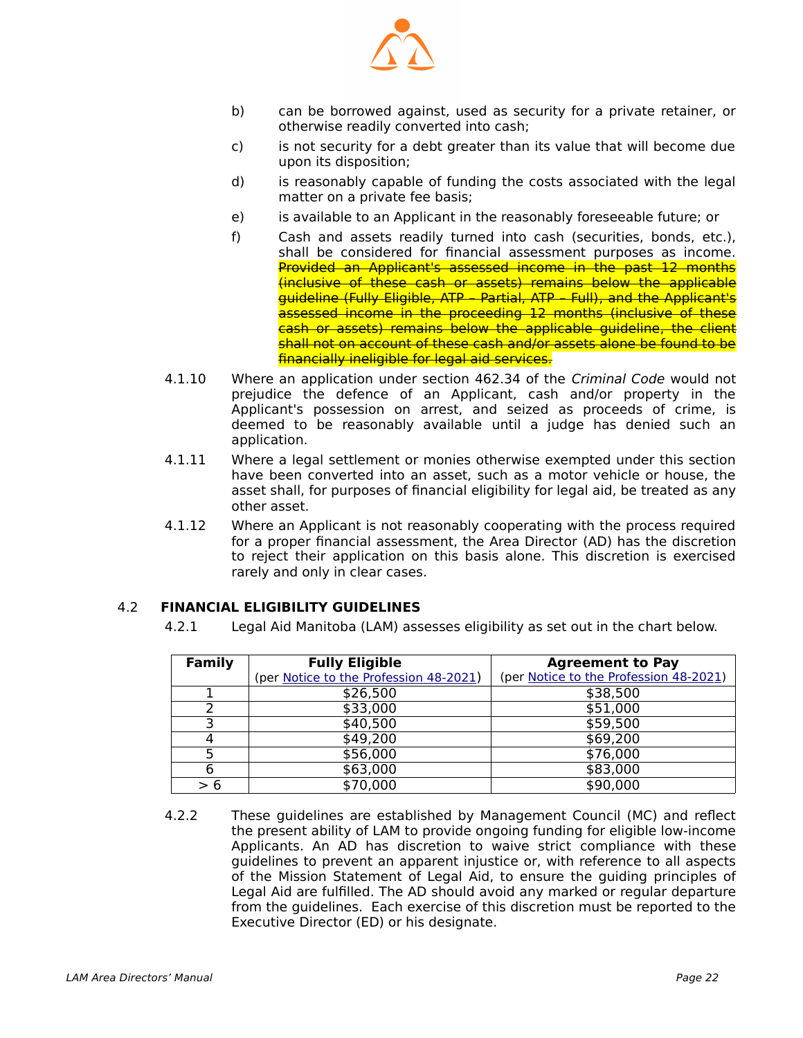b) can be borrowed against, used as security for a private retainer, or otherwise readily converted into cash;

c) is not security for a debt greater than its value that will become due upon its disposition;

d) is reasonably capable of funding the costs associated with the legal matter on a private fee basis;

e) is available to an Applicant in the reasonably foreseeable future; or

f) Cash and assets readily turned into cash (securities, bonds, etc.), shall be considered for financial assessment purposes as income. ~~Provided an Applicant's assessed income in the past 12 months (inclusive of these cash or assets) remains below the applicable guideline (Fully Eligible, ATP – Partial, ATP – Full), and the Applicant's assessed income in the proceeding 12 months (inclusive of these cash or assets) remains below the applicable guideline, the client shall not on account of these cash and/or assets alone be found to be financially ineligible for legal aid services.~~

4.1.10 Where an application under section 462.34 of the *Criminal Code* would not prejudice the defence of an Applicant, cash and/or property in the Applicant's possession on arrest, and seized as proceeds of crime, is deemed to be reasonably available until a judge has denied such an application.

4.1.11 Where a legal settlement or monies otherwise exempted under this section have been converted into an asset, such as a motor vehicle or house, the asset shall, for purposes of financial eligibility for legal aid, be treated as any other asset.

4.1.12 Where an Applicant is not reasonably cooperating with the process required for a proper financial assessment, the Area Director (AD) has the discretion to reject their application on this basis alone. This discretion is exercised rarely and only in clear cases.

## 4.2 FINANCIAL ELIGIBILITY GUIDELINES

4.2.1 Legal Aid Manitoba (LAM) assesses eligibility as set out in the chart below.

| Family | Fully Eligible (per Notice to the Profession 48-2021) | Agreement to Pay (per Notice to the Profession 48-2021) |
|---|---|---|
| 1 | $26,500 | $38,500 |
| 2 | $33,000 | $51,000 |
| 3 | $40,500 | $59,500 |
| 4 | $49,200 | $69,200 |
| 5 | $56,000 | $76,000 |
| 6 | $63,000 | $83,000 |
| > 6 | $70,000 | $90,000 |

4.2.2 These guidelines are established by Management Council (MC) and reflect the present ability of LAM to provide ongoing funding for eligible low-income Applicants. An AD has discretion to waive strict compliance with these guidelines to prevent an apparent injustice or, with reference to all aspects of the Mission Statement of Legal Aid, to ensure the guiding principles of Legal Aid are fulfilled. The AD should avoid any marked or regular departure from the guidelines. Each exercise of this discretion must be reported to the Executive Director (ED) or his designate.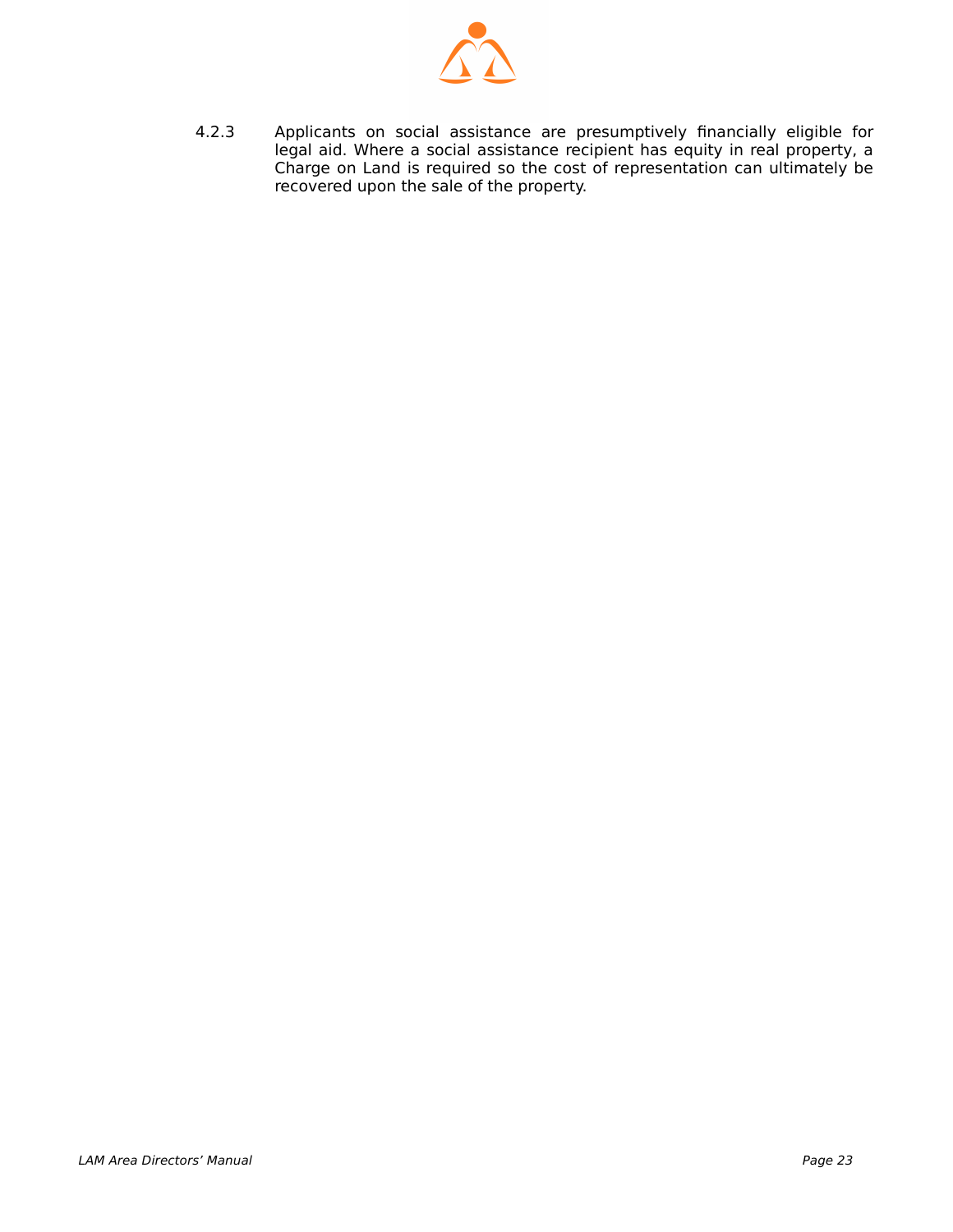4.2.3 Applicants on social assistance are presumptively financially eligible for legal aid. Where a social assistance recipient has equity in real property, a Charge on Land is required so the cost of representation can ultimately be recovered upon the sale of the property.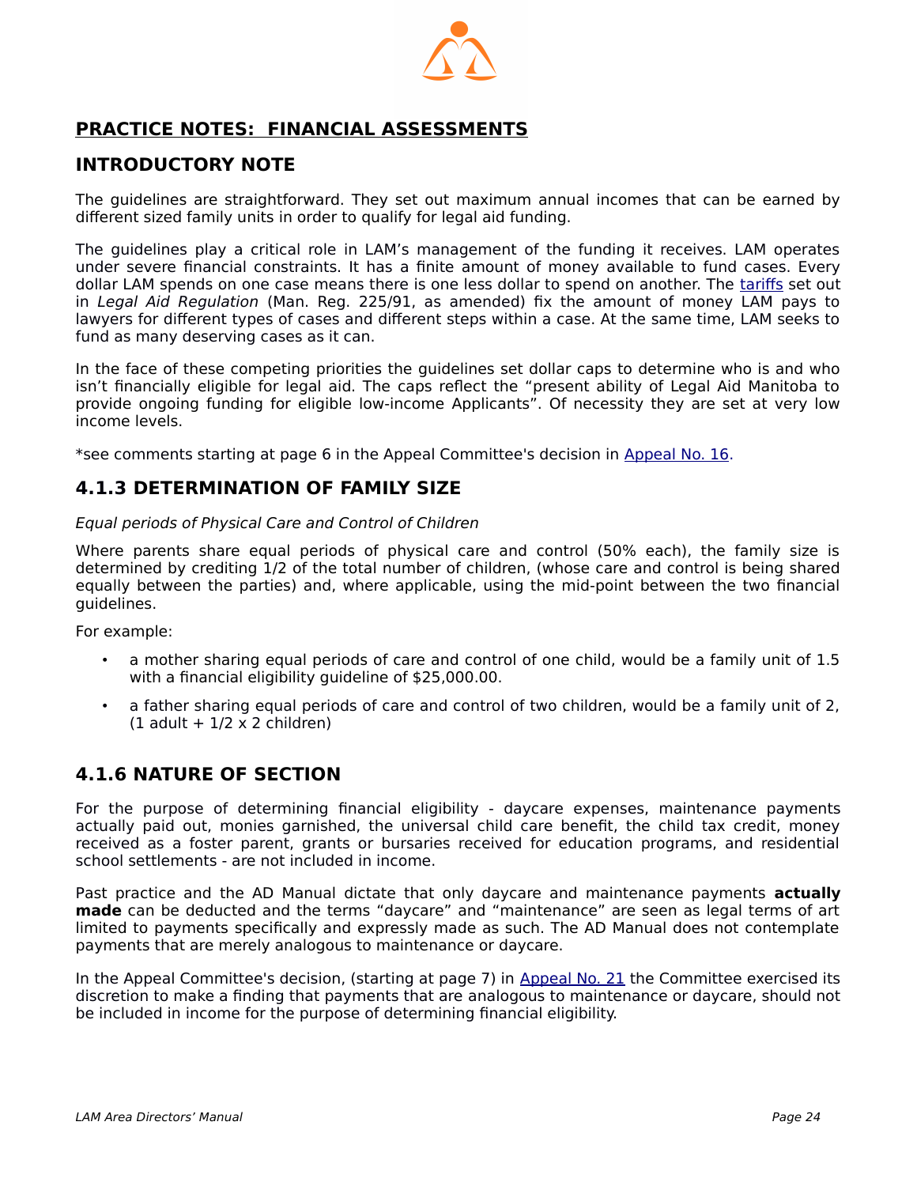## PRACTICE NOTES: FINANCIAL ASSESSMENTS

### INTRODUCTORY NOTE

The guidelines are straightforward. They set out maximum annual incomes that can be earned by different sized family units in order to qualify for legal aid funding.

The guidelines play a critical role in LAM's management of the funding it receives. LAM operates under severe financial constraints. It has a finite amount of money available to fund cases. Every dollar LAM spends on one case means there is one less dollar to spend on another. The tariffs set out in *Legal Aid Regulation* (Man. Reg. 225/91, as amended) fix the amount of money LAM pays to lawyers for different types of cases and different steps within a case. At the same time, LAM seeks to fund as many deserving cases as it can.

In the face of these competing priorities the guidelines set dollar caps to determine who is and who isn't financially eligible for legal aid. The caps reflect the "present ability of Legal Aid Manitoba to provide ongoing funding for eligible low-income Applicants". Of necessity they are set at very low income levels.

*see comments starting at page 6 in the Appeal Committee's decision in Appeal No. 16.

### 4.1.3 DETERMINATION OF FAMILY SIZE

*Equal periods of Physical Care and Control of Children*

Where parents share equal periods of physical care and control (50% each), the family size is determined by crediting 1/2 of the total number of children, (whose care and control is being shared equally between the parties) and, where applicable, using the mid-point between the two financial guidelines.

For example:

- a mother sharing equal periods of care and control of one child, would be a family unit of 1.5 with a financial eligibility guideline of $25,000.00.
- a father sharing equal periods of care and control of two children, would be a family unit of 2, (1 adult + 1/2 x 2 children)

### 4.1.6 NATURE OF SECTION

For the purpose of determining financial eligibility - daycare expenses, maintenance payments actually paid out, monies garnished, the universal child care benefit, the child tax credit, money received as a foster parent, grants or bursaries received for education programs, and residential school settlements - are not included in income.

Past practice and the AD Manual dictate that only daycare and maintenance payments **actually made** can be deducted and the terms "daycare" and "maintenance" are seen as legal terms of art limited to payments specifically and expressly made as such. The AD Manual does not contemplate payments that are merely analogous to maintenance or daycare.

In the Appeal Committee's decision, (starting at page 7) in Appeal No. 21 the Committee exercised its discretion to make a finding that payments that are analogous to maintenance or daycare, should not be included in income for the purpose of determining financial eligibility.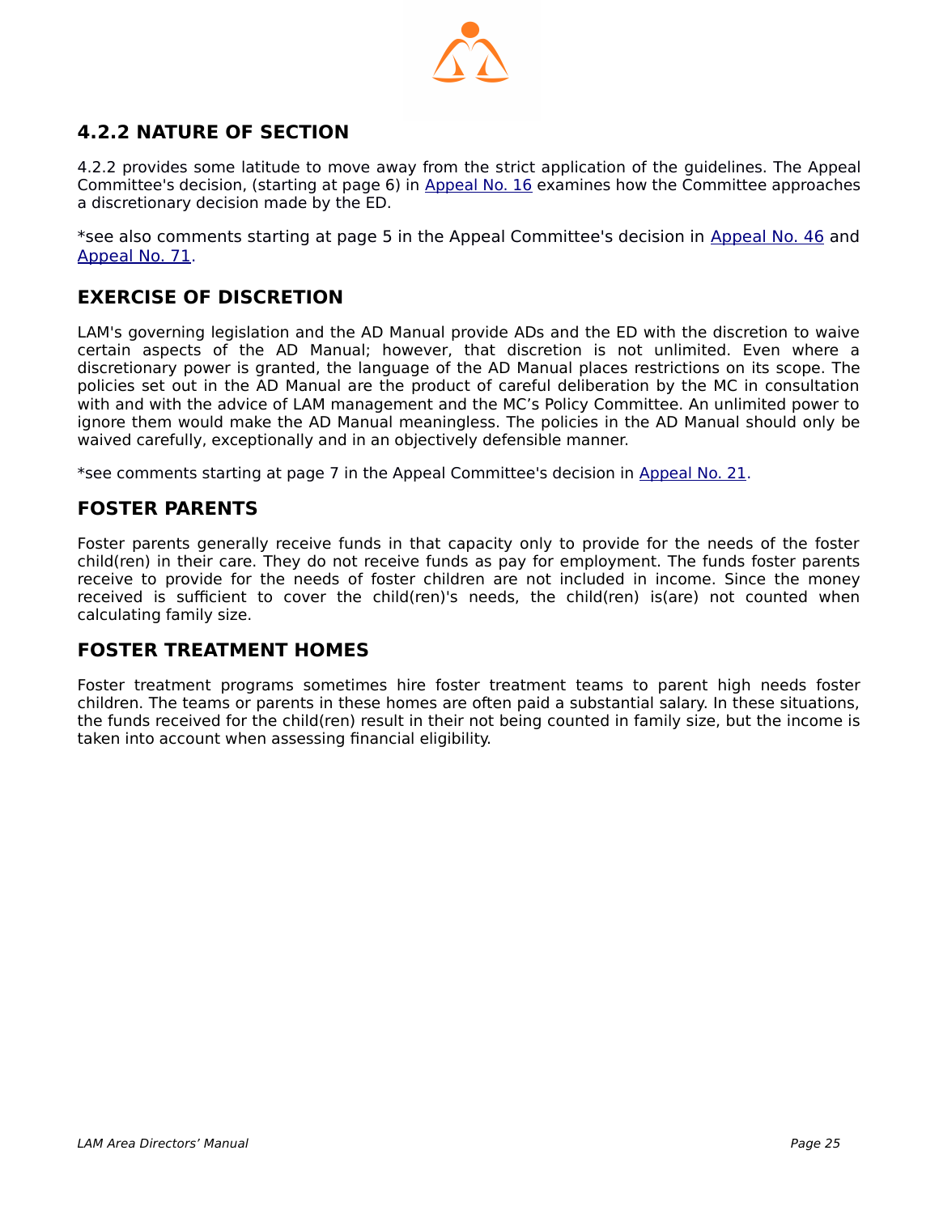## 4.2.2 NATURE OF SECTION

4.2.2 provides some latitude to move away from the strict application of the guidelines. The Appeal Committee's decision, (starting at page 6) in Appeal No. 16 examines how the Committee approaches a discretionary decision made by the ED.

*see also comments starting at page 5 in the Appeal Committee's decision in Appeal No. 46 and Appeal No. 71.

## EXERCISE OF DISCRETION

LAM's governing legislation and the AD Manual provide ADs and the ED with the discretion to waive certain aspects of the AD Manual; however, that discretion is not unlimited. Even where a discretionary power is granted, the language of the AD Manual places restrictions on its scope. The policies set out in the AD Manual are the product of careful deliberation by the MC in consultation with and with the advice of LAM management and the MC's Policy Committee. An unlimited power to ignore them would make the AD Manual meaningless. The policies in the AD Manual should only be waived carefully, exceptionally and in an objectively defensible manner.

*see comments starting at page 7 in the Appeal Committee's decision in Appeal No. 21.

## FOSTER PARENTS

Foster parents generally receive funds in that capacity only to provide for the needs of the foster child(ren) in their care. They do not receive funds as pay for employment. The funds foster parents receive to provide for the needs of foster children are not included in income. Since the money received is sufficient to cover the child(ren)'s needs, the child(ren) is(are) not counted when calculating family size.

## FOSTER TREATMENT HOMES

Foster treatment programs sometimes hire foster treatment teams to parent high needs foster children. The teams or parents in these homes are often paid a substantial salary. In these situations, the funds received for the child(ren) result in their not being counted in family size, but the income is taken into account when assessing financial eligibility.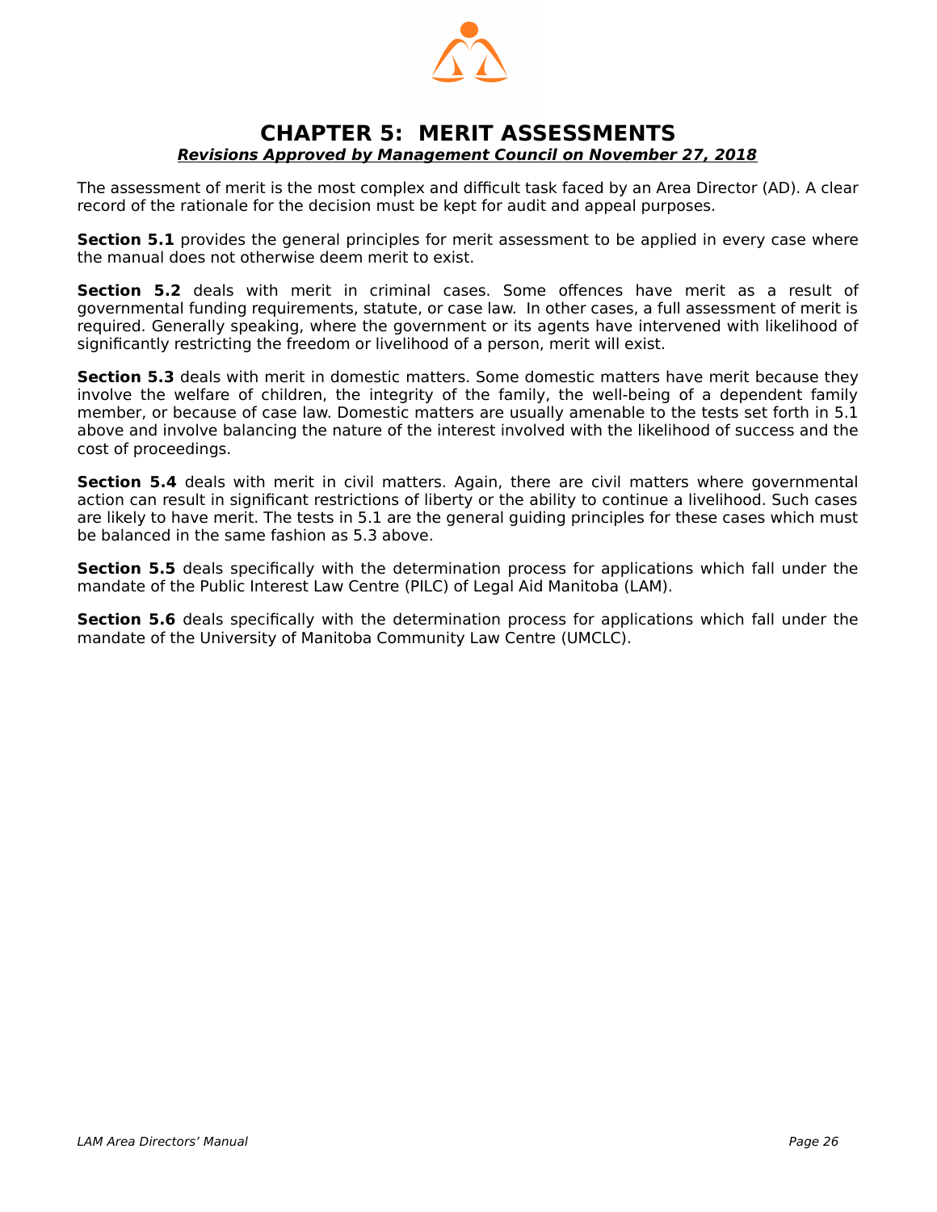# CHAPTER 5: MERIT ASSESSMENTS

***Revisions Approved by Management Council on November 27, 2018***

The assessment of merit is the most complex and difficult task faced by an Area Director (AD). A clear record of the rationale for the decision must be kept for audit and appeal purposes.

**Section 5.1** provides the general principles for merit assessment to be applied in every case where the manual does not otherwise deem merit to exist.

**Section 5.2** deals with merit in criminal cases. Some offences have merit as a result of governmental funding requirements, statute, or case law. In other cases, a full assessment of merit is required. Generally speaking, where the government or its agents have intervened with likelihood of significantly restricting the freedom or livelihood of a person, merit will exist.

**Section 5.3** deals with merit in domestic matters. Some domestic matters have merit because they involve the welfare of children, the integrity of the family, the well-being of a dependent family member, or because of case law. Domestic matters are usually amenable to the tests set forth in 5.1 above and involve balancing the nature of the interest involved with the likelihood of success and the cost of proceedings.

**Section 5.4** deals with merit in civil matters. Again, there are civil matters where governmental action can result in significant restrictions of liberty or the ability to continue a livelihood. Such cases are likely to have merit. The tests in 5.1 are the general guiding principles for these cases which must be balanced in the same fashion as 5.3 above.

**Section 5.5** deals specifically with the determination process for applications which fall under the mandate of the Public Interest Law Centre (PILC) of Legal Aid Manitoba (LAM).

**Section 5.6** deals specifically with the determination process for applications which fall under the mandate of the University of Manitoba Community Law Centre (UMCLC).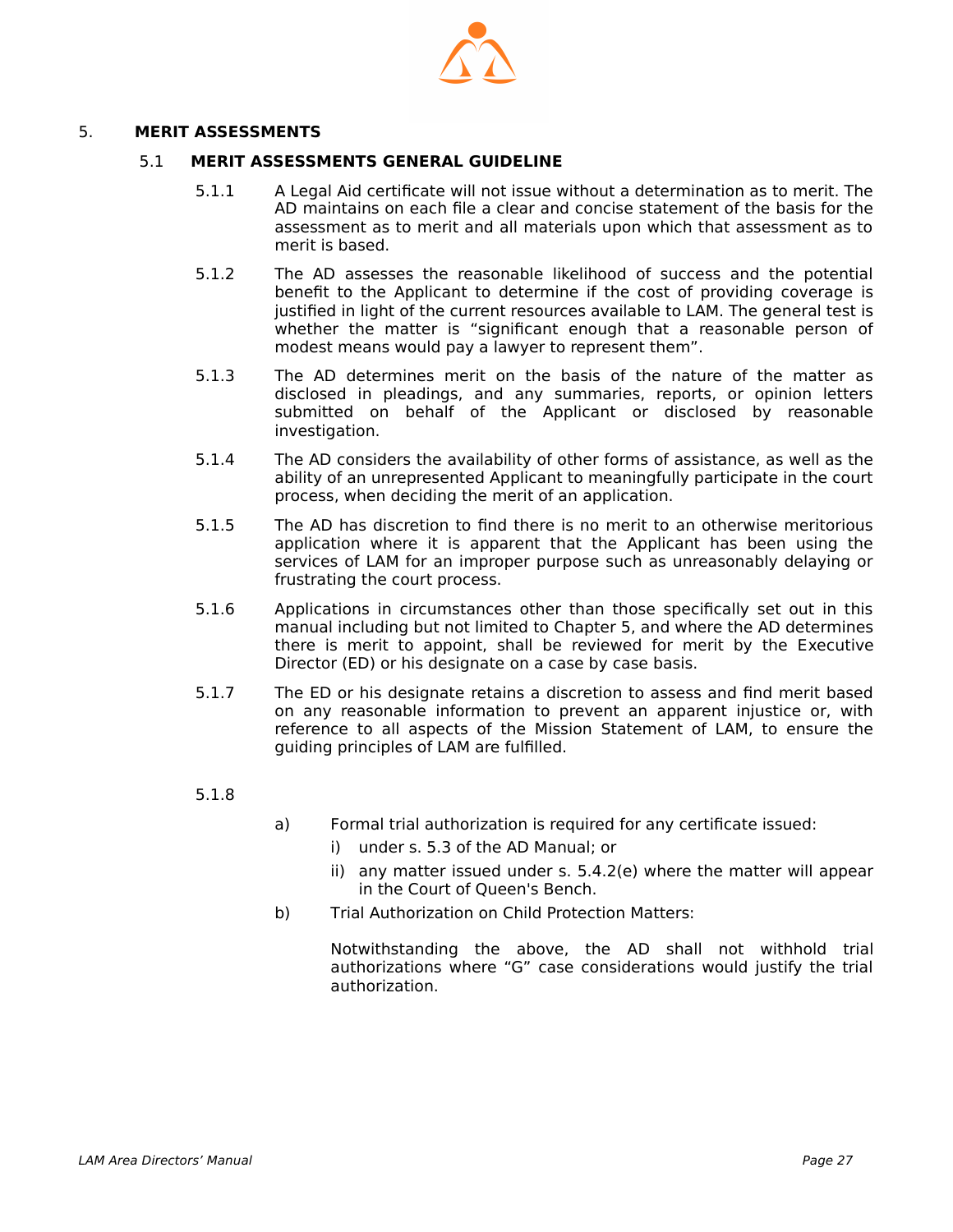# 5. MERIT ASSESSMENTS

## 5.1 MERIT ASSESSMENTS GENERAL GUIDELINE

5.1.1 A Legal Aid certificate will not issue without a determination as to merit. The AD maintains on each file a clear and concise statement of the basis for the assessment as to merit and all materials upon which that assessment as to merit is based.

5.1.2 The AD assesses the reasonable likelihood of success and the potential benefit to the Applicant to determine if the cost of providing coverage is justified in light of the current resources available to LAM. The general test is whether the matter is "significant enough that a reasonable person of modest means would pay a lawyer to represent them".

5.1.3 The AD determines merit on the basis of the nature of the matter as disclosed in pleadings, and any summaries, reports, or opinion letters submitted on behalf of the Applicant or disclosed by reasonable investigation.

5.1.4 The AD considers the availability of other forms of assistance, as well as the ability of an unrepresented Applicant to meaningfully participate in the court process, when deciding the merit of an application.

5.1.5 The AD has discretion to find there is no merit to an otherwise meritorious application where it is apparent that the Applicant has been using the services of LAM for an improper purpose such as unreasonably delaying or frustrating the court process.

5.1.6 Applications in circumstances other than those specifically set out in this manual including but not limited to Chapter 5, and where the AD determines there is merit to appoint, shall be reviewed for merit by the Executive Director (ED) or his designate on a case by case basis.

5.1.7 The ED or his designate retains a discretion to assess and find merit based on any reasonable information to prevent an apparent injustice or, with reference to all aspects of the Mission Statement of LAM, to ensure the guiding principles of LAM are fulfilled.

5.1.8

a) Formal trial authorization is required for any certificate issued:
   - i) under s. 5.3 of the AD Manual; or
   - ii) any matter issued under s. 5.4.2(e) where the matter will appear in the Court of Queen's Bench.

b) Trial Authorization on Child Protection Matters:

   Notwithstanding the above, the AD shall not withhold trial authorizations where "G" case considerations would justify the trial authorization.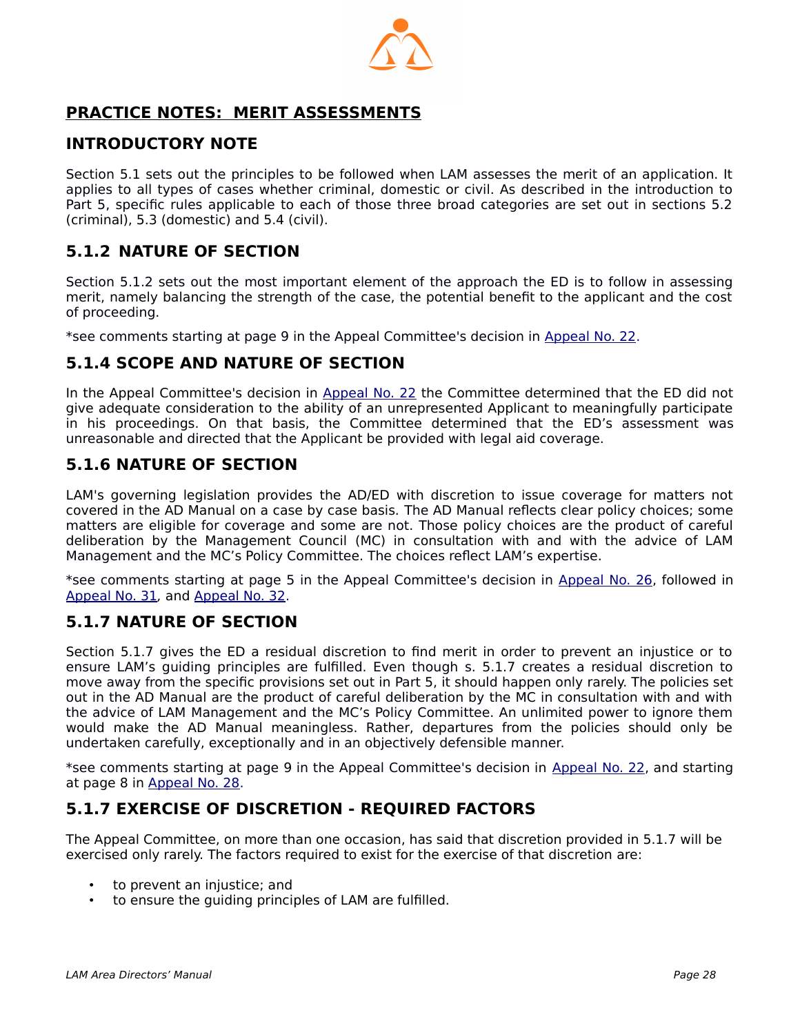## PRACTICE NOTES: MERIT ASSESSMENTS

### INTRODUCTORY NOTE

Section 5.1 sets out the principles to be followed when LAM assesses the merit of an application. It applies to all types of cases whether criminal, domestic or civil. As described in the introduction to Part 5, specific rules applicable to each of those three broad categories are set out in sections 5.2 (criminal), 5.3 (domestic) and 5.4 (civil).

### 5.1.2 NATURE OF SECTION

Section 5.1.2 sets out the most important element of the approach the ED is to follow in assessing merit, namely balancing the strength of the case, the potential benefit to the applicant and the cost of proceeding.

*see comments starting at page 9 in the Appeal Committee's decision in Appeal No. 22.

### 5.1.4 SCOPE AND NATURE OF SECTION

In the Appeal Committee's decision in Appeal No. 22 the Committee determined that the ED did not give adequate consideration to the ability of an unrepresented Applicant to meaningfully participate in his proceedings. On that basis, the Committee determined that the ED's assessment was unreasonable and directed that the Applicant be provided with legal aid coverage.

### 5.1.6 NATURE OF SECTION

LAM's governing legislation provides the AD/ED with discretion to issue coverage for matters not covered in the AD Manual on a case by case basis. The AD Manual reflects clear policy choices; some matters are eligible for coverage and some are not. Those policy choices are the product of careful deliberation by the Management Council (MC) in consultation with and with the advice of LAM Management and the MC's Policy Committee. The choices reflect LAM's expertise.

*see comments starting at page 5 in the Appeal Committee's decision in Appeal No. 26, followed in Appeal No. 31, and Appeal No. 32.

### 5.1.7 NATURE OF SECTION

Section 5.1.7 gives the ED a residual discretion to find merit in order to prevent an injustice or to ensure LAM's guiding principles are fulfilled. Even though s. 5.1.7 creates a residual discretion to move away from the specific provisions set out in Part 5, it should happen only rarely. The policies set out in the AD Manual are the product of careful deliberation by the MC in consultation with and with the advice of LAM Management and the MC's Policy Committee. An unlimited power to ignore them would make the AD Manual meaningless. Rather, departures from the policies should only be undertaken carefully, exceptionally and in an objectively defensible manner.

*see comments starting at page 9 in the Appeal Committee's decision in Appeal No. 22, and starting at page 8 in Appeal No. 28.

### 5.1.7 EXERCISE OF DISCRETION - REQUIRED FACTORS

The Appeal Committee, on more than one occasion, has said that discretion provided in 5.1.7 will be exercised only rarely. The factors required to exist for the exercise of that discretion are:

- to prevent an injustice; and
- to ensure the guiding principles of LAM are fulfilled.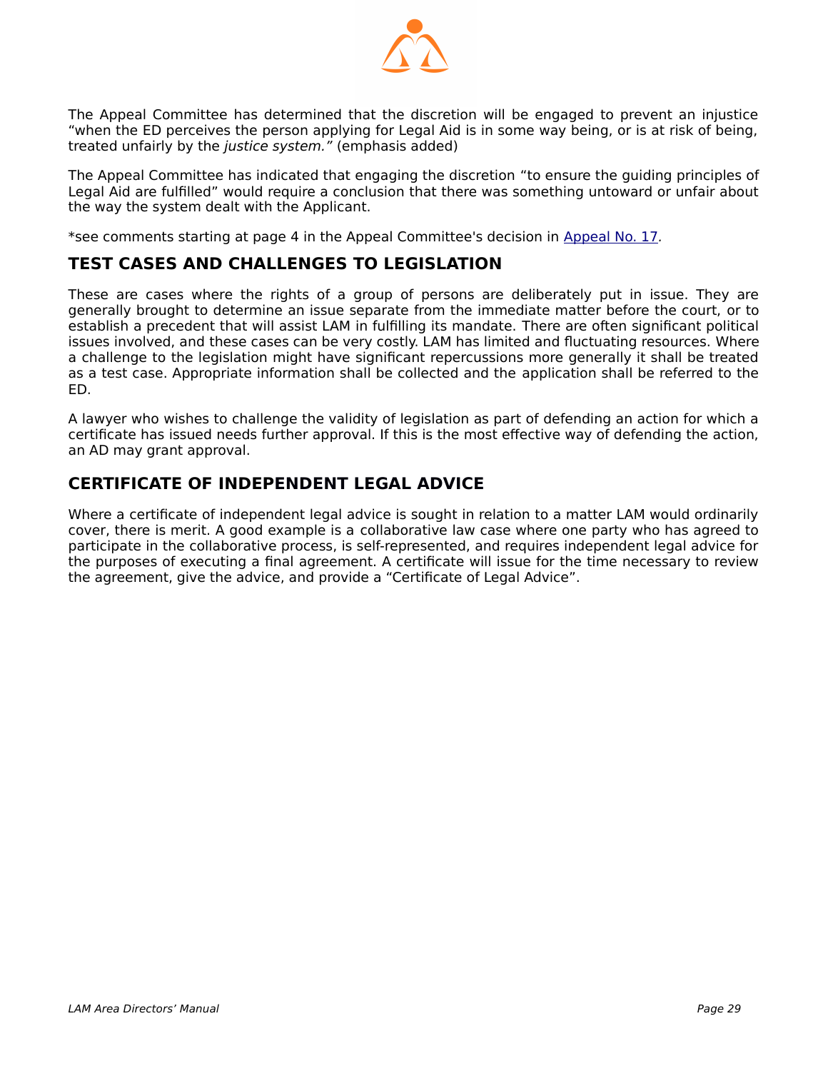The Appeal Committee has determined that the discretion will be engaged to prevent an injustice "when the ED perceives the person applying for Legal Aid is in some way being, or is at risk of being, treated unfairly by the *justice system."* (emphasis added)

The Appeal Committee has indicated that engaging the discretion "to ensure the guiding principles of Legal Aid are fulfilled" would require a conclusion that there was something untoward or unfair about the way the system dealt with the Applicant.

*see comments starting at page 4 in the Appeal Committee's decision in Appeal No. 17.

## TEST CASES AND CHALLENGES TO LEGISLATION

These are cases where the rights of a group of persons are deliberately put in issue. They are generally brought to determine an issue separate from the immediate matter before the court, or to establish a precedent that will assist LAM in fulfilling its mandate. There are often significant political issues involved, and these cases can be very costly. LAM has limited and fluctuating resources. Where a challenge to the legislation might have significant repercussions more generally it shall be treated as a test case. Appropriate information shall be collected and the application shall be referred to the ED.

A lawyer who wishes to challenge the validity of legislation as part of defending an action for which a certificate has issued needs further approval. If this is the most effective way of defending the action, an AD may grant approval.

## CERTIFICATE OF INDEPENDENT LEGAL ADVICE

Where a certificate of independent legal advice is sought in relation to a matter LAM would ordinarily cover, there is merit. A good example is a collaborative law case where one party who has agreed to participate in the collaborative process, is self-represented, and requires independent legal advice for the purposes of executing a final agreement. A certificate will issue for the time necessary to review the agreement, give the advice, and provide a "Certificate of Legal Advice".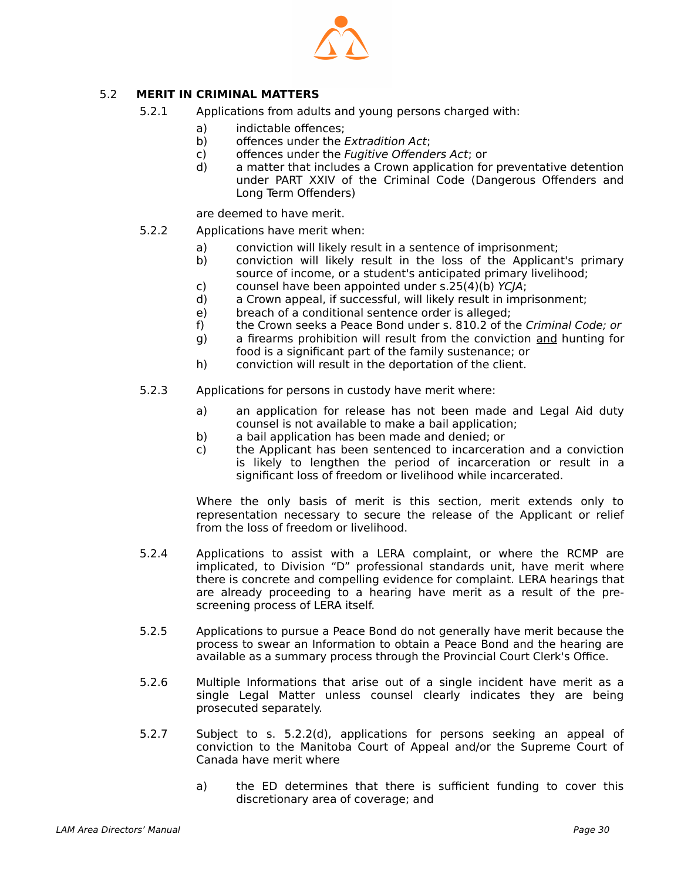## 5.2 MERIT IN CRIMINAL MATTERS

5.2.1 Applications from adults and young persons charged with:

a) indictable offences;
b) offences under the *Extradition Act*;
c) offences under the *Fugitive Offenders Act*; or
d) a matter that includes a Crown application for preventative detention under PART XXIV of the Criminal Code (Dangerous Offenders and Long Term Offenders)

are deemed to have merit.

5.2.2 Applications have merit when:

a) conviction will likely result in a sentence of imprisonment;
b) conviction will likely result in the loss of the Applicant's primary source of income, or a student's anticipated primary livelihood;
c) counsel have been appointed under s.25(4)(b) *YCJA*;
d) a Crown appeal, if successful, will likely result in imprisonment;
e) breach of a conditional sentence order is alleged;
f) the Crown seeks a Peace Bond under s. 810.2 of the *Criminal Code; or*
g) a firearms prohibition will result from the conviction <u>and</u> hunting for food is a significant part of the family sustenance; or
h) conviction will result in the deportation of the client.

5.2.3 Applications for persons in custody have merit where:

a) an application for release has not been made and Legal Aid duty counsel is not available to make a bail application;
b) a bail application has been made and denied; or
c) the Applicant has been sentenced to incarceration and a conviction is likely to lengthen the period of incarceration or result in a significant loss of freedom or livelihood while incarcerated.

Where the only basis of merit is this section, merit extends only to representation necessary to secure the release of the Applicant or relief from the loss of freedom or livelihood.

5.2.4 Applications to assist with a LERA complaint, or where the RCMP are implicated, to Division "D" professional standards unit, have merit where there is concrete and compelling evidence for complaint. LERA hearings that are already proceeding to a hearing have merit as a result of the pre-screening process of LERA itself.

5.2.5 Applications to pursue a Peace Bond do not generally have merit because the process to swear an Information to obtain a Peace Bond and the hearing are available as a summary process through the Provincial Court Clerk's Office.

5.2.6 Multiple Informations that arise out of a single incident have merit as a single Legal Matter unless counsel clearly indicates they are being prosecuted separately.

5.2.7 Subject to s. 5.2.2(d), applications for persons seeking an appeal of conviction to the Manitoba Court of Appeal and/or the Supreme Court of Canada have merit where

a) the ED determines that there is sufficient funding to cover this discretionary area of coverage; and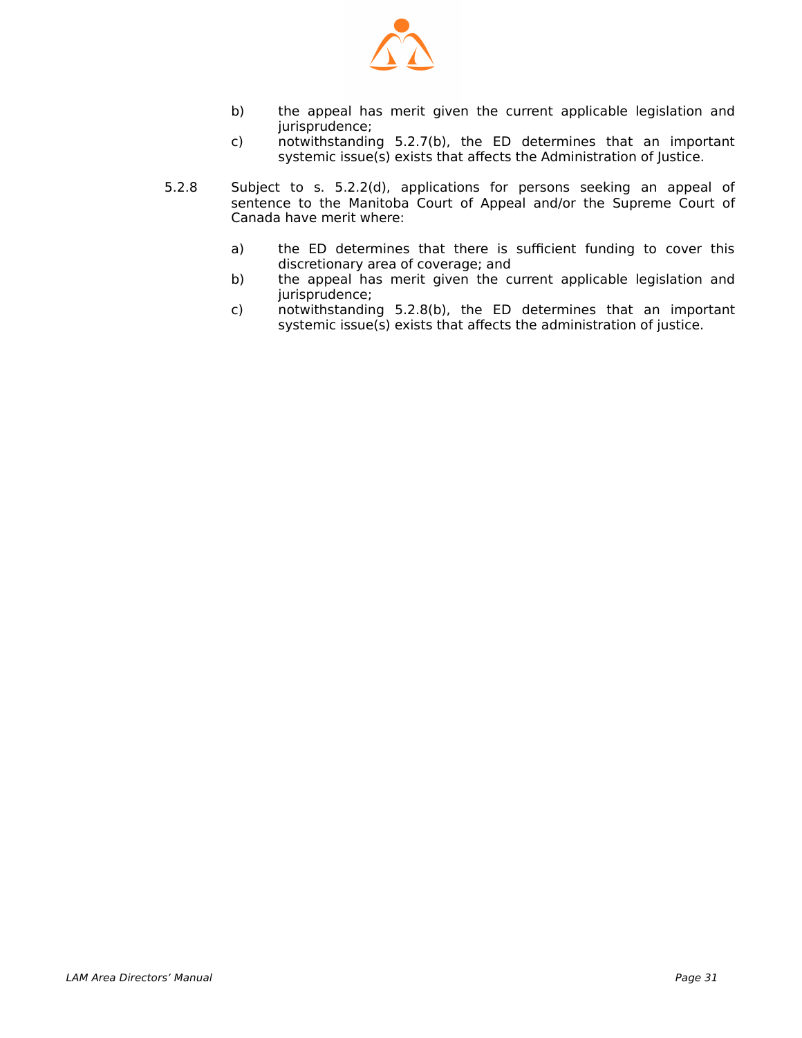b) the appeal has merit given the current applicable legislation and jurisprudence;

c) notwithstanding 5.2.7(b), the ED determines that an important systemic issue(s) exists that affects the Administration of Justice.

5.2.8 Subject to s. 5.2.2(d), applications for persons seeking an appeal of sentence to the Manitoba Court of Appeal and/or the Supreme Court of Canada have merit where:

a) the ED determines that there is sufficient funding to cover this discretionary area of coverage; and

b) the appeal has merit given the current applicable legislation and jurisprudence;

c) notwithstanding 5.2.8(b), the ED determines that an important systemic issue(s) exists that affects the administration of justice.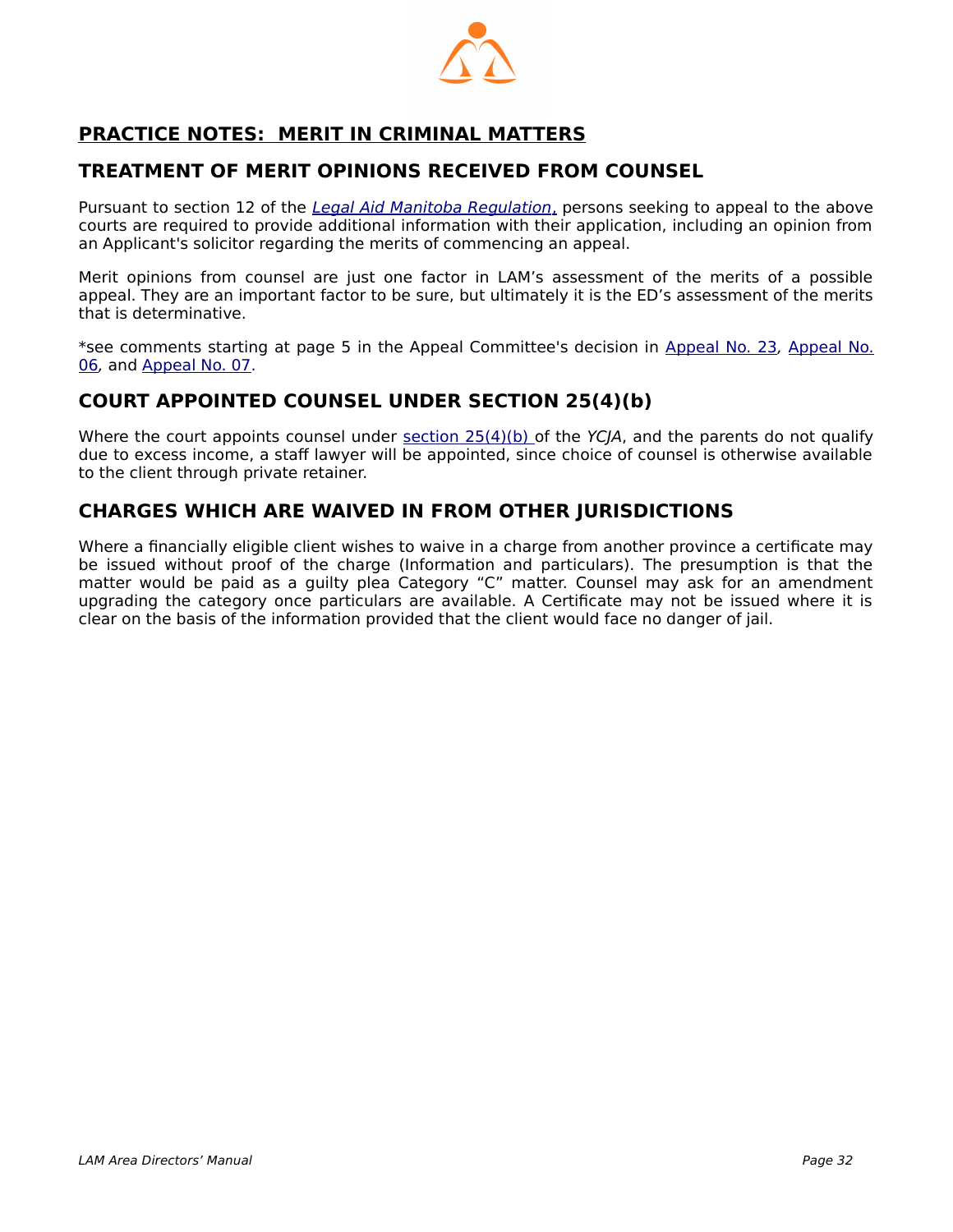# PRACTICE NOTES: MERIT IN CRIMINAL MATTERS

## TREATMENT OF MERIT OPINIONS RECEIVED FROM COUNSEL

Pursuant to section 12 of the *Legal Aid Manitoba Regulation*, persons seeking to appeal to the above courts are required to provide additional information with their application, including an opinion from an Applicant's solicitor regarding the merits of commencing an appeal.

Merit opinions from counsel are just one factor in LAM's assessment of the merits of a possible appeal. They are an important factor to be sure, but ultimately it is the ED's assessment of the merits that is determinative.

*see comments starting at page 5 in the Appeal Committee's decision in Appeal No. 23, Appeal No. 06, and Appeal No. 07.

## COURT APPOINTED COUNSEL UNDER SECTION 25(4)(b)

Where the court appoints counsel under section 25(4)(b) of the *YCJA*, and the parents do not qualify due to excess income, a staff lawyer will be appointed, since choice of counsel is otherwise available to the client through private retainer.

## CHARGES WHICH ARE WAIVED IN FROM OTHER JURISDICTIONS

Where a financially eligible client wishes to waive in a charge from another province a certificate may be issued without proof of the charge (Information and particulars). The presumption is that the matter would be paid as a guilty plea Category "C" matter. Counsel may ask for an amendment upgrading the category once particulars are available. A Certificate may not be issued where it is clear on the basis of the information provided that the client would face no danger of jail.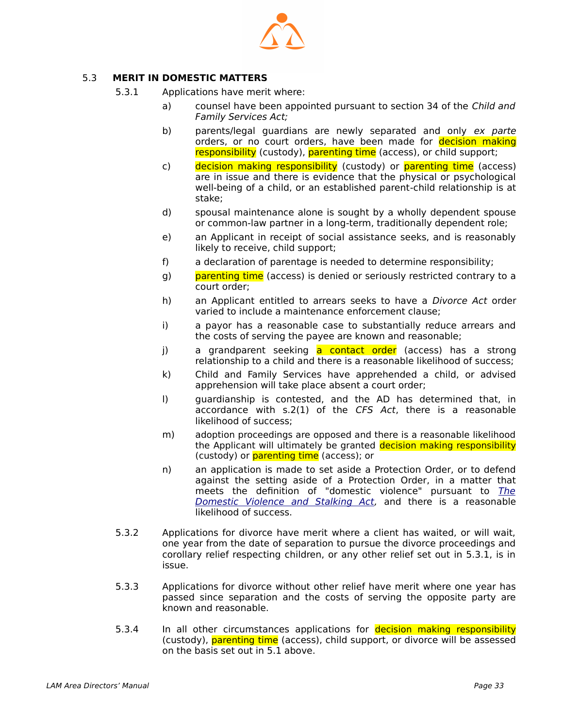### 5.3 MERIT IN DOMESTIC MATTERS

5.3.1 Applications have merit where:

a) counsel have been appointed pursuant to section 34 of the *Child and Family Services Act;*

b) parents/legal guardians are newly separated and only *ex parte* orders, or no court orders, have been made for decision making responsibility (custody), parenting time (access), or child support;

c) decision making responsibility (custody) or parenting time (access) are in issue and there is evidence that the physical or psychological well-being of a child, or an established parent-child relationship is at stake;

d) spousal maintenance alone is sought by a wholly dependent spouse or common-law partner in a long-term, traditionally dependent role;

e) an Applicant in receipt of social assistance seeks, and is reasonably likely to receive, child support;

f) a declaration of parentage is needed to determine responsibility;

g) parenting time (access) is denied or seriously restricted contrary to a court order;

h) an Applicant entitled to arrears seeks to have a *Divorce Act* order varied to include a maintenance enforcement clause;

i) a payor has a reasonable case to substantially reduce arrears and the costs of serving the payee are known and reasonable;

j) a grandparent seeking a contact order (access) has a strong relationship to a child and there is a reasonable likelihood of success;

k) Child and Family Services have apprehended a child, or advised apprehension will take place absent a court order;

l) guardianship is contested, and the AD has determined that, in accordance with s.2(1) of the *CFS Act*, there is a reasonable likelihood of success;

m) adoption proceedings are opposed and there is a reasonable likelihood the Applicant will ultimately be granted decision making responsibility (custody) or parenting time (access); or

n) an application is made to set aside a Protection Order, or to defend against the setting aside of a Protection Order, in a matter that meets the definition of "domestic violence" pursuant to *The Domestic Violence and Stalking Act*, and there is a reasonable likelihood of success.

5.3.2 Applications for divorce have merit where a client has waited, or will wait, one year from the date of separation to pursue the divorce proceedings and corollary relief respecting children, or any other relief set out in 5.3.1, is in issue.

5.3.3 Applications for divorce without other relief have merit where one year has passed since separation and the costs of serving the opposite party are known and reasonable.

5.3.4 In all other circumstances applications for decision making responsibility (custody), parenting time (access), child support, or divorce will be assessed on the basis set out in 5.1 above.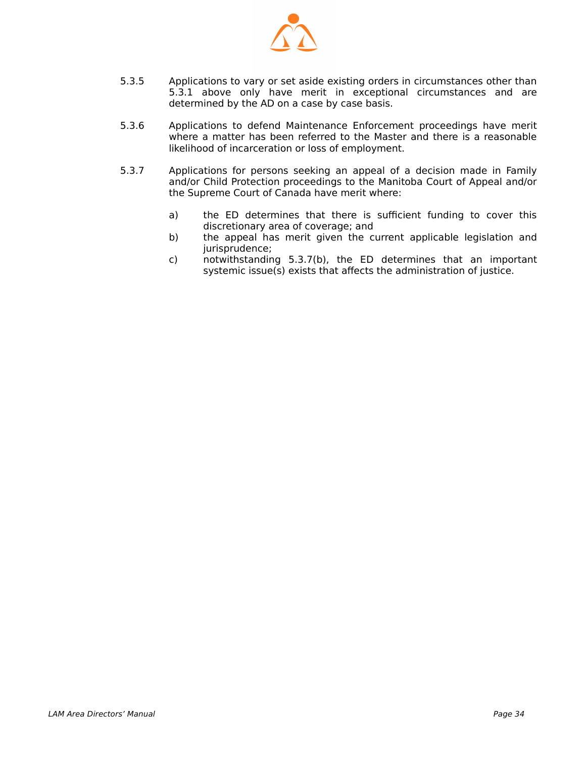5.3.5 Applications to vary or set aside existing orders in circumstances other than 5.3.1 above only have merit in exceptional circumstances and are determined by the AD on a case by case basis.

5.3.6 Applications to defend Maintenance Enforcement proceedings have merit where a matter has been referred to the Master and there is a reasonable likelihood of incarceration or loss of employment.

5.3.7 Applications for persons seeking an appeal of a decision made in Family and/or Child Protection proceedings to the Manitoba Court of Appeal and/or the Supreme Court of Canada have merit where:

a) the ED determines that there is sufficient funding to cover this discretionary area of coverage; and
b) the appeal has merit given the current applicable legislation and jurisprudence;
c) notwithstanding 5.3.7(b), the ED determines that an important systemic issue(s) exists that affects the administration of justice.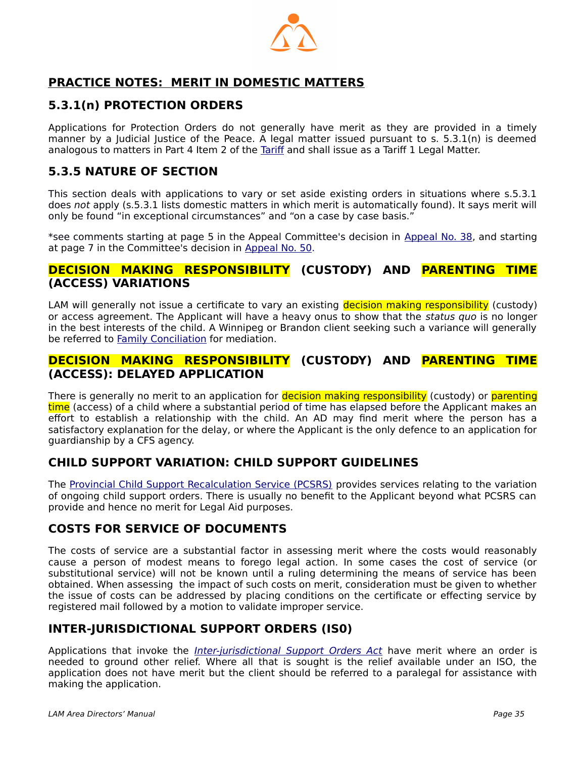## PRACTICE NOTES: MERIT IN DOMESTIC MATTERS

### 5.3.1(n) PROTECTION ORDERS

Applications for Protection Orders do not generally have merit as they are provided in a timely manner by a Judicial Justice of the Peace. A legal matter issued pursuant to s. 5.3.1(n) is deemed analogous to matters in Part 4 Item 2 of the Tariff and shall issue as a Tariff 1 Legal Matter.

### 5.3.5 NATURE OF SECTION

This section deals with applications to vary or set aside existing orders in situations where s.5.3.1 does *not* apply (s.5.3.1 lists domestic matters in which merit is automatically found). It says merit will only be found "in exceptional circumstances" and "on a case by case basis."

*see comments starting at page 5 in the Appeal Committee's decision in Appeal No. 38, and starting at page 7 in the Committee's decision in Appeal No. 50.

### DECISION MAKING RESPONSIBILITY (CUSTODY) AND PARENTING TIME (ACCESS) VARIATIONS

LAM will generally not issue a certificate to vary an existing decision making responsibility (custody) or access agreement. The Applicant will have a heavy onus to show that the *status quo* is no longer in the best interests of the child. A Winnipeg or Brandon client seeking such a variance will generally be referred to Family Conciliation for mediation.

### DECISION MAKING RESPONSIBILITY (CUSTODY) AND PARENTING TIME (ACCESS): DELAYED APPLICATION

There is generally no merit to an application for decision making responsibility (custody) or parenting time (access) of a child where a substantial period of time has elapsed before the Applicant makes an effort to establish a relationship with the child. An AD may find merit where the person has a satisfactory explanation for the delay, or where the Applicant is the only defence to an application for guardianship by a CFS agency.

### CHILD SUPPORT VARIATION: CHILD SUPPORT GUIDELINES

The Provincial Child Support Recalculation Service (PCSRS) provides services relating to the variation of ongoing child support orders. There is usually no benefit to the Applicant beyond what PCSRS can provide and hence no merit for Legal Aid purposes.

### COSTS FOR SERVICE OF DOCUMENTS

The costs of service are a substantial factor in assessing merit where the costs would reasonably cause a person of modest means to forego legal action. In some cases the cost of service (or substitutional service) will not be known until a ruling determining the means of service has been obtained. When assessing the impact of such costs on merit, consideration must be given to whether the issue of costs can be addressed by placing conditions on the certificate or effecting service by registered mail followed by a motion to validate improper service.

### INTER-JURISDICTIONAL SUPPORT ORDERS (IS0)

Applications that invoke the *Inter-jurisdictional Support Orders Act* have merit where an order is needed to ground other relief. Where all that is sought is the relief available under an ISO, the application does not have merit but the client should be referred to a paralegal for assistance with making the application.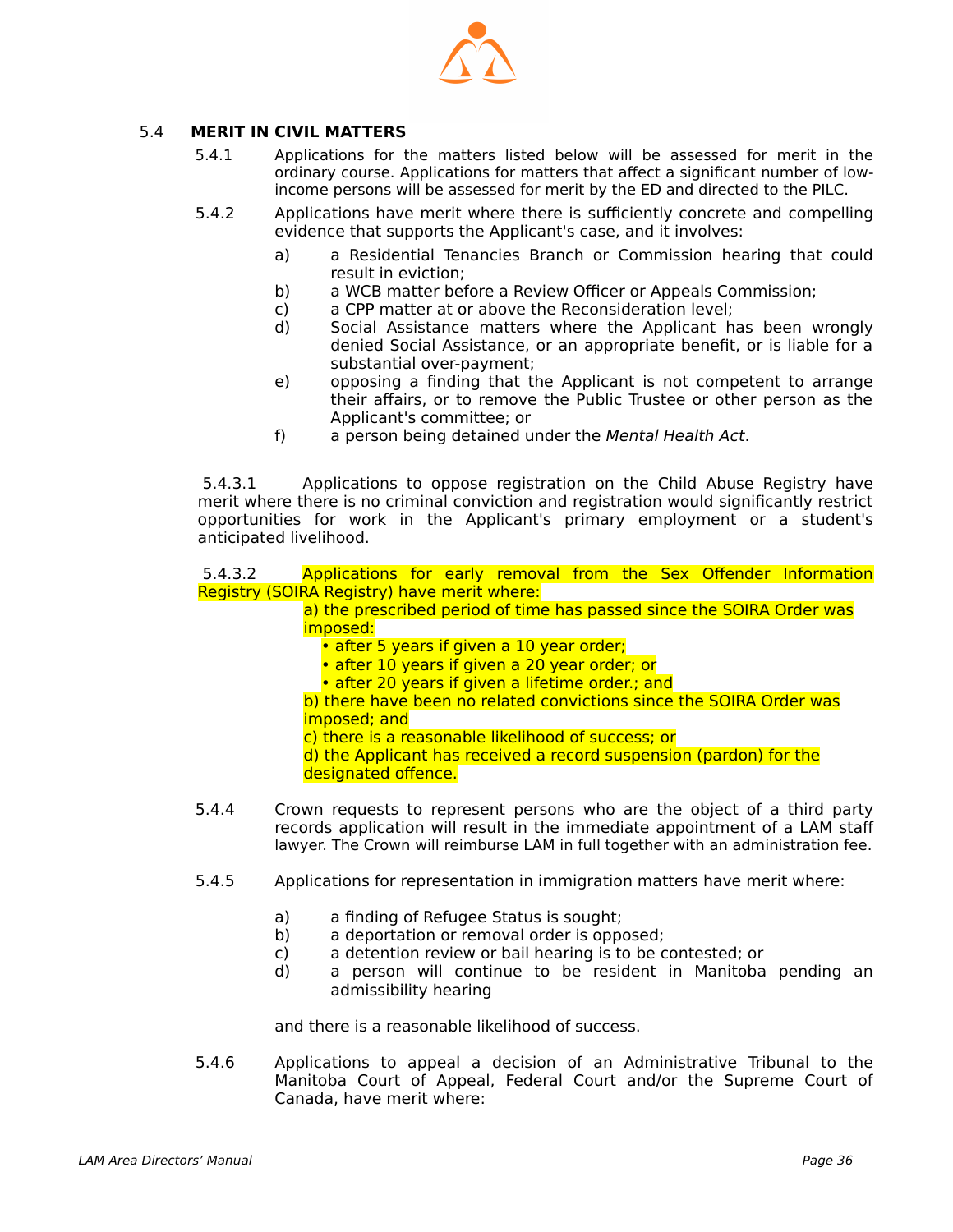### 5.4 MERIT IN CIVIL MATTERS

5.4.1 Applications for the matters listed below will be assessed for merit in the ordinary course. Applications for matters that affect a significant number of low-income persons will be assessed for merit by the ED and directed to the PILC.

5.4.2 Applications have merit where there is sufficiently concrete and compelling evidence that supports the Applicant's case, and it involves:

a) a Residential Tenancies Branch or Commission hearing that could result in eviction;

b) a WCB matter before a Review Officer or Appeals Commission;

c) a CPP matter at or above the Reconsideration level;

d) Social Assistance matters where the Applicant has been wrongly denied Social Assistance, or an appropriate benefit, or is liable for a substantial over-payment;

e) opposing a finding that the Applicant is not competent to arrange their affairs, or to remove the Public Trustee or other person as the Applicant's committee; or

f) a person being detained under the *Mental Health Act*.

5.4.3.1 Applications to oppose registration on the Child Abuse Registry have merit where there is no criminal conviction and registration would significantly restrict opportunities for work in the Applicant's primary employment or a student's anticipated livelihood.

5.4.3.2 Applications for early removal from the Sex Offender Information Registry (SOIRA Registry) have merit where:

a) the prescribed period of time has passed since the SOIRA Order was imposed:
- after 5 years if given a 10 year order;
- after 10 years if given a 20 year order; or
- after 20 years if given a lifetime order.; and

b) there have been no related convictions since the SOIRA Order was imposed; and

c) there is a reasonable likelihood of success; or

d) the Applicant has received a record suspension (pardon) for the designated offence.

5.4.4 Crown requests to represent persons who are the object of a third party records application will result in the immediate appointment of a LAM staff lawyer. The Crown will reimburse LAM in full together with an administration fee.

5.4.5 Applications for representation in immigration matters have merit where:

a) a finding of Refugee Status is sought;

b) a deportation or removal order is opposed;

c) a detention review or bail hearing is to be contested; or

d) a person will continue to be resident in Manitoba pending an admissibility hearing

and there is a reasonable likelihood of success.

5.4.6 Applications to appeal a decision of an Administrative Tribunal to the Manitoba Court of Appeal, Federal Court and/or the Supreme Court of Canada, have merit where: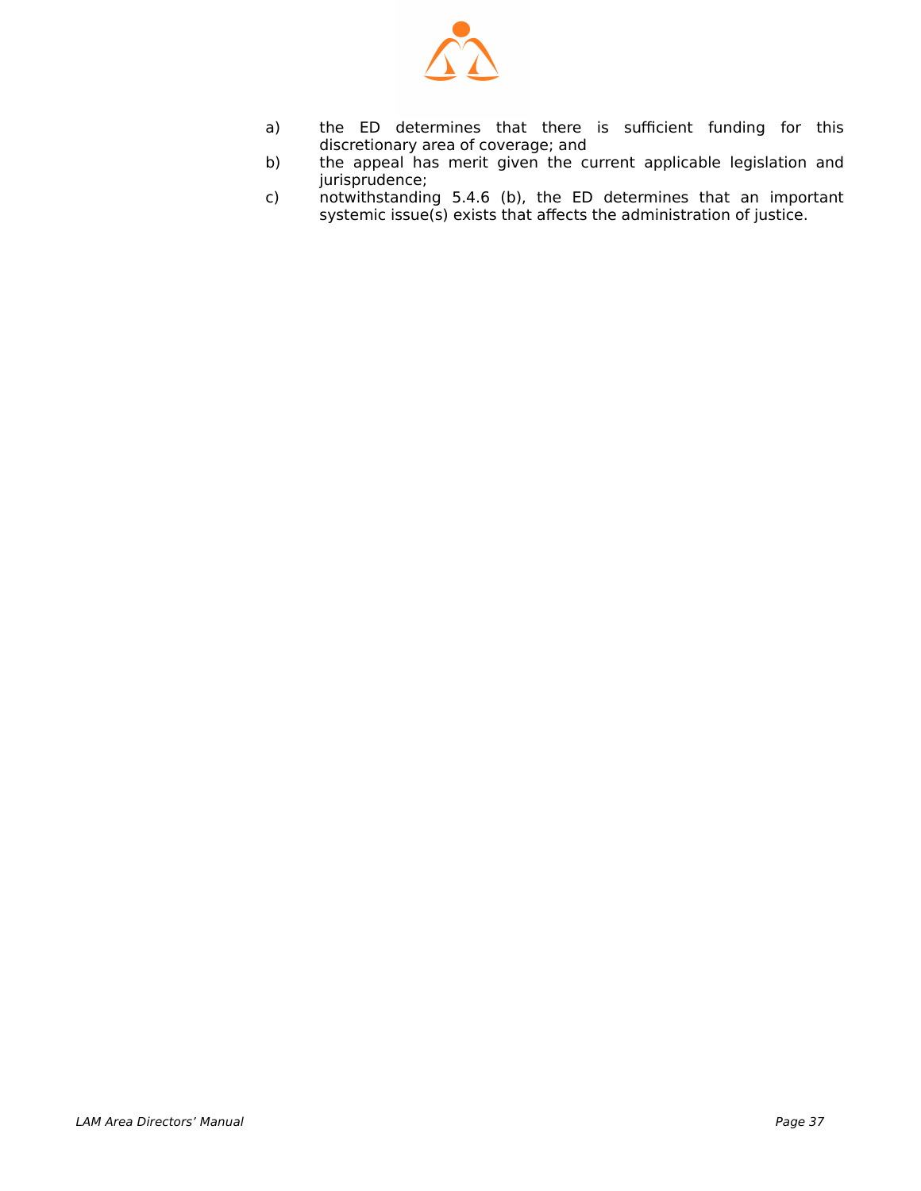a) the ED determines that there is sufficient funding for this discretionary area of coverage; and
b) the appeal has merit given the current applicable legislation and jurisprudence;
c) notwithstanding 5.4.6 (b), the ED determines that an important systemic issue(s) exists that affects the administration of justice.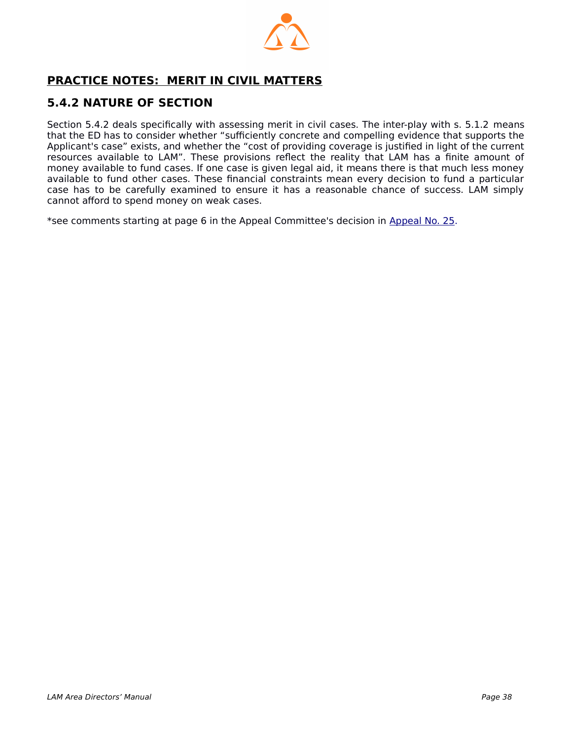## PRACTICE NOTES: MERIT IN CIVIL MATTERS

### 5.4.2 NATURE OF SECTION

Section 5.4.2 deals specifically with assessing merit in civil cases. The inter-play with s. 5.1.2 means that the ED has to consider whether “sufficiently concrete and compelling evidence that supports the Applicant's case” exists, and whether the “cost of providing coverage is justified in light of the current resources available to LAM”. These provisions reflect the reality that LAM has a finite amount of money available to fund cases. If one case is given legal aid, it means there is that much less money available to fund other cases. These financial constraints mean every decision to fund a particular case has to be carefully examined to ensure it has a reasonable chance of success. LAM simply cannot afford to spend money on weak cases.

*see comments starting at page 6 in the Appeal Committee's decision in Appeal No. 25.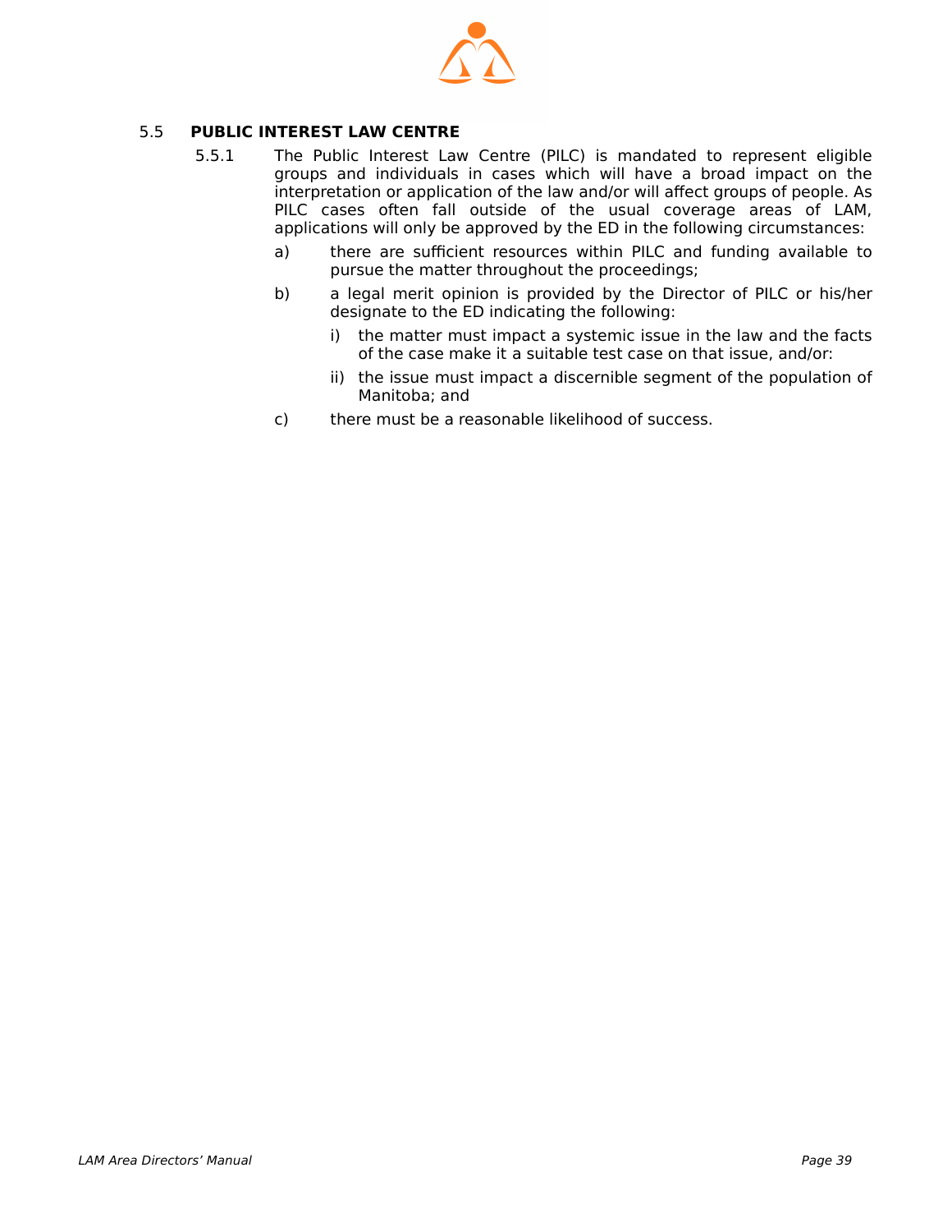## 5.5 PUBLIC INTEREST LAW CENTRE

5.5.1 The Public Interest Law Centre (PILC) is mandated to represent eligible groups and individuals in cases which will have a broad impact on the interpretation or application of the law and/or will affect groups of people. As PILC cases often fall outside of the usual coverage areas of LAM, applications will only be approved by the ED in the following circumstances:

a) there are sufficient resources within PILC and funding available to pursue the matter throughout the proceedings;

b) a legal merit opinion is provided by the Director of PILC or his/her designate to the ED indicating the following:

   i) the matter must impact a systemic issue in the law and the facts of the case make it a suitable test case on that issue, and/or:

   ii) the issue must impact a discernible segment of the population of Manitoba; and

c) there must be a reasonable likelihood of success.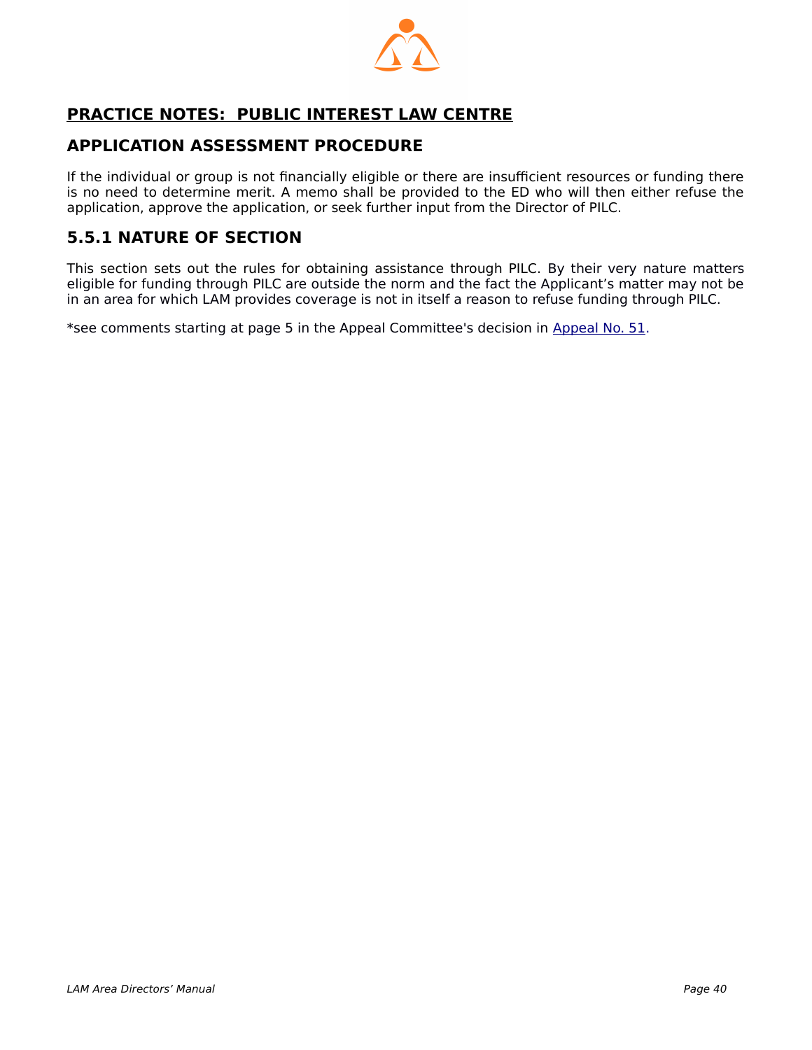## **<u>PRACTICE NOTES: PUBLIC INTEREST LAW CENTRE</u>**

## **APPLICATION ASSESSMENT PROCEDURE**

If the individual or group is not financially eligible or there are insufficient resources or funding there is no need to determine merit. A memo shall be provided to the ED who will then either refuse the application, approve the application, or seek further input from the Director of PILC.

## **5.5.1 NATURE OF SECTION**

This section sets out the rules for obtaining assistance through PILC. By their very nature matters eligible for funding through PILC are outside the norm and the fact the Applicant's matter may not be in an area for which LAM provides coverage is not in itself a reason to refuse funding through PILC.

*see comments starting at page 5 in the Appeal Committee's decision in Appeal No. 51.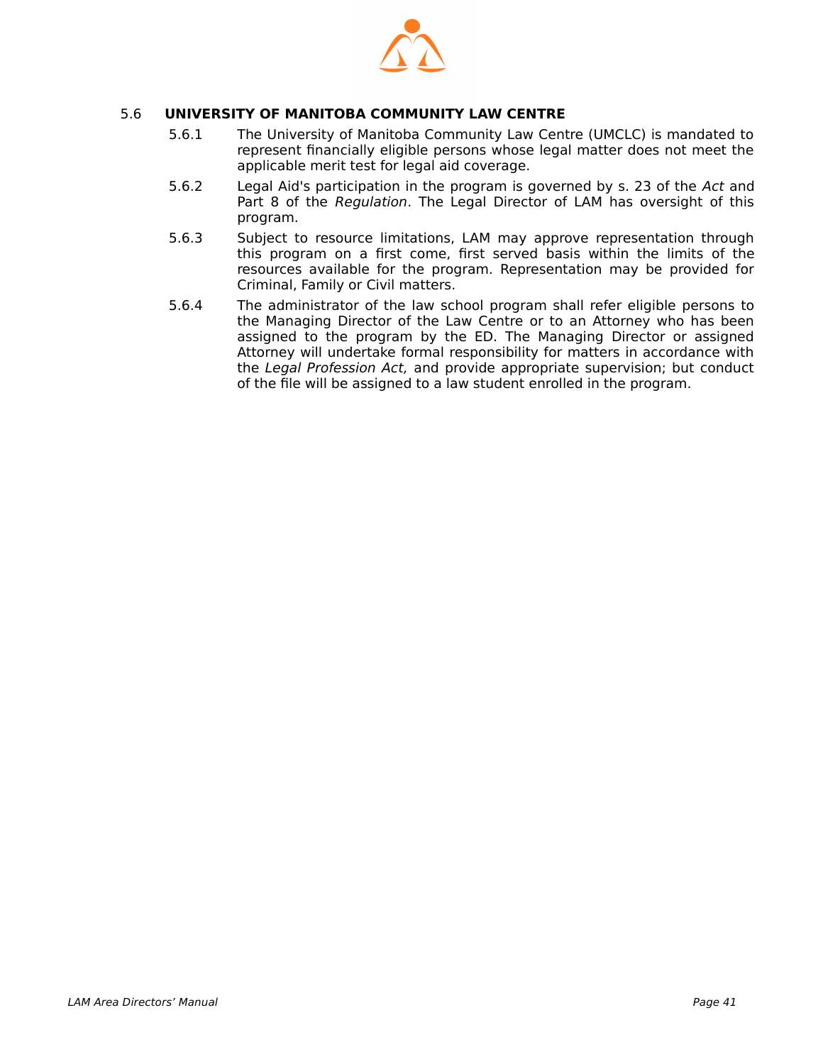## 5.6 UNIVERSITY OF MANITOBA COMMUNITY LAW CENTRE

5.6.1 The University of Manitoba Community Law Centre (UMCLC) is mandated to represent financially eligible persons whose legal matter does not meet the applicable merit test for legal aid coverage.

5.6.2 Legal Aid's participation in the program is governed by s. 23 of the *Act* and Part 8 of the *Regulation*. The Legal Director of LAM has oversight of this program.

5.6.3 Subject to resource limitations, LAM may approve representation through this program on a first come, first served basis within the limits of the resources available for the program. Representation may be provided for Criminal, Family or Civil matters.

5.6.4 The administrator of the law school program shall refer eligible persons to the Managing Director of the Law Centre or to an Attorney who has been assigned to the program by the ED. The Managing Director or assigned Attorney will undertake formal responsibility for matters in accordance with the *Legal Profession Act,* and provide appropriate supervision; but conduct of the file will be assigned to a law student enrolled in the program.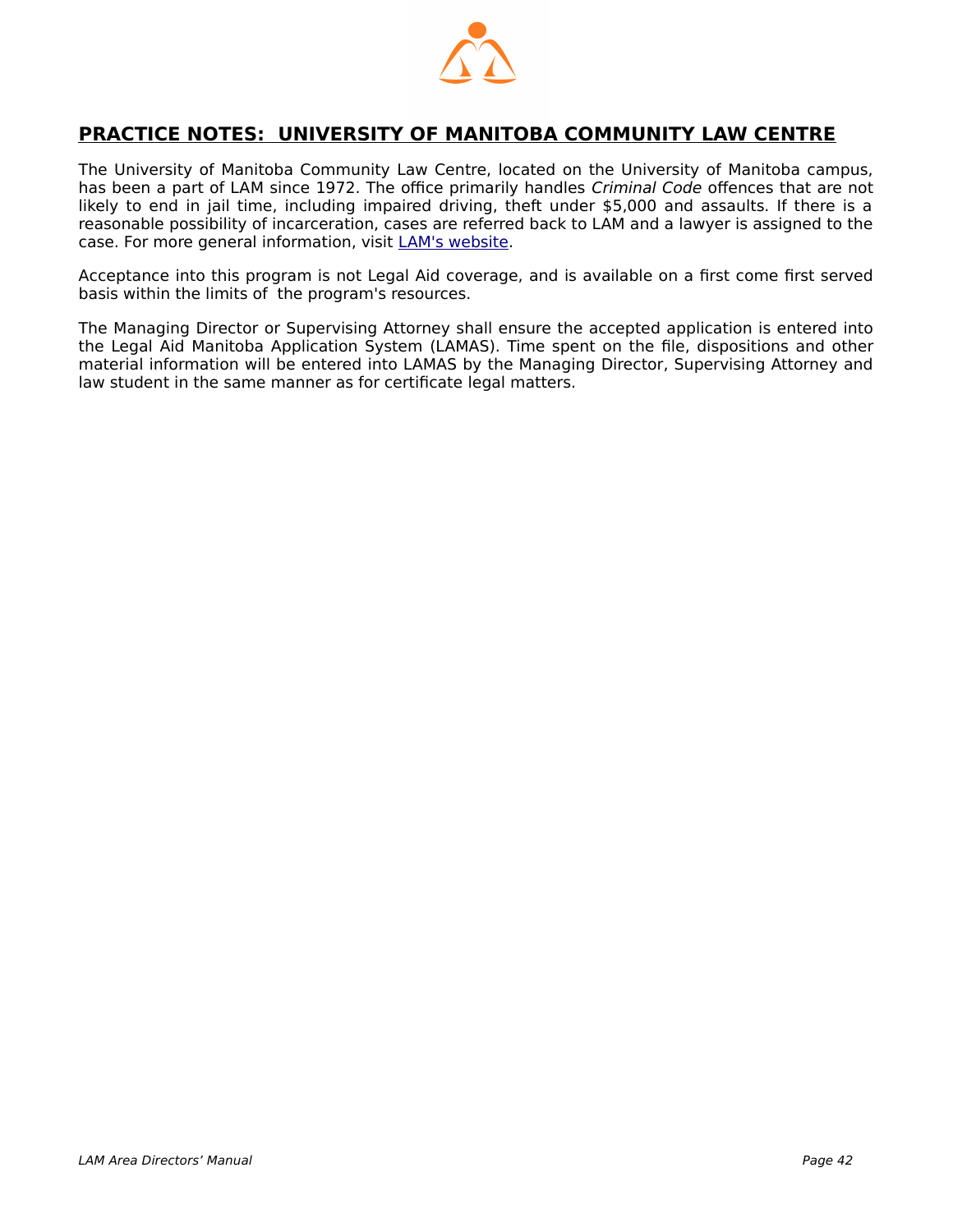## PRACTICE NOTES: UNIVERSITY OF MANITOBA COMMUNITY LAW CENTRE

The University of Manitoba Community Law Centre, located on the University of Manitoba campus, has been a part of LAM since 1972. The office primarily handles *Criminal Code* offences that are not likely to end in jail time, including impaired driving, theft under $5,000 and assaults. If there is a reasonable possibility of incarceration, cases are referred back to LAM and a lawyer is assigned to the case. For more general information, visit LAM's website.

Acceptance into this program is not Legal Aid coverage, and is available on a first come first served basis within the limits of the program's resources.

The Managing Director or Supervising Attorney shall ensure the accepted application is entered into the Legal Aid Manitoba Application System (LAMAS). Time spent on the file, dispositions and other material information will be entered into LAMAS by the Managing Director, Supervising Attorney and law student in the same manner as for certificate legal matters.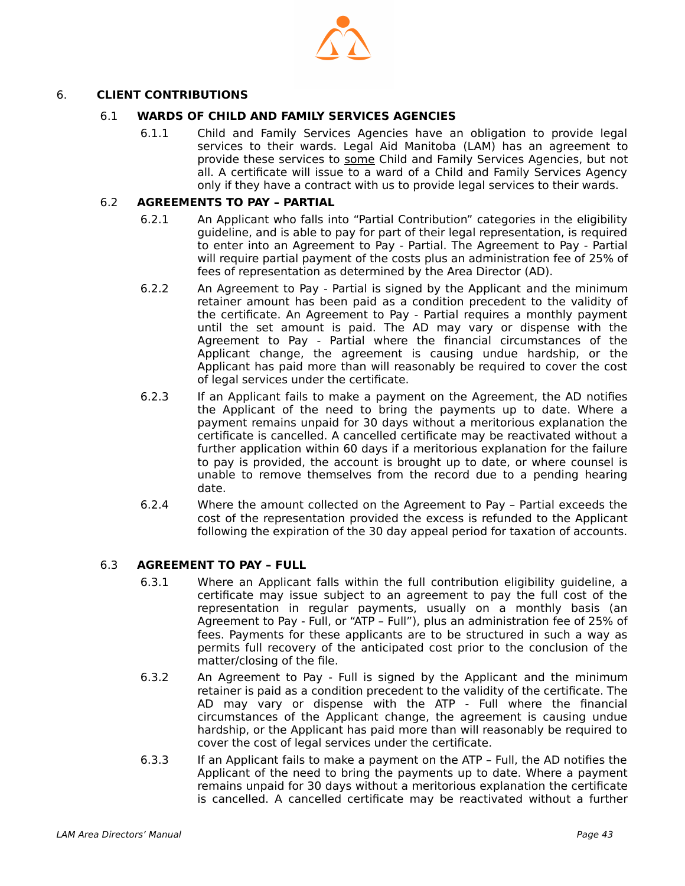# 6. CLIENT CONTRIBUTIONS

## 6.1 WARDS OF CHILD AND FAMILY SERVICES AGENCIES

6.1.1 Child and Family Services Agencies have an obligation to provide legal services to their wards. Legal Aid Manitoba (LAM) has an agreement to provide these services to some Child and Family Services Agencies, but not all. A certificate will issue to a ward of a Child and Family Services Agency only if they have a contract with us to provide legal services to their wards.

## 6.2 AGREEMENTS TO PAY – PARTIAL

6.2.1 An Applicant who falls into "Partial Contribution" categories in the eligibility guideline, and is able to pay for part of their legal representation, is required to enter into an Agreement to Pay - Partial. The Agreement to Pay - Partial will require partial payment of the costs plus an administration fee of 25% of fees of representation as determined by the Area Director (AD).

6.2.2 An Agreement to Pay - Partial is signed by the Applicant and the minimum retainer amount has been paid as a condition precedent to the validity of the certificate. An Agreement to Pay - Partial requires a monthly payment until the set amount is paid. The AD may vary or dispense with the Agreement to Pay - Partial where the financial circumstances of the Applicant change, the agreement is causing undue hardship, or the Applicant has paid more than will reasonably be required to cover the cost of legal services under the certificate.

6.2.3 If an Applicant fails to make a payment on the Agreement, the AD notifies the Applicant of the need to bring the payments up to date. Where a payment remains unpaid for 30 days without a meritorious explanation the certificate is cancelled. A cancelled certificate may be reactivated without a further application within 60 days if a meritorious explanation for the failure to pay is provided, the account is brought up to date, or where counsel is unable to remove themselves from the record due to a pending hearing date.

6.2.4 Where the amount collected on the Agreement to Pay – Partial exceeds the cost of the representation provided the excess is refunded to the Applicant following the expiration of the 30 day appeal period for taxation of accounts.

## 6.3 AGREEMENT TO PAY – FULL

6.3.1 Where an Applicant falls within the full contribution eligibility guideline, a certificate may issue subject to an agreement to pay the full cost of the representation in regular payments, usually on a monthly basis (an Agreement to Pay - Full, or "ATP – Full"), plus an administration fee of 25% of fees. Payments for these applicants are to be structured in such a way as permits full recovery of the anticipated cost prior to the conclusion of the matter/closing of the file.

6.3.2 An Agreement to Pay - Full is signed by the Applicant and the minimum retainer is paid as a condition precedent to the validity of the certificate. The AD may vary or dispense with the ATP - Full where the financial circumstances of the Applicant change, the agreement is causing undue hardship, or the Applicant has paid more than will reasonably be required to cover the cost of legal services under the certificate.

6.3.3 If an Applicant fails to make a payment on the ATP – Full, the AD notifies the Applicant of the need to bring the payments up to date. Where a payment remains unpaid for 30 days without a meritorious explanation the certificate is cancelled. A cancelled certificate may be reactivated without a further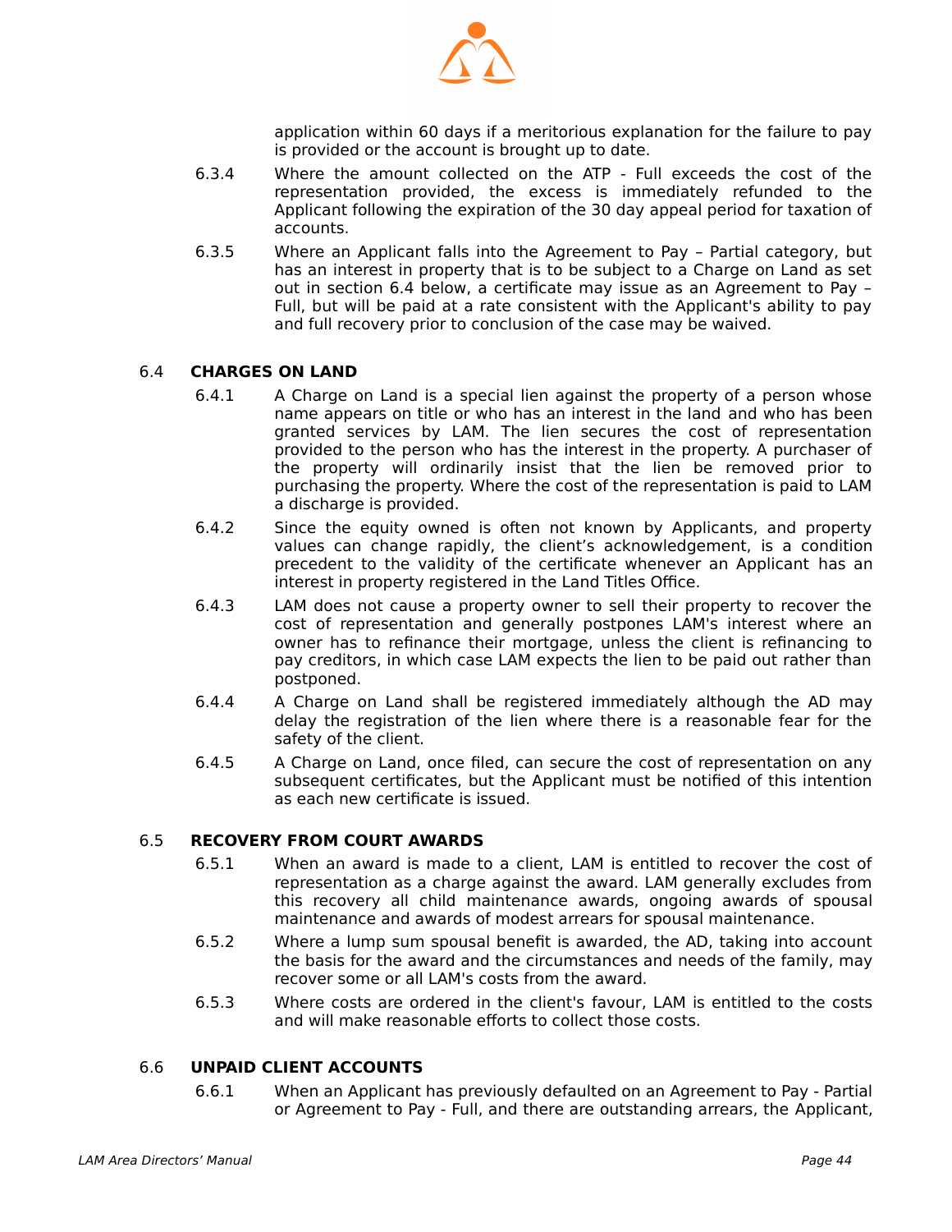application within 60 days if a meritorious explanation for the failure to pay is provided or the account is brought up to date.

6.3.4 Where the amount collected on the ATP - Full exceeds the cost of the representation provided, the excess is immediately refunded to the Applicant following the expiration of the 30 day appeal period for taxation of accounts.

6.3.5 Where an Applicant falls into the Agreement to Pay – Partial category, but has an interest in property that is to be subject to a Charge on Land as set out in section 6.4 below, a certificate may issue as an Agreement to Pay – Full, but will be paid at a rate consistent with the Applicant's ability to pay and full recovery prior to conclusion of the case may be waived.

## 6.4 CHARGES ON LAND

6.4.1 A Charge on Land is a special lien against the property of a person whose name appears on title or who has an interest in the land and who has been granted services by LAM. The lien secures the cost of representation provided to the person who has the interest in the property. A purchaser of the property will ordinarily insist that the lien be removed prior to purchasing the property. Where the cost of the representation is paid to LAM a discharge is provided.

6.4.2 Since the equity owned is often not known by Applicants, and property values can change rapidly, the client's acknowledgement, is a condition precedent to the validity of the certificate whenever an Applicant has an interest in property registered in the Land Titles Office.

6.4.3 LAM does not cause a property owner to sell their property to recover the cost of representation and generally postpones LAM's interest where an owner has to refinance their mortgage, unless the client is refinancing to pay creditors, in which case LAM expects the lien to be paid out rather than postponed.

6.4.4 A Charge on Land shall be registered immediately although the AD may delay the registration of the lien where there is a reasonable fear for the safety of the client.

6.4.5 A Charge on Land, once filed, can secure the cost of representation on any subsequent certificates, but the Applicant must be notified of this intention as each new certificate is issued.

## 6.5 RECOVERY FROM COURT AWARDS

6.5.1 When an award is made to a client, LAM is entitled to recover the cost of representation as a charge against the award. LAM generally excludes from this recovery all child maintenance awards, ongoing awards of spousal maintenance and awards of modest arrears for spousal maintenance.

6.5.2 Where a lump sum spousal benefit is awarded, the AD, taking into account the basis for the award and the circumstances and needs of the family, may recover some or all LAM's costs from the award.

6.5.3 Where costs are ordered in the client's favour, LAM is entitled to the costs and will make reasonable efforts to collect those costs.

## 6.6 UNPAID CLIENT ACCOUNTS

6.6.1 When an Applicant has previously defaulted on an Agreement to Pay - Partial or Agreement to Pay - Full, and there are outstanding arrears, the Applicant,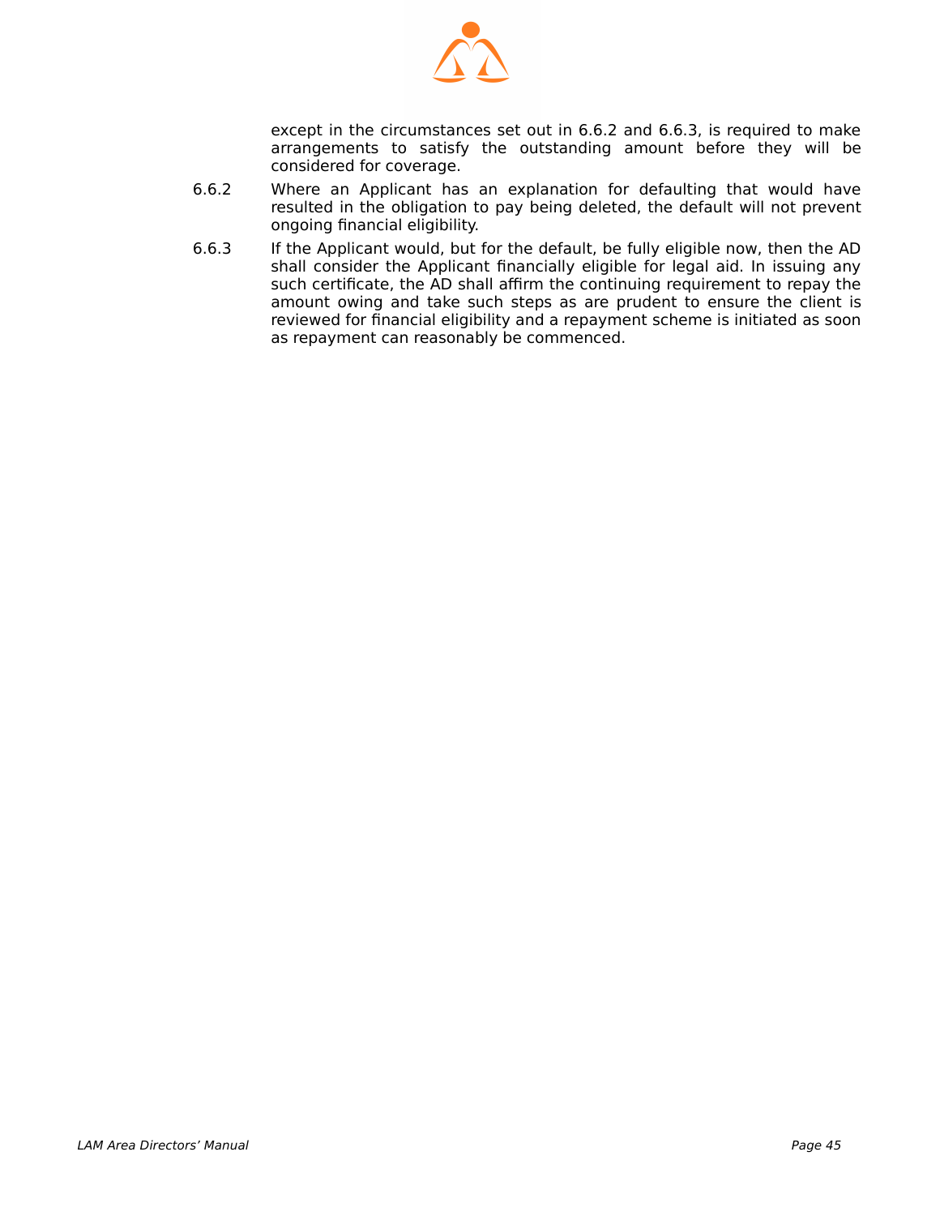except in the circumstances set out in 6.6.2 and 6.6.3, is required to make arrangements to satisfy the outstanding amount before they will be considered for coverage.

6.6.2 Where an Applicant has an explanation for defaulting that would have resulted in the obligation to pay being deleted, the default will not prevent ongoing financial eligibility.

6.6.3 If the Applicant would, but for the default, be fully eligible now, then the AD shall consider the Applicant financially eligible for legal aid. In issuing any such certificate, the AD shall affirm the continuing requirement to repay the amount owing and take such steps as are prudent to ensure the client is reviewed for financial eligibility and a repayment scheme is initiated as soon as repayment can reasonably be commenced.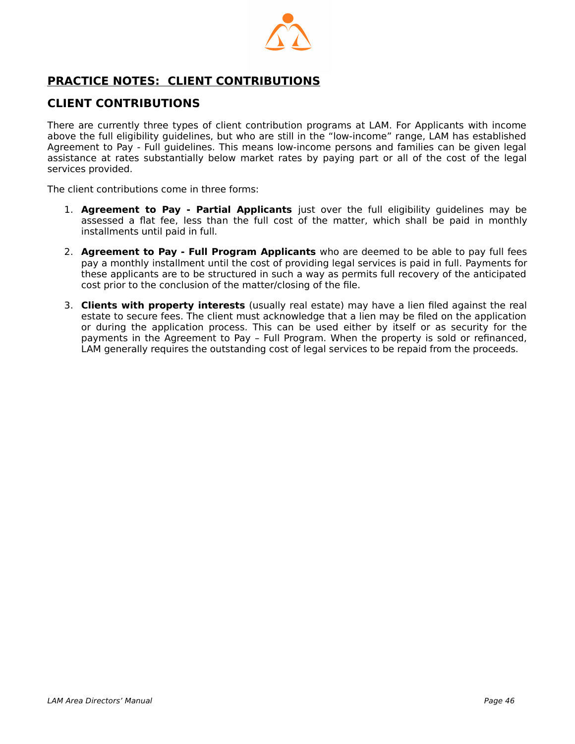## PRACTICE NOTES: CLIENT CONTRIBUTIONS

### CLIENT CONTRIBUTIONS

There are currently three types of client contribution programs at LAM. For Applicants with income above the full eligibility guidelines, but who are still in the “low-income” range, LAM has established Agreement to Pay - Full guidelines. This means low-income persons and families can be given legal assistance at rates substantially below market rates by paying part or all of the cost of the legal services provided.

The client contributions come in three forms:

1. **Agreement to Pay - Partial Applicants** just over the full eligibility guidelines may be assessed a flat fee, less than the full cost of the matter, which shall be paid in monthly installments until paid in full.

2. **Agreement to Pay - Full Program Applicants** who are deemed to be able to pay full fees pay a monthly installment until the cost of providing legal services is paid in full. Payments for these applicants are to be structured in such a way as permits full recovery of the anticipated cost prior to the conclusion of the matter/closing of the file.

3. **Clients with property interests** (usually real estate) may have a lien filed against the real estate to secure fees. The client must acknowledge that a lien may be filed on the application or during the application process. This can be used either by itself or as security for the payments in the Agreement to Pay – Full Program. When the property is sold or refinanced, LAM generally requires the outstanding cost of legal services to be repaid from the proceeds.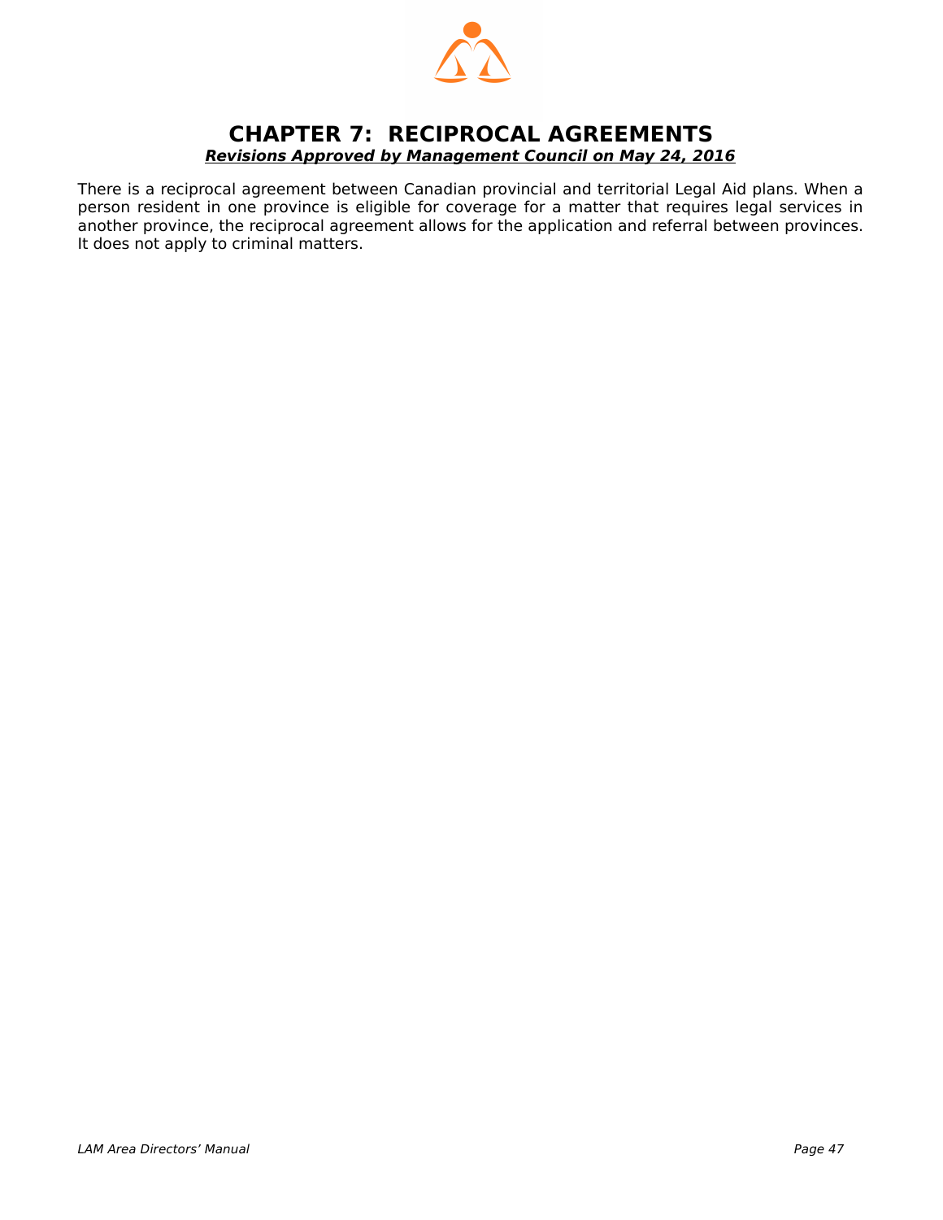# CHAPTER 7: RECIPROCAL AGREEMENTS

***Revisions Approved by Management Council on May 24, 2016***

There is a reciprocal agreement between Canadian provincial and territorial Legal Aid plans. When a person resident in one province is eligible for coverage for a matter that requires legal services in another province, the reciprocal agreement allows for the application and referral between provinces. It does not apply to criminal matters.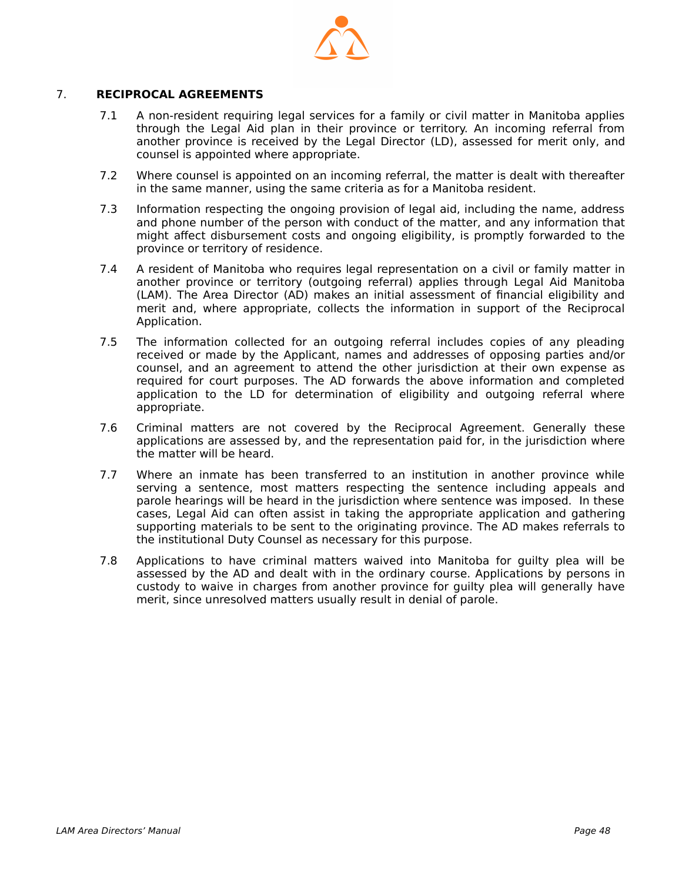## 7. RECIPROCAL AGREEMENTS

7.1 A non-resident requiring legal services for a family or civil matter in Manitoba applies through the Legal Aid plan in their province or territory. An incoming referral from another province is received by the Legal Director (LD), assessed for merit only, and counsel is appointed where appropriate.

7.2 Where counsel is appointed on an incoming referral, the matter is dealt with thereafter in the same manner, using the same criteria as for a Manitoba resident.

7.3 Information respecting the ongoing provision of legal aid, including the name, address and phone number of the person with conduct of the matter, and any information that might affect disbursement costs and ongoing eligibility, is promptly forwarded to the province or territory of residence.

7.4 A resident of Manitoba who requires legal representation on a civil or family matter in another province or territory (outgoing referral) applies through Legal Aid Manitoba (LAM). The Area Director (AD) makes an initial assessment of financial eligibility and merit and, where appropriate, collects the information in support of the Reciprocal Application.

7.5 The information collected for an outgoing referral includes copies of any pleading received or made by the Applicant, names and addresses of opposing parties and/or counsel, and an agreement to attend the other jurisdiction at their own expense as required for court purposes. The AD forwards the above information and completed application to the LD for determination of eligibility and outgoing referral where appropriate.

7.6 Criminal matters are not covered by the Reciprocal Agreement. Generally these applications are assessed by, and the representation paid for, in the jurisdiction where the matter will be heard.

7.7 Where an inmate has been transferred to an institution in another province while serving a sentence, most matters respecting the sentence including appeals and parole hearings will be heard in the jurisdiction where sentence was imposed. In these cases, Legal Aid can often assist in taking the appropriate application and gathering supporting materials to be sent to the originating province. The AD makes referrals to the institutional Duty Counsel as necessary for this purpose.

7.8 Applications to have criminal matters waived into Manitoba for guilty plea will be assessed by the AD and dealt with in the ordinary course. Applications by persons in custody to waive in charges from another province for guilty plea will generally have merit, since unresolved matters usually result in denial of parole.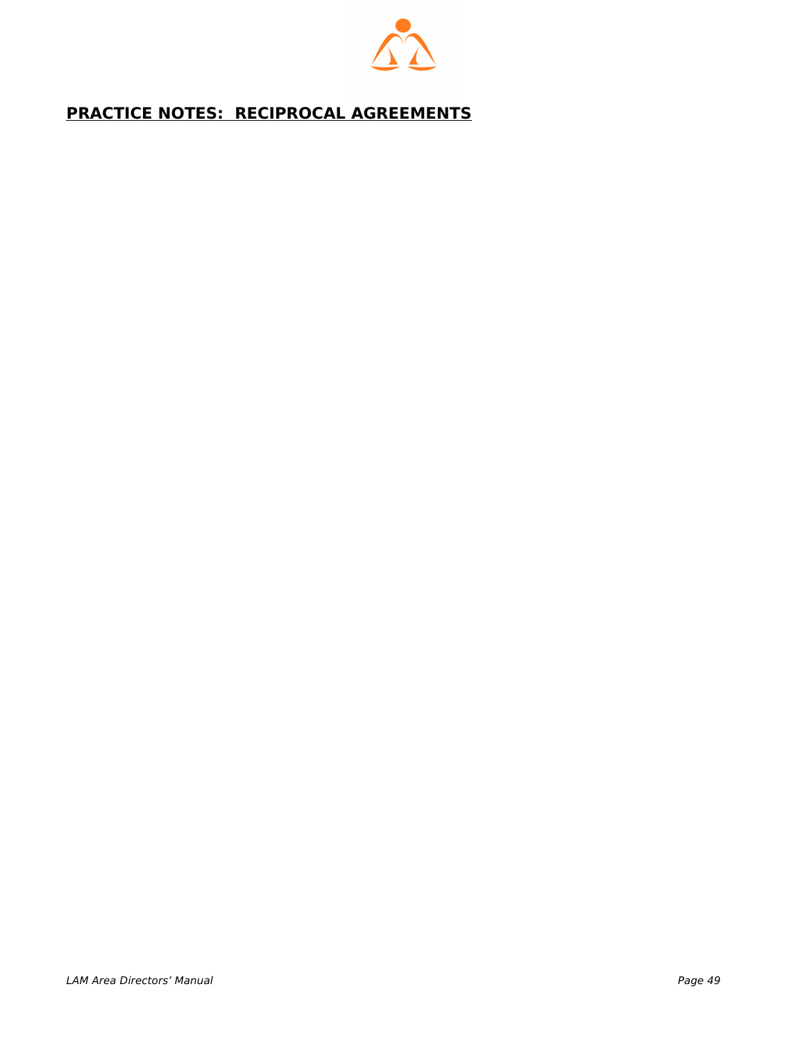## PRACTICE NOTES:  RECIPROCAL AGREEMENTS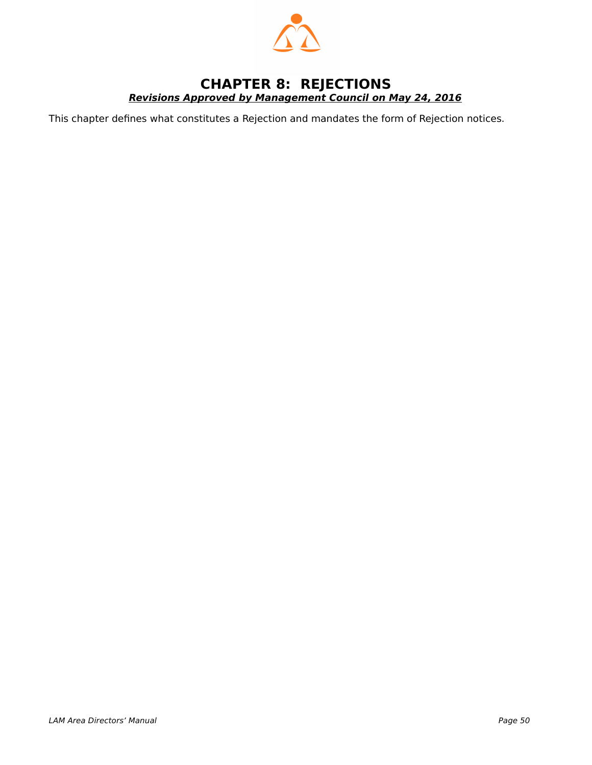# CHAPTER 8: REJECTIONS

***Revisions Approved by Management Council on May 24, 2016***

This chapter defines what constitutes a Rejection and mandates the form of Rejection notices.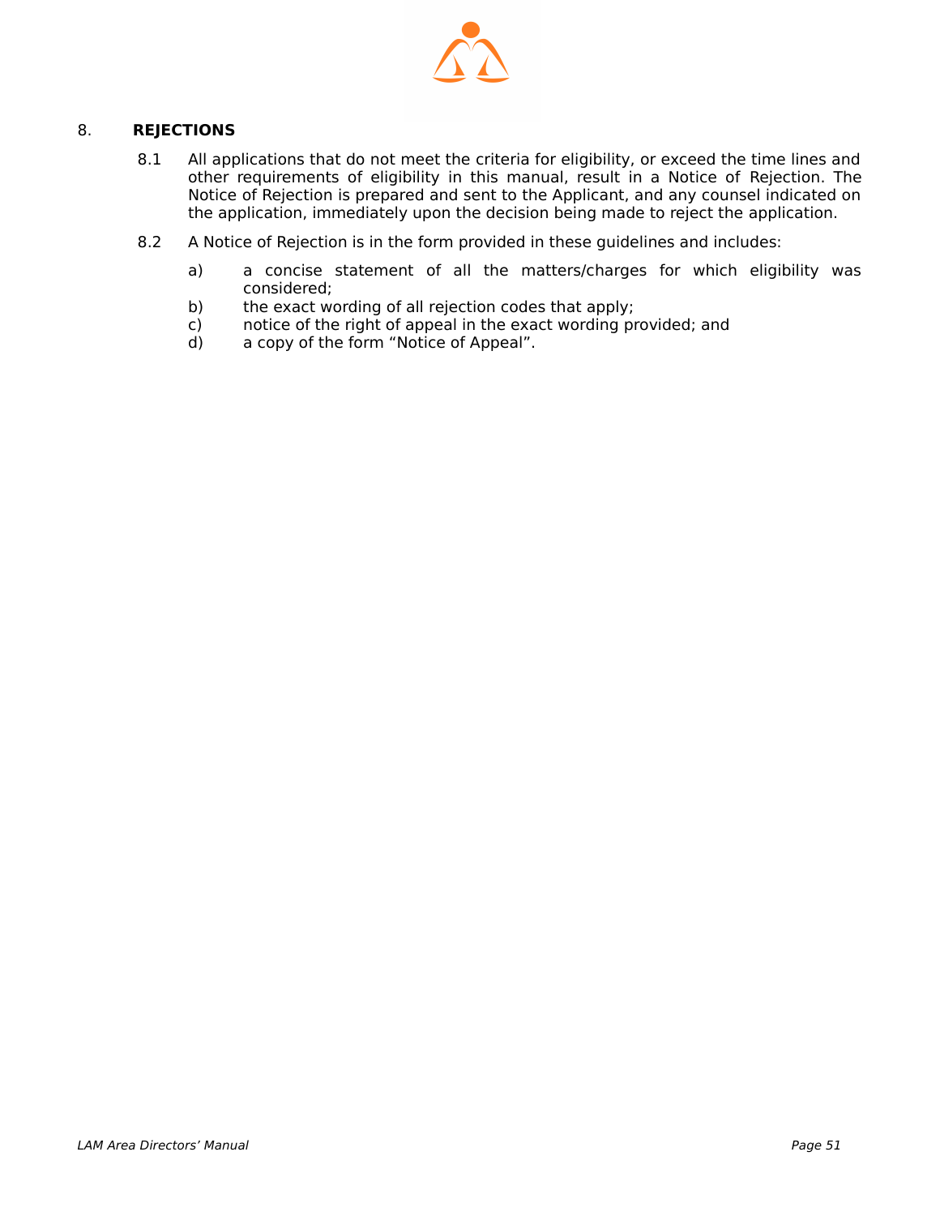## 8. REJECTIONS

8.1 All applications that do not meet the criteria for eligibility, or exceed the time lines and other requirements of eligibility in this manual, result in a Notice of Rejection. The Notice of Rejection is prepared and sent to the Applicant, and any counsel indicated on the application, immediately upon the decision being made to reject the application.

8.2 A Notice of Rejection is in the form provided in these guidelines and includes:

a) a concise statement of all the matters/charges for which eligibility was considered;

b) the exact wording of all rejection codes that apply;

c) notice of the right of appeal in the exact wording provided; and

d) a copy of the form "Notice of Appeal".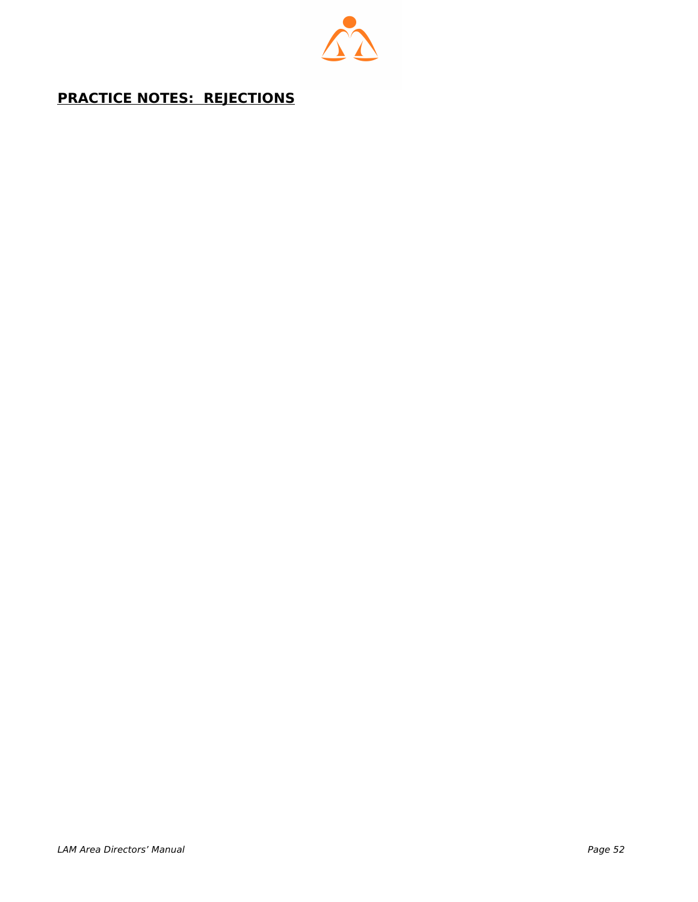## PRACTICE NOTES: REJECTIONS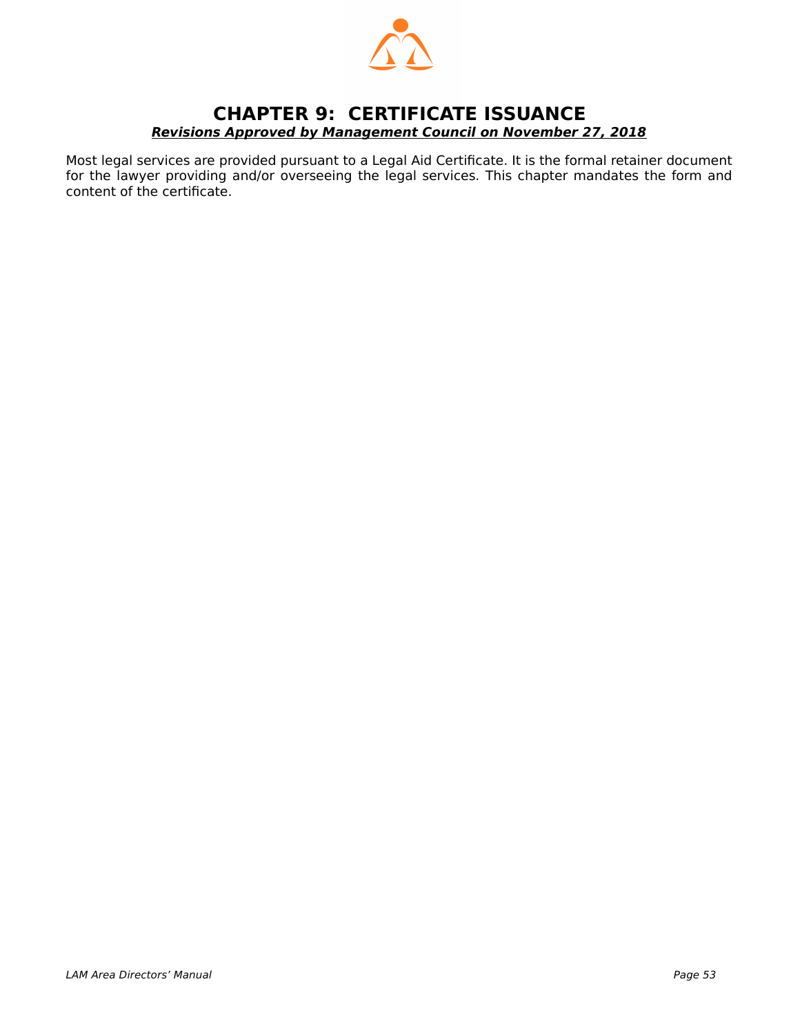# CHAPTER 9: CERTIFICATE ISSUANCE

***Revisions Approved by Management Council on November 27, 2018***

Most legal services are provided pursuant to a Legal Aid Certificate. It is the formal retainer document for the lawyer providing and/or overseeing the legal services. This chapter mandates the form and content of the certificate.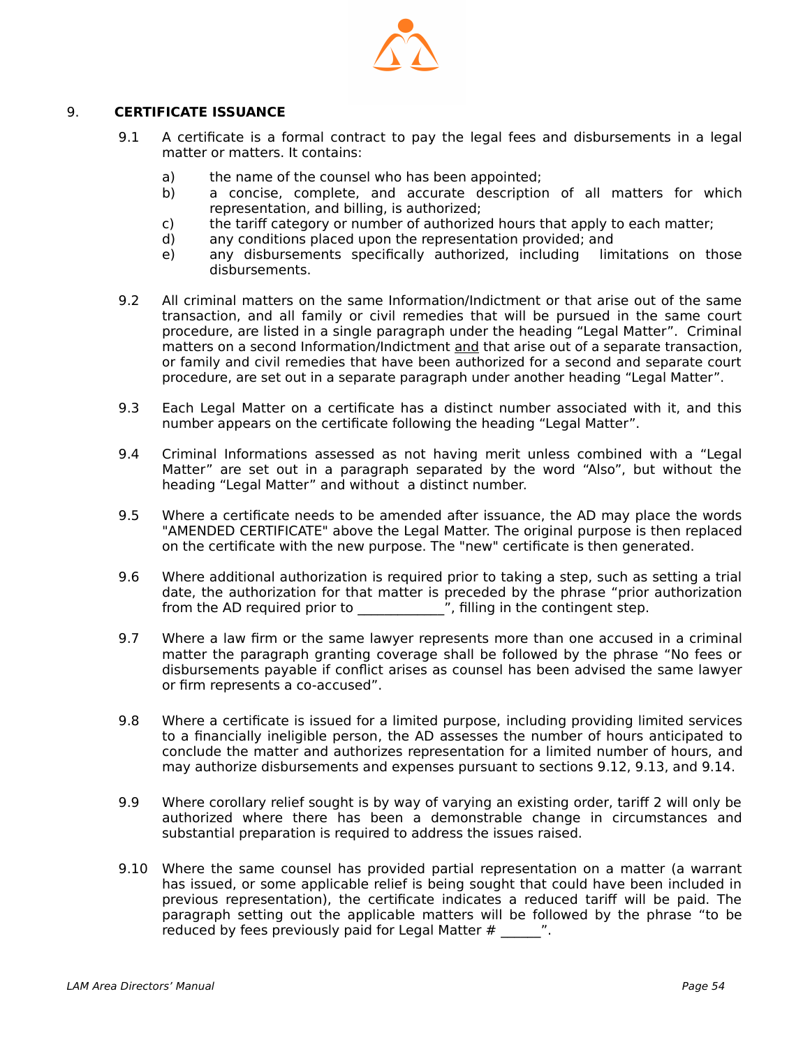## 9. CERTIFICATE ISSUANCE

9.1 A certificate is a formal contract to pay the legal fees and disbursements in a legal matter or matters. It contains:

a) the name of the counsel who has been appointed;
b) a concise, complete, and accurate description of all matters for which representation, and billing, is authorized;
c) the tariff category or number of authorized hours that apply to each matter;
d) any conditions placed upon the representation provided; and
e) any disbursements specifically authorized, including limitations on those disbursements.

9.2 All criminal matters on the same Information/Indictment or that arise out of the same transaction, and all family or civil remedies that will be pursued in the same court procedure, are listed in a single paragraph under the heading “Legal Matter”. Criminal matters on a second Information/Indictment <u>and</u> that arise out of a separate transaction, or family and civil remedies that have been authorized for a second and separate court procedure, are set out in a separate paragraph under another heading “Legal Matter”.

9.3 Each Legal Matter on a certificate has a distinct number associated with it, and this number appears on the certificate following the heading “Legal Matter”.

9.4 Criminal Informations assessed as not having merit unless combined with a “Legal Matter” are set out in a paragraph separated by the word “Also”, but without the heading “Legal Matter” and without a distinct number.

9.5 Where a certificate needs to be amended after issuance, the AD may place the words "AMENDED CERTIFICATE" above the Legal Matter. The original purpose is then replaced on the certificate with the new purpose. The "new" certificate is then generated.

9.6 Where additional authorization is required prior to taking a step, such as setting a trial date, the authorization for that matter is preceded by the phrase “prior authorization from the AD required prior to ____________”, filling in the contingent step.

9.7 Where a law firm or the same lawyer represents more than one accused in a criminal matter the paragraph granting coverage shall be followed by the phrase “No fees or disbursements payable if conflict arises as counsel has been advised the same lawyer or firm represents a co-accused”.

9.8 Where a certificate is issued for a limited purpose, including providing limited services to a financially ineligible person, the AD assesses the number of hours anticipated to conclude the matter and authorizes representation for a limited number of hours, and may authorize disbursements and expenses pursuant to sections 9.12, 9.13, and 9.14.

9.9 Where corollary relief sought is by way of varying an existing order, tariff 2 will only be authorized where there has been a demonstrable change in circumstances and substantial preparation is required to address the issues raised.

9.10 Where the same counsel has provided partial representation on a matter (a warrant has issued, or some applicable relief is being sought that could have been included in previous representation), the certificate indicates a reduced tariff will be paid. The paragraph setting out the applicable matters will be followed by the phrase “to be reduced by fees previously paid for Legal Matter # ______”.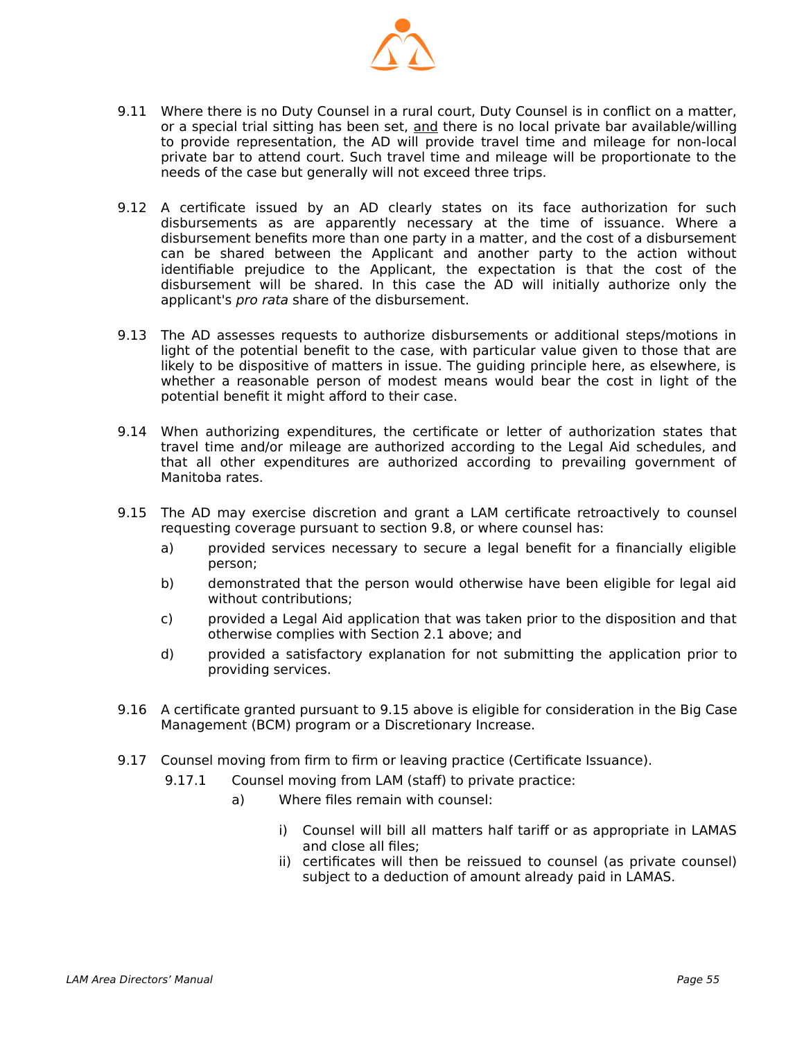9.11 Where there is no Duty Counsel in a rural court, Duty Counsel is in conflict on a matter, or a special trial sitting has been set, <u>and</u> there is no local private bar available/willing to provide representation, the AD will provide travel time and mileage for non-local private bar to attend court. Such travel time and mileage will be proportionate to the needs of the case but generally will not exceed three trips.

9.12 A certificate issued by an AD clearly states on its face authorization for such disbursements as are apparently necessary at the time of issuance. Where a disbursement benefits more than one party in a matter, and the cost of a disbursement can be shared between the Applicant and another party to the action without identifiable prejudice to the Applicant, the expectation is that the cost of the disbursement will be shared. In this case the AD will initially authorize only the applicant's *pro rata* share of the disbursement.

9.13 The AD assesses requests to authorize disbursements or additional steps/motions in light of the potential benefit to the case, with particular value given to those that are likely to be dispositive of matters in issue. The guiding principle here, as elsewhere, is whether a reasonable person of modest means would bear the cost in light of the potential benefit it might afford to their case.

9.14 When authorizing expenditures, the certificate or letter of authorization states that travel time and/or mileage are authorized according to the Legal Aid schedules, and that all other expenditures are authorized according to prevailing government of Manitoba rates.

9.15 The AD may exercise discretion and grant a LAM certificate retroactively to counsel requesting coverage pursuant to section 9.8, or where counsel has:

a) provided services necessary to secure a legal benefit for a financially eligible person;

b) demonstrated that the person would otherwise have been eligible for legal aid without contributions;

c) provided a Legal Aid application that was taken prior to the disposition and that otherwise complies with Section 2.1 above; and

d) provided a satisfactory explanation for not submitting the application prior to providing services.

9.16 A certificate granted pursuant to 9.15 above is eligible for consideration in the Big Case Management (BCM) program or a Discretionary Increase.

9.17 Counsel moving from firm to firm or leaving practice (Certificate Issuance).

9.17.1 Counsel moving from LAM (staff) to private practice:

a) Where files remain with counsel:

i) Counsel will bill all matters half tariff or as appropriate in LAMAS and close all files;

ii) certificates will then be reissued to counsel (as private counsel) subject to a deduction of amount already paid in LAMAS.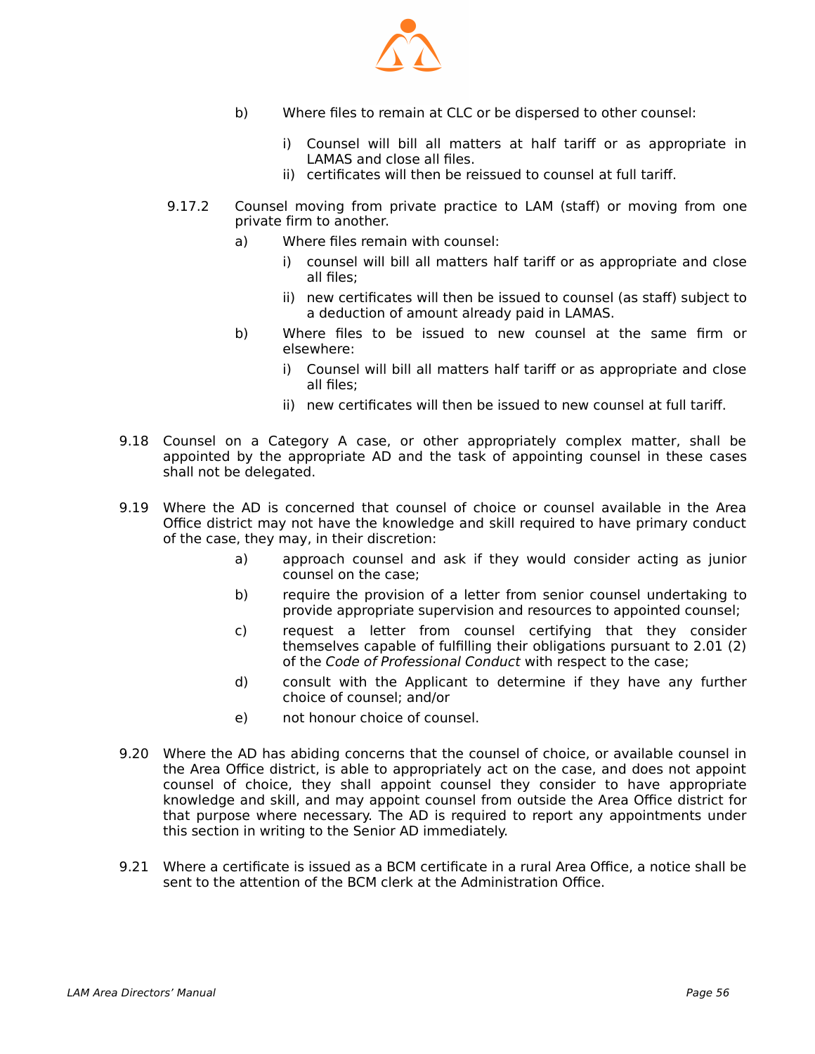b) Where files to remain at CLC or be dispersed to other counsel:

   i) Counsel will bill all matters at half tariff or as appropriate in LAMAS and close all files.
   ii) certificates will then be reissued to counsel at full tariff.

9.17.2 Counsel moving from private practice to LAM (staff) or moving from one private firm to another.

a) Where files remain with counsel:

   i) counsel will bill all matters half tariff or as appropriate and close all files;
   ii) new certificates will then be issued to counsel (as staff) subject to a deduction of amount already paid in LAMAS.

b) Where files to be issued to new counsel at the same firm or elsewhere:

   i) Counsel will bill all matters half tariff or as appropriate and close all files;
   ii) new certificates will then be issued to new counsel at full tariff.

9.18 Counsel on a Category A case, or other appropriately complex matter, shall be appointed by the appropriate AD and the task of appointing counsel in these cases shall not be delegated.

9.19 Where the AD is concerned that counsel of choice or counsel available in the Area Office district may not have the knowledge and skill required to have primary conduct of the case, they may, in their discretion:

a) approach counsel and ask if they would consider acting as junior counsel on the case;

b) require the provision of a letter from senior counsel undertaking to provide appropriate supervision and resources to appointed counsel;

c) request a letter from counsel certifying that they consider themselves capable of fulfilling their obligations pursuant to 2.01 (2) of the *Code of Professional Conduct* with respect to the case;

d) consult with the Applicant to determine if they have any further choice of counsel; and/or

e) not honour choice of counsel.

9.20 Where the AD has abiding concerns that the counsel of choice, or available counsel in the Area Office district, is able to appropriately act on the case, and does not appoint counsel of choice, they shall appoint counsel they consider to have appropriate knowledge and skill, and may appoint counsel from outside the Area Office district for that purpose where necessary. The AD is required to report any appointments under this section in writing to the Senior AD immediately.

9.21 Where a certificate is issued as a BCM certificate in a rural Area Office, a notice shall be sent to the attention of the BCM clerk at the Administration Office.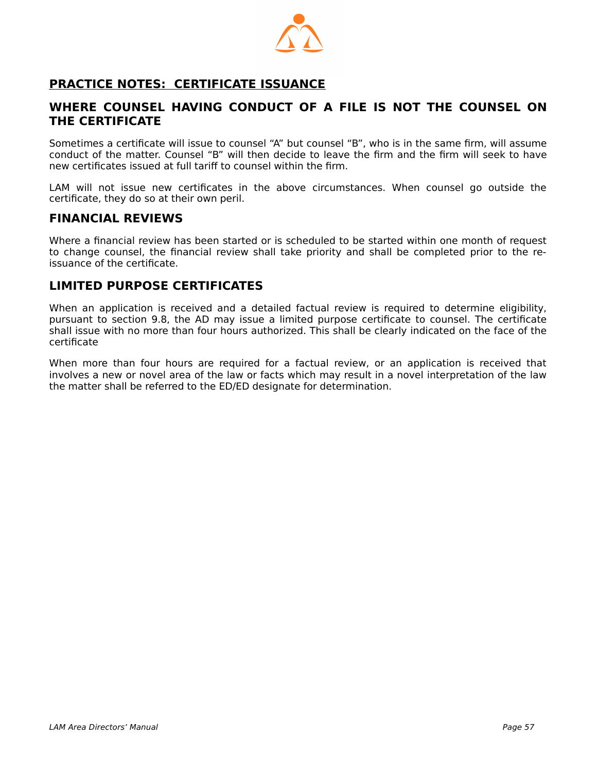# PRACTICE NOTES: CERTIFICATE ISSUANCE

## WHERE COUNSEL HAVING CONDUCT OF A FILE IS NOT THE COUNSEL ON THE CERTIFICATE

Sometimes a certificate will issue to counsel "A" but counsel "B", who is in the same firm, will assume conduct of the matter. Counsel "B" will then decide to leave the firm and the firm will seek to have new certificates issued at full tariff to counsel within the firm.

LAM will not issue new certificates in the above circumstances. When counsel go outside the certificate, they do so at their own peril.

## FINANCIAL REVIEWS

Where a financial review has been started or is scheduled to be started within one month of request to change counsel, the financial review shall take priority and shall be completed prior to the re-issuance of the certificate.

## LIMITED PURPOSE CERTIFICATES

When an application is received and a detailed factual review is required to determine eligibility, pursuant to section 9.8, the AD may issue a limited purpose certificate to counsel. The certificate shall issue with no more than four hours authorized. This shall be clearly indicated on the face of the certificate

When more than four hours are required for a factual review, or an application is received that involves a new or novel area of the law or facts which may result in a novel interpretation of the law the matter shall be referred to the ED/ED designate for determination.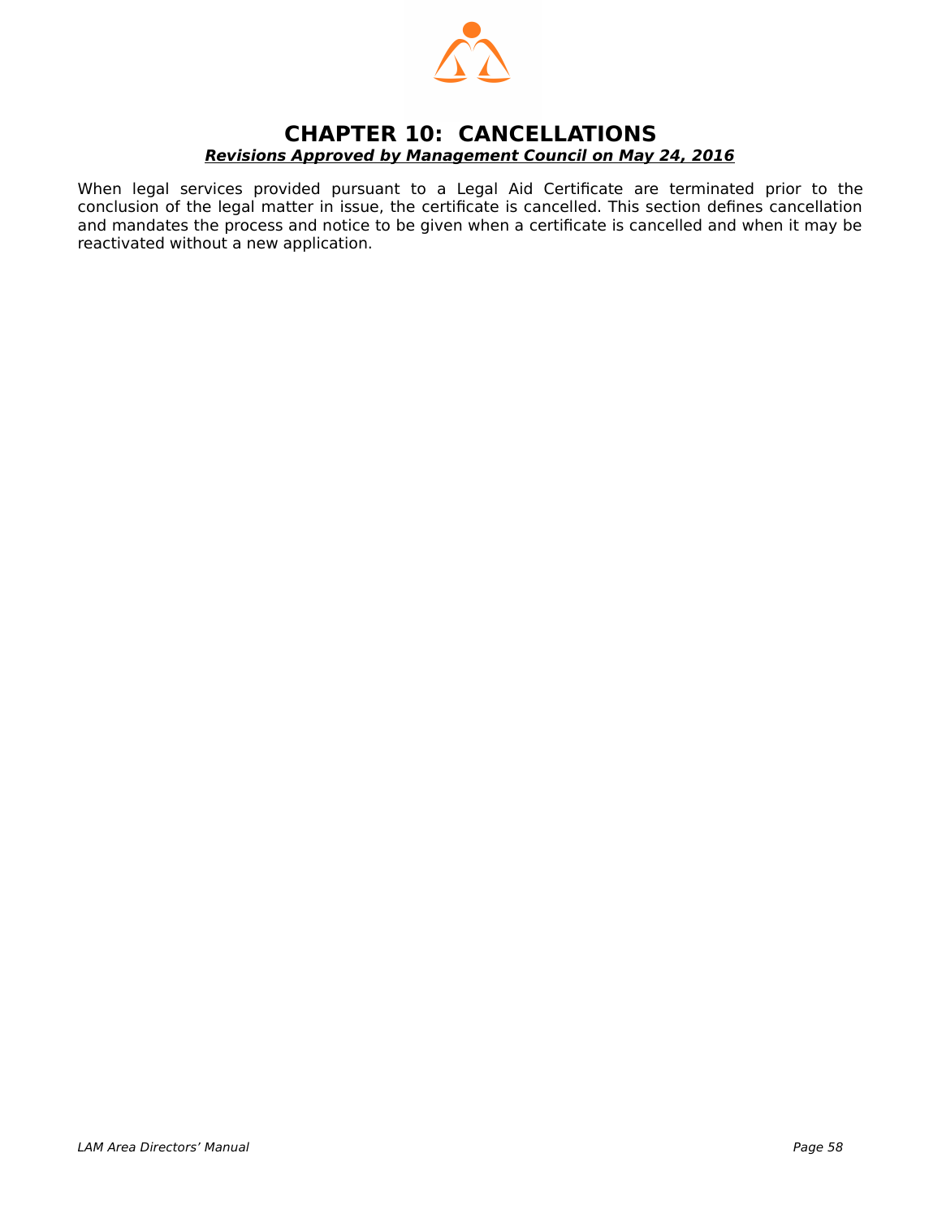# CHAPTER 10: CANCELLATIONS

***Revisions Approved by Management Council on May 24, 2016***

When legal services provided pursuant to a Legal Aid Certificate are terminated prior to the conclusion of the legal matter in issue, the certificate is cancelled. This section defines cancellation and mandates the process and notice to be given when a certificate is cancelled and when it may be reactivated without a new application.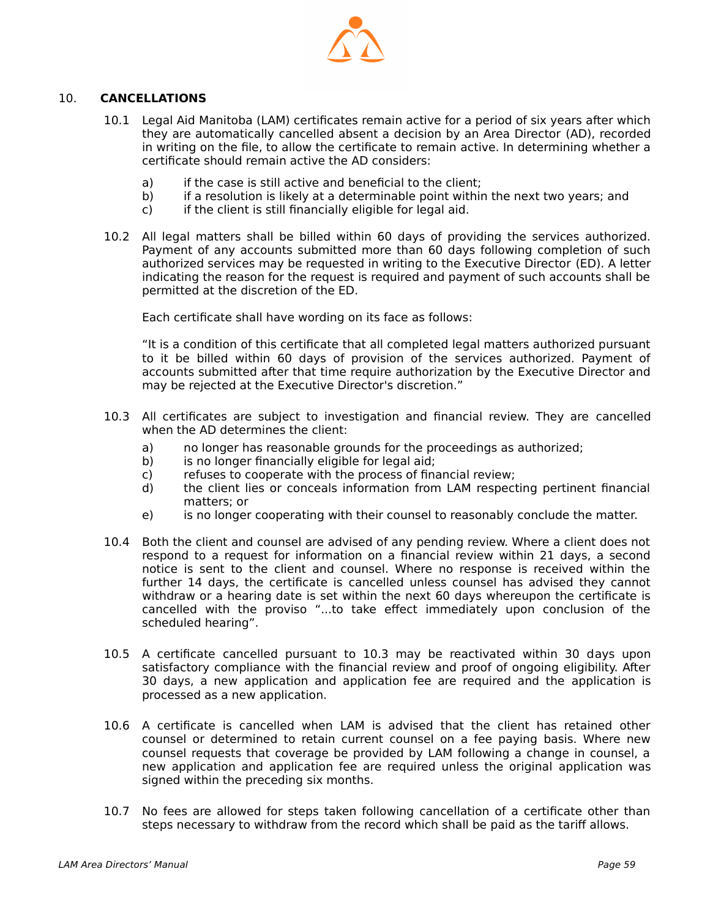## 10. CANCELLATIONS

10.1 Legal Aid Manitoba (LAM) certificates remain active for a period of six years after which they are automatically cancelled absent a decision by an Area Director (AD), recorded in writing on the file, to allow the certificate to remain active. In determining whether a certificate should remain active the AD considers:

a) if the case is still active and beneficial to the client;
b) if a resolution is likely at a determinable point within the next two years; and
c) if the client is still financially eligible for legal aid.

10.2 All legal matters shall be billed within 60 days of providing the services authorized. Payment of any accounts submitted more than 60 days following completion of such authorized services may be requested in writing to the Executive Director (ED). A letter indicating the reason for the request is required and payment of such accounts shall be permitted at the discretion of the ED.

Each certificate shall have wording on its face as follows:

"It is a condition of this certificate that all completed legal matters authorized pursuant to it be billed within 60 days of provision of the services authorized. Payment of accounts submitted after that time require authorization by the Executive Director and may be rejected at the Executive Director's discretion."

10.3 All certificates are subject to investigation and financial review. They are cancelled when the AD determines the client:

a) no longer has reasonable grounds for the proceedings as authorized;
b) is no longer financially eligible for legal aid;
c) refuses to cooperate with the process of financial review;
d) the client lies or conceals information from LAM respecting pertinent financial matters; or
e) is no longer cooperating with their counsel to reasonably conclude the matter.

10.4 Both the client and counsel are advised of any pending review. Where a client does not respond to a request for information on a financial review within 21 days, a second notice is sent to the client and counsel. Where no response is received within the further 14 days, the certificate is cancelled unless counsel has advised they cannot withdraw or a hearing date is set within the next 60 days whereupon the certificate is cancelled with the proviso "...to take effect immediately upon conclusion of the scheduled hearing".

10.5 A certificate cancelled pursuant to 10.3 may be reactivated within 30 days upon satisfactory compliance with the financial review and proof of ongoing eligibility. After 30 days, a new application and application fee are required and the application is processed as a new application.

10.6 A certificate is cancelled when LAM is advised that the client has retained other counsel or determined to retain current counsel on a fee paying basis. Where new counsel requests that coverage be provided by LAM following a change in counsel, a new application and application fee are required unless the original application was signed within the preceding six months.

10.7 No fees are allowed for steps taken following cancellation of a certificate other than steps necessary to withdraw from the record which shall be paid as the tariff allows.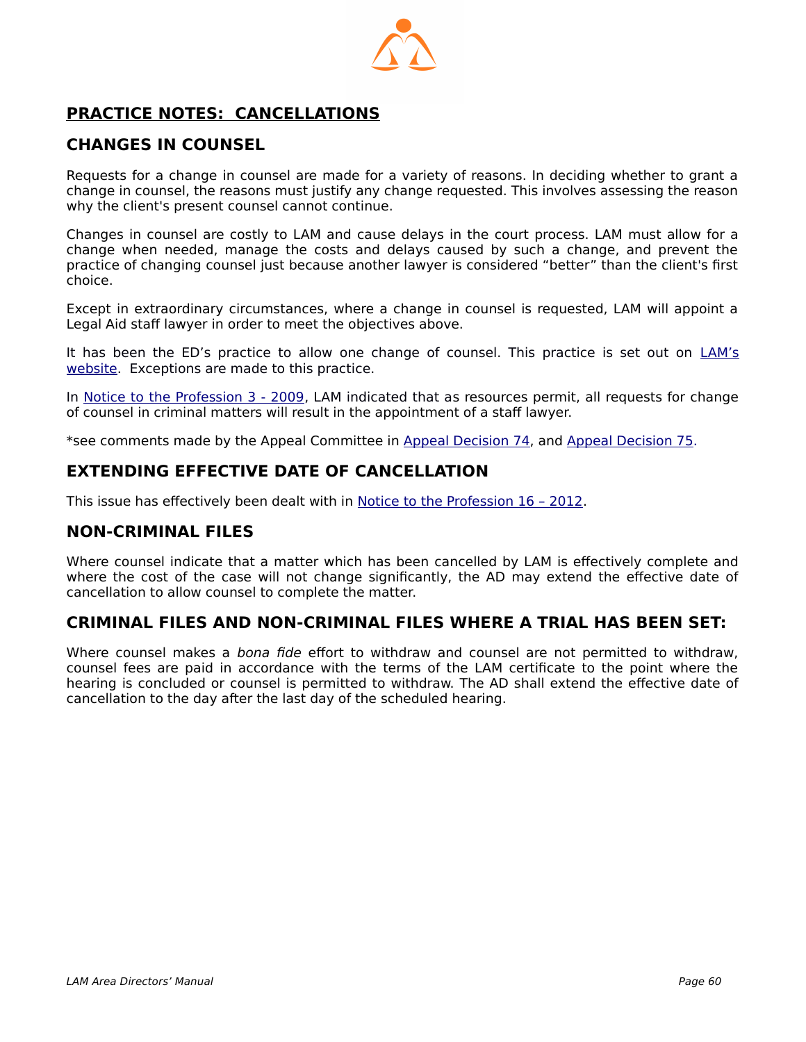# PRACTICE NOTES:  CANCELLATIONS

## CHANGES IN COUNSEL

Requests for a change in counsel are made for a variety of reasons. In deciding whether to grant a change in counsel, the reasons must justify any change requested. This involves assessing the reason why the client's present counsel cannot continue.

Changes in counsel are costly to LAM and cause delays in the court process. LAM must allow for a change when needed, manage the costs and delays caused by such a change, and prevent the practice of changing counsel just because another lawyer is considered "better" than the client's first choice.

Except in extraordinary circumstances, where a change in counsel is requested, LAM will appoint a Legal Aid staff lawyer in order to meet the objectives above.

It has been the ED's practice to allow one change of counsel. This practice is set out on LAM's website.  Exceptions are made to this practice.

In Notice to the Profession 3 - 2009, LAM indicated that as resources permit, all requests for change of counsel in criminal matters will result in the appointment of a staff lawyer.

*see comments made by the Appeal Committee in Appeal Decision 74, and Appeal Decision 75.

## EXTENDING EFFECTIVE DATE OF CANCELLATION

This issue has effectively been dealt with in Notice to the Profession 16 – 2012.

## NON-CRIMINAL FILES

Where counsel indicate that a matter which has been cancelled by LAM is effectively complete and where the cost of the case will not change significantly, the AD may extend the effective date of cancellation to allow counsel to complete the matter.

## CRIMINAL FILES AND NON-CRIMINAL FILES WHERE A TRIAL HAS BEEN SET:

Where counsel makes a *bona fide* effort to withdraw and counsel are not permitted to withdraw, counsel fees are paid in accordance with the terms of the LAM certificate to the point where the hearing is concluded or counsel is permitted to withdraw. The AD shall extend the effective date of cancellation to the day after the last day of the scheduled hearing.